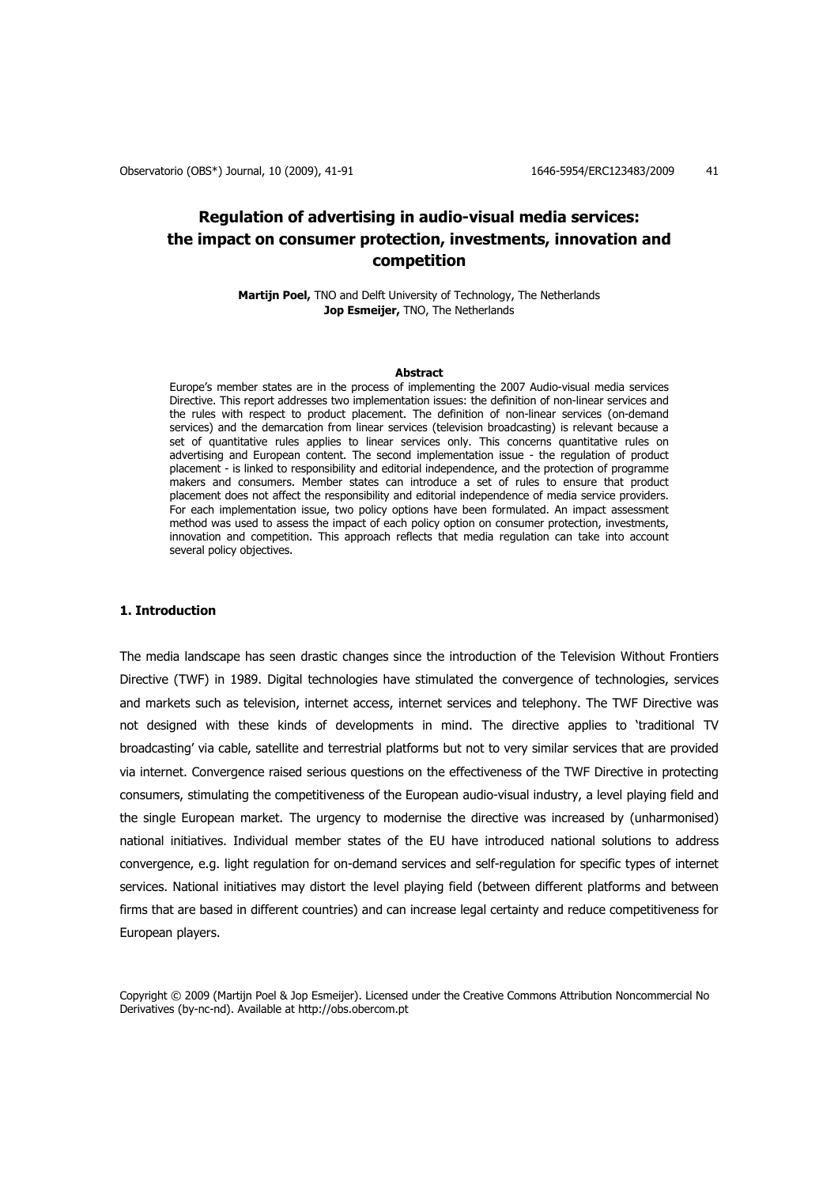# Regulation of advertising in audio-visual media services: the impact on consumer protection, investments, innovation and competition

**Martijn Poel,** TNO and Delft University of Technology, The Netherlands
**Jop Esmeijer,** TNO, The Netherlands

## Abstract

Europe's member states are in the process of implementing the 2007 Audio-visual media services Directive. This report addresses two implementation issues: the definition of non-linear services and the rules with respect to product placement. The definition of non-linear services (on-demand services) and the demarcation from linear services (television broadcasting) is relevant because a set of quantitative rules applies to linear services only. This concerns quantitative rules on advertising and European content. The second implementation issue - the regulation of product placement - is linked to responsibility and editorial independence, and the protection of programme makers and consumers. Member states can introduce a set of rules to ensure that product placement does not affect the responsibility and editorial independence of media service providers. For each implementation issue, two policy options have been formulated. An impact assessment method was used to assess the impact of each policy option on consumer protection, investments, innovation and competition. This approach reflects that media regulation can take into account several policy objectives.

## 1. Introduction

The media landscape has seen drastic changes since the introduction of the Television Without Frontiers Directive (TWF) in 1989. Digital technologies have stimulated the convergence of technologies, services and markets such as television, internet access, internet services and telephony. The TWF Directive was not designed with these kinds of developments in mind. The directive applies to 'traditional TV broadcasting' via cable, satellite and terrestrial platforms but not to very similar services that are provided via internet. Convergence raised serious questions on the effectiveness of the TWF Directive in protecting consumers, stimulating the competitiveness of the European audio-visual industry, a level playing field and the single European market. The urgency to modernise the directive was increased by (unharmonised) national initiatives. Individual member states of the EU have introduced national solutions to address convergence, e.g. light regulation for on-demand services and self-regulation for specific types of internet services. National initiatives may distort the level playing field (between different platforms and between firms that are based in different countries) and can increase legal certainty and reduce competitiveness for European players.

Copyright © 2009 (Martijn Poel & Jop Esmeijer). Licensed under the Creative Commons Attribution Noncommercial No Derivatives (by-nc-nd). Available at http://obs.obercom.pt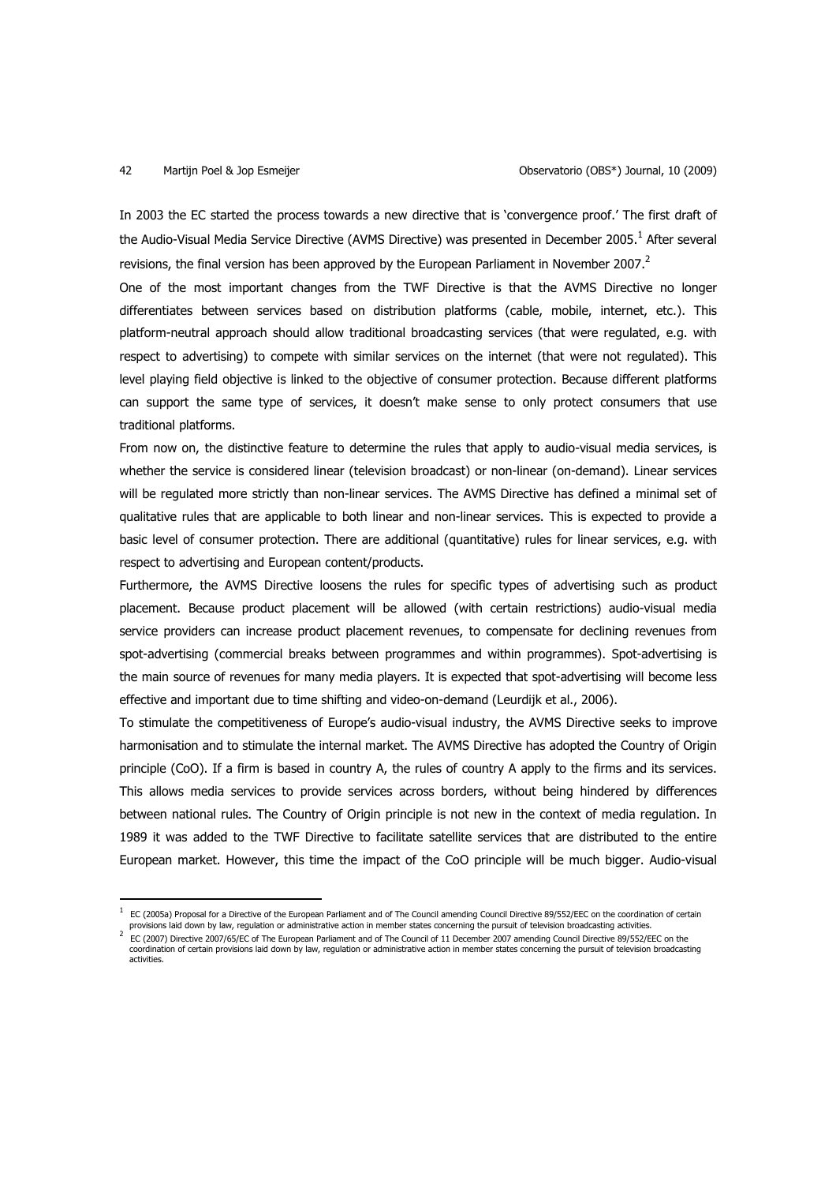In 2003 the EC started the process towards a new directive that is 'convergence proof.' The first draft of the Audio-Visual Media Service Directive (AVMS Directive) was presented in December 2005.[1] After several revisions, the final version has been approved by the European Parliament in November 2007.[2]

One of the most important changes from the TWF Directive is that the AVMS Directive no longer differentiates between services based on distribution platforms (cable, mobile, internet, etc.). This platform-neutral approach should allow traditional broadcasting services (that were regulated, e.g. with respect to advertising) to compete with similar services on the internet (that were not regulated). This level playing field objective is linked to the objective of consumer protection. Because different platforms can support the same type of services, it doesn't make sense to only protect consumers that use traditional platforms.

From now on, the distinctive feature to determine the rules that apply to audio-visual media services, is whether the service is considered linear (television broadcast) or non-linear (on-demand). Linear services will be regulated more strictly than non-linear services. The AVMS Directive has defined a minimal set of qualitative rules that are applicable to both linear and non-linear services. This is expected to provide a basic level of consumer protection. There are additional (quantitative) rules for linear services, e.g. with respect to advertising and European content/products.

Furthermore, the AVMS Directive loosens the rules for specific types of advertising such as product placement. Because product placement will be allowed (with certain restrictions) audio-visual media service providers can increase product placement revenues, to compensate for declining revenues from spot-advertising (commercial breaks between programmes and within programmes). Spot-advertising is the main source of revenues for many media players. It is expected that spot-advertising will become less effective and important due to time shifting and video-on-demand (Leurdijk et al., 2006).

To stimulate the competitiveness of Europe's audio-visual industry, the AVMS Directive seeks to improve harmonisation and to stimulate the internal market. The AVMS Directive has adopted the Country of Origin principle (CoO). If a firm is based in country A, the rules of country A apply to the firms and its services. This allows media services to provide services across borders, without being hindered by differences between national rules. The Country of Origin principle is not new in the context of media regulation. In 1989 it was added to the TWF Directive to facilitate satellite services that are distributed to the entire European market. However, this time the impact of the CoO principle will be much bigger. Audio-visual

---

[1] EC (2005a) Proposal for a Directive of the European Parliament and of The Council amending Council Directive 89/552/EEC on the coordination of certain provisions laid down by law, regulation or administrative action in member states concerning the pursuit of television broadcasting activities.

[2] EC (2007) Directive 2007/65/EC of The European Parliament and of The Council of 11 December 2007 amending Council Directive 89/552/EEC on the coordination of certain provisions laid down by law, regulation or administrative action in member states concerning the pursuit of television broadcasting activities.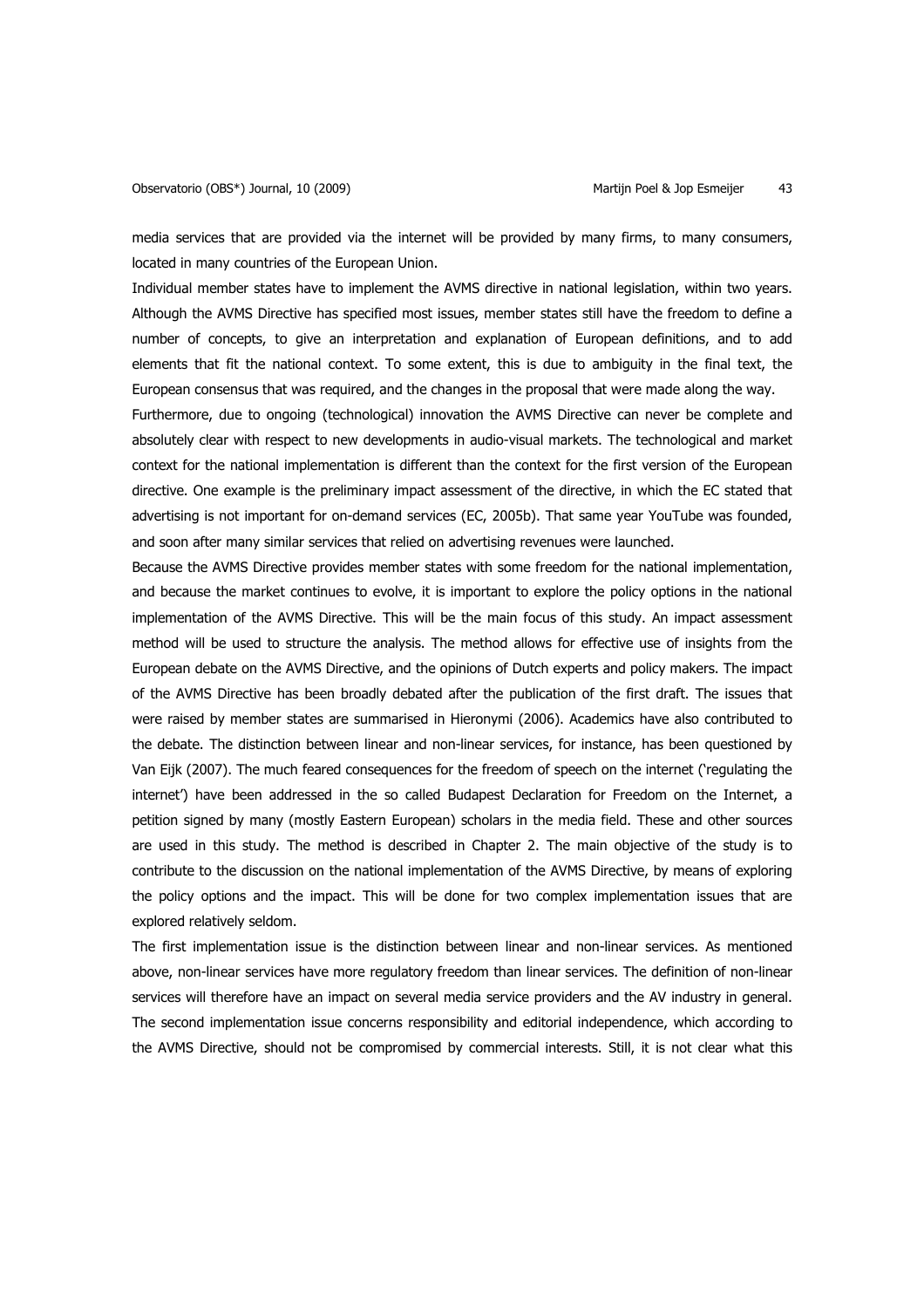media services that are provided via the internet will be provided by many firms, to many consumers, located in many countries of the European Union.

Individual member states have to implement the AVMS directive in national legislation, within two years. Although the AVMS Directive has specified most issues, member states still have the freedom to define a number of concepts, to give an interpretation and explanation of European definitions, and to add elements that fit the national context. To some extent, this is due to ambiguity in the final text, the European consensus that was required, and the changes in the proposal that were made along the way.

Furthermore, due to ongoing (technological) innovation the AVMS Directive can never be complete and absolutely clear with respect to new developments in audio-visual markets. The technological and market context for the national implementation is different than the context for the first version of the European directive. One example is the preliminary impact assessment of the directive, in which the EC stated that advertising is not important for on-demand services (EC, 2005b). That same year YouTube was founded, and soon after many similar services that relied on advertising revenues were launched.

Because the AVMS Directive provides member states with some freedom for the national implementation, and because the market continues to evolve, it is important to explore the policy options in the national implementation of the AVMS Directive. This will be the main focus of this study. An impact assessment method will be used to structure the analysis. The method allows for effective use of insights from the European debate on the AVMS Directive, and the opinions of Dutch experts and policy makers. The impact of the AVMS Directive has been broadly debated after the publication of the first draft. The issues that were raised by member states are summarised in Hieronymi (2006). Academics have also contributed to the debate. The distinction between linear and non-linear services, for instance, has been questioned by Van Eijk (2007). The much feared consequences for the freedom of speech on the internet ('regulating the internet') have been addressed in the so called Budapest Declaration for Freedom on the Internet, a petition signed by many (mostly Eastern European) scholars in the media field. These and other sources are used in this study. The method is described in Chapter 2. The main objective of the study is to contribute to the discussion on the national implementation of the AVMS Directive, by means of exploring the policy options and the impact. This will be done for two complex implementation issues that are explored relatively seldom.

The first implementation issue is the distinction between linear and non-linear services. As mentioned above, non-linear services have more regulatory freedom than linear services. The definition of non-linear services will therefore have an impact on several media service providers and the AV industry in general. The second implementation issue concerns responsibility and editorial independence, which according to the AVMS Directive, should not be compromised by commercial interests. Still, it is not clear what this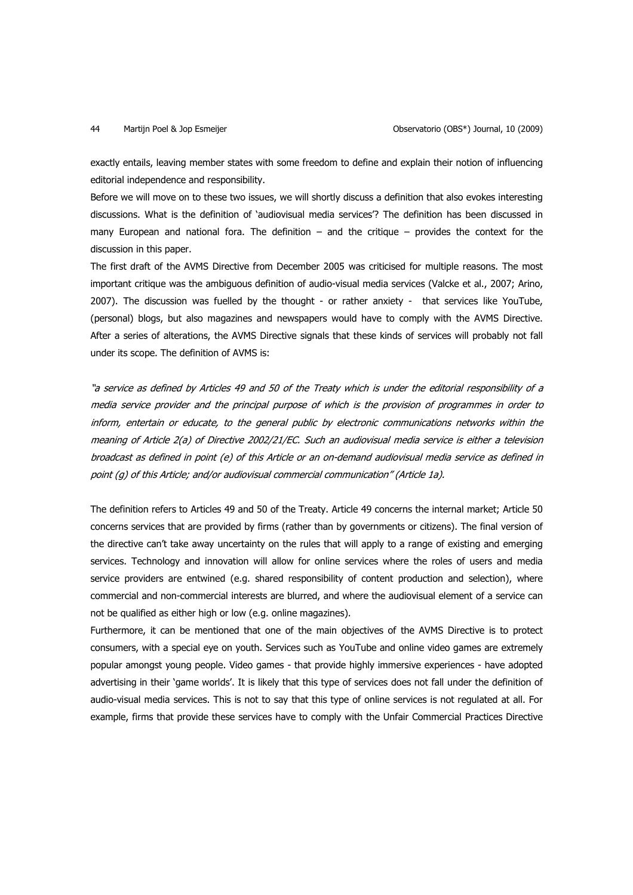exactly entails, leaving member states with some freedom to define and explain their notion of influencing editorial independence and responsibility.

Before we will move on to these two issues, we will shortly discuss a definition that also evokes interesting discussions. What is the definition of 'audiovisual media services'? The definition has been discussed in many European and national fora. The definition – and the critique – provides the context for the discussion in this paper.

The first draft of the AVMS Directive from December 2005 was criticised for multiple reasons. The most important critique was the ambiguous definition of audio-visual media services (Valcke et al., 2007; Arino, 2007). The discussion was fuelled by the thought - or rather anxiety - that services like YouTube, (personal) blogs, but also magazines and newspapers would have to comply with the AVMS Directive. After a series of alterations, the AVMS Directive signals that these kinds of services will probably not fall under its scope. The definition of AVMS is:

*"a service as defined by Articles 49 and 50 of the Treaty which is under the editorial responsibility of a media service provider and the principal purpose of which is the provision of programmes in order to inform, entertain or educate, to the general public by electronic communications networks within the meaning of Article 2(a) of Directive 2002/21/EC. Such an audiovisual media service is either a television broadcast as defined in point (e) of this Article or an on-demand audiovisual media service as defined in point (g) of this Article; and/or audiovisual commercial communication" (Article 1a).*

The definition refers to Articles 49 and 50 of the Treaty. Article 49 concerns the internal market; Article 50 concerns services that are provided by firms (rather than by governments or citizens). The final version of the directive can't take away uncertainty on the rules that will apply to a range of existing and emerging services. Technology and innovation will allow for online services where the roles of users and media service providers are entwined (e.g. shared responsibility of content production and selection), where commercial and non-commercial interests are blurred, and where the audiovisual element of a service can not be qualified as either high or low (e.g. online magazines).

Furthermore, it can be mentioned that one of the main objectives of the AVMS Directive is to protect consumers, with a special eye on youth. Services such as YouTube and online video games are extremely popular amongst young people. Video games - that provide highly immersive experiences - have adopted advertising in their 'game worlds'. It is likely that this type of services does not fall under the definition of audio-visual media services. This is not to say that this type of online services is not regulated at all. For example, firms that provide these services have to comply with the Unfair Commercial Practices Directive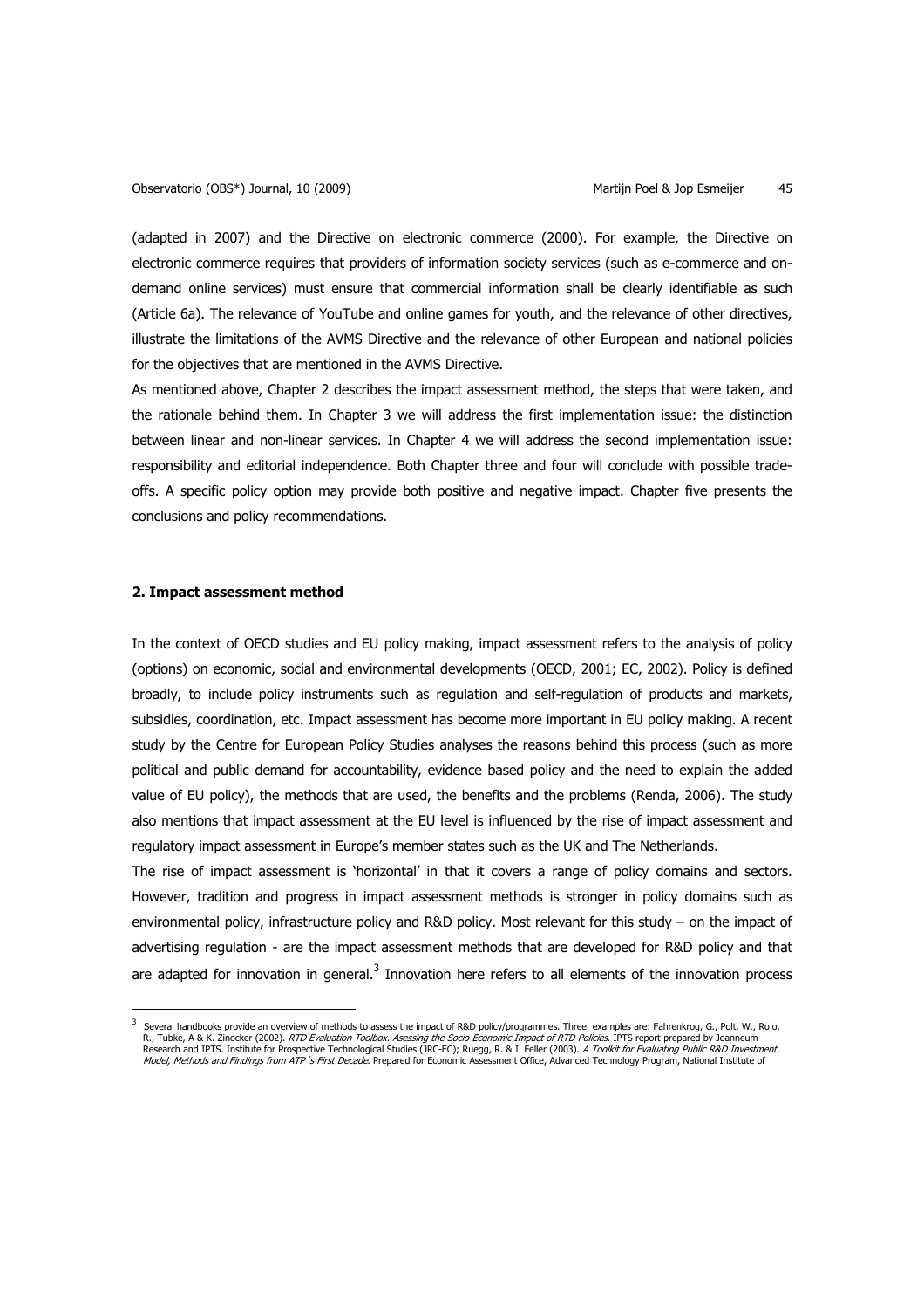(adapted in 2007) and the Directive on electronic commerce (2000). For example, the Directive on electronic commerce requires that providers of information society services (such as e-commerce and on-demand online services) must ensure that commercial information shall be clearly identifiable as such (Article 6a). The relevance of YouTube and online games for youth, and the relevance of other directives, illustrate the limitations of the AVMS Directive and the relevance of other European and national policies for the objectives that are mentioned in the AVMS Directive.

As mentioned above, Chapter 2 describes the impact assessment method, the steps that were taken, and the rationale behind them. In Chapter 3 we will address the first implementation issue: the distinction between linear and non-linear services. In Chapter 4 we will address the second implementation issue: responsibility and editorial independence. Both Chapter three and four will conclude with possible trade-offs. A specific policy option may provide both positive and negative impact. Chapter five presents the conclusions and policy recommendations.

## 2. Impact assessment method

In the context of OECD studies and EU policy making, impact assessment refers to the analysis of policy (options) on economic, social and environmental developments (OECD, 2001; EC, 2002). Policy is defined broadly, to include policy instruments such as regulation and self-regulation of products and markets, subsidies, coordination, etc. Impact assessment has become more important in EU policy making. A recent study by the Centre for European Policy Studies analyses the reasons behind this process (such as more political and public demand for accountability, evidence based policy and the need to explain the added value of EU policy), the methods that are used, the benefits and the problems (Renda, 2006). The study also mentions that impact assessment at the EU level is influenced by the rise of impact assessment and regulatory impact assessment in Europe's member states such as the UK and The Netherlands.

The rise of impact assessment is 'horizontal' in that it covers a range of policy domains and sectors. However, tradition and progress in impact assessment methods is stronger in policy domains such as environmental policy, infrastructure policy and R&D policy. Most relevant for this study – on the impact of advertising regulation - are the impact assessment methods that are developed for R&D policy and that are adapted for innovation in general.[3] Innovation here refers to all elements of the innovation process

[3] Several handbooks provide an overview of methods to assess the impact of R&D policy/programmes. Three examples are: Fahrenkrog, G., Polt, W., Rojo, R., Tubke, A & K. Zinocker (2002). *RTD Evaluation Toolbox. Asessing the Socio-Economic Impact of RTD-Policies.* IPTS report prepared by Joanneum Research and IPTS. Institute for Prospective Technological Studies (JRC-EC); Ruegg, R. & I. Feller (2003). *A Toolkit for Evaluating Public R&D Investment. Model, Methods and Findings from ATP´s First Decade.* Prepared for Economic Assessment Office, Advanced Technology Program, National Institute of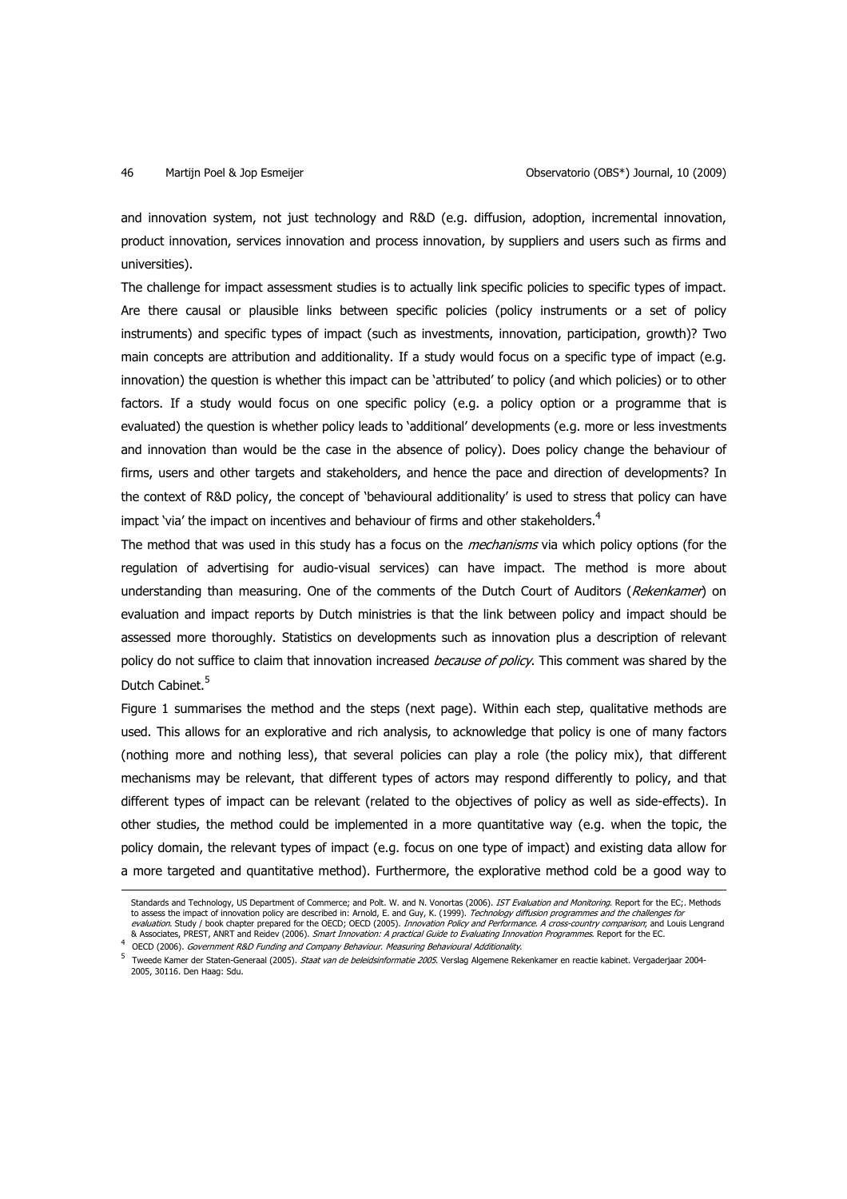and innovation system, not just technology and R&D (e.g. diffusion, adoption, incremental innovation, product innovation, services innovation and process innovation, by suppliers and users such as firms and universities).

The challenge for impact assessment studies is to actually link specific policies to specific types of impact. Are there causal or plausible links between specific policies (policy instruments or a set of policy instruments) and specific types of impact (such as investments, innovation, participation, growth)? Two main concepts are attribution and additionality. If a study would focus on a specific type of impact (e.g. innovation) the question is whether this impact can be 'attributed' to policy (and which policies) or to other factors. If a study would focus on one specific policy (e.g. a policy option or a programme that is evaluated) the question is whether policy leads to 'additional' developments (e.g. more or less investments and innovation than would be the case in the absence of policy). Does policy change the behaviour of firms, users and other targets and stakeholders, and hence the pace and direction of developments? In the context of R&D policy, the concept of 'behavioural additionality' is used to stress that policy can have impact 'via' the impact on incentives and behaviour of firms and other stakeholders.[4]

The method that was used in this study has a focus on the *mechanisms* via which policy options (for the regulation of advertising for audio-visual services) can have impact. The method is more about understanding than measuring. One of the comments of the Dutch Court of Auditors (*Rekenkamer*) on evaluation and impact reports by Dutch ministries is that the link between policy and impact should be assessed more thoroughly. Statistics on developments such as innovation plus a description of relevant policy do not suffice to claim that innovation increased *because of policy*. This comment was shared by the Dutch Cabinet.[5]

Figure 1 summarises the method and the steps (next page). Within each step, qualitative methods are used. This allows for an explorative and rich analysis, to acknowledge that policy is one of many factors (nothing more and nothing less), that several policies can play a role (the policy mix), that different mechanisms may be relevant, that different types of actors may respond differently to policy, and that different types of impact can be relevant (related to the objectives of policy as well as side-effects). In other studies, the method could be implemented in a more quantitative way (e.g. when the topic, the policy domain, the relevant types of impact (e.g. focus on one type of impact) and existing data allow for a more targeted and quantitative method). Furthermore, the explorative method cold be a good way to

---

Standards and Technology, US Department of Commerce; and Polt. W. and N. Vonortas (2006). *IST Evaluation and Monitoring*. Report for the EC;. Methods to assess the impact of innovation policy are described in: Arnold, E. and Guy, K. (1999). *Technology diffusion programmes and the challenges for evaluation*. Study / book chapter prepared for the OECD; OECD (2005). *Innovation Policy and Performance. A cross-country comparison*; and Louis Lengrand & Associates, PREST, ANRT and Reidev (2006). *Smart Innovation: A practical Guide to Evaluating Innovation Programmes*. Report for the EC.

[4] OECD (2006). *Government R&D Funding and Company Behaviour. Measuring Behavioural Additionality*.

[5] Tweede Kamer der Staten-Generaal (2005). *Staat van de beleidsinformatie 2005*. Verslag Algemene Rekenkamer en reactie kabinet. Vergaderjaar 2004-2005, 30116. Den Haag: Sdu.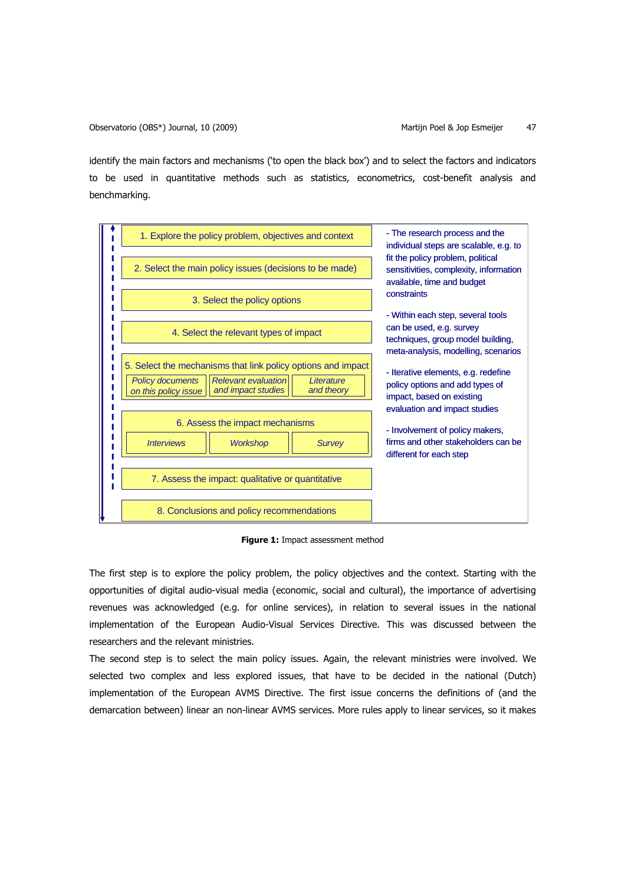identify the main factors and mechanisms ('to open the black box') and to select the factors and indicators to be used in quantitative methods such as statistics, econometrics, cost-benefit analysis and benchmarking.

1. Explore the policy problem, objectives and context

2. Select the main policy issues (decisions to be made)

3. Select the policy options

4. Select the relevant types of impact

5. Select the mechanisms that link policy options and impact

*Policy documents on this policy issue* | *Relevant evaluation and impact studies* | *Literature and theory*

6. Assess the impact mechanisms

*Interviews* | *Workshop* | *Survey*

7. Assess the impact: qualitative or quantitative

8. Conclusions and policy recommendations

- The research process and the individual steps are scalable, e.g. to fit the policy problem, political sensitivities, complexity, information available, time and budget constraints

- Within each step, several tools can be used, e.g. survey techniques, group model building, meta-analysis, modelling, scenarios

- Iterative elements, e.g. redefine policy options and add types of impact, based on existing evaluation and impact studies

- Involvement of policy makers, firms and other stakeholders can be different for each step

**Figure 1:** Impact assessment method

The first step is to explore the policy problem, the policy objectives and the context. Starting with the opportunities of digital audio-visual media (economic, social and cultural), the importance of advertising revenues was acknowledged (e.g. for online services), in relation to several issues in the national implementation of the European Audio-Visual Services Directive. This was discussed between the researchers and the relevant ministries.

The second step is to select the main policy issues. Again, the relevant ministries were involved. We selected two complex and less explored issues, that have to be decided in the national (Dutch) implementation of the European AVMS Directive. The first issue concerns the definitions of (and the demarcation between) linear an non-linear AVMS services. More rules apply to linear services, so it makes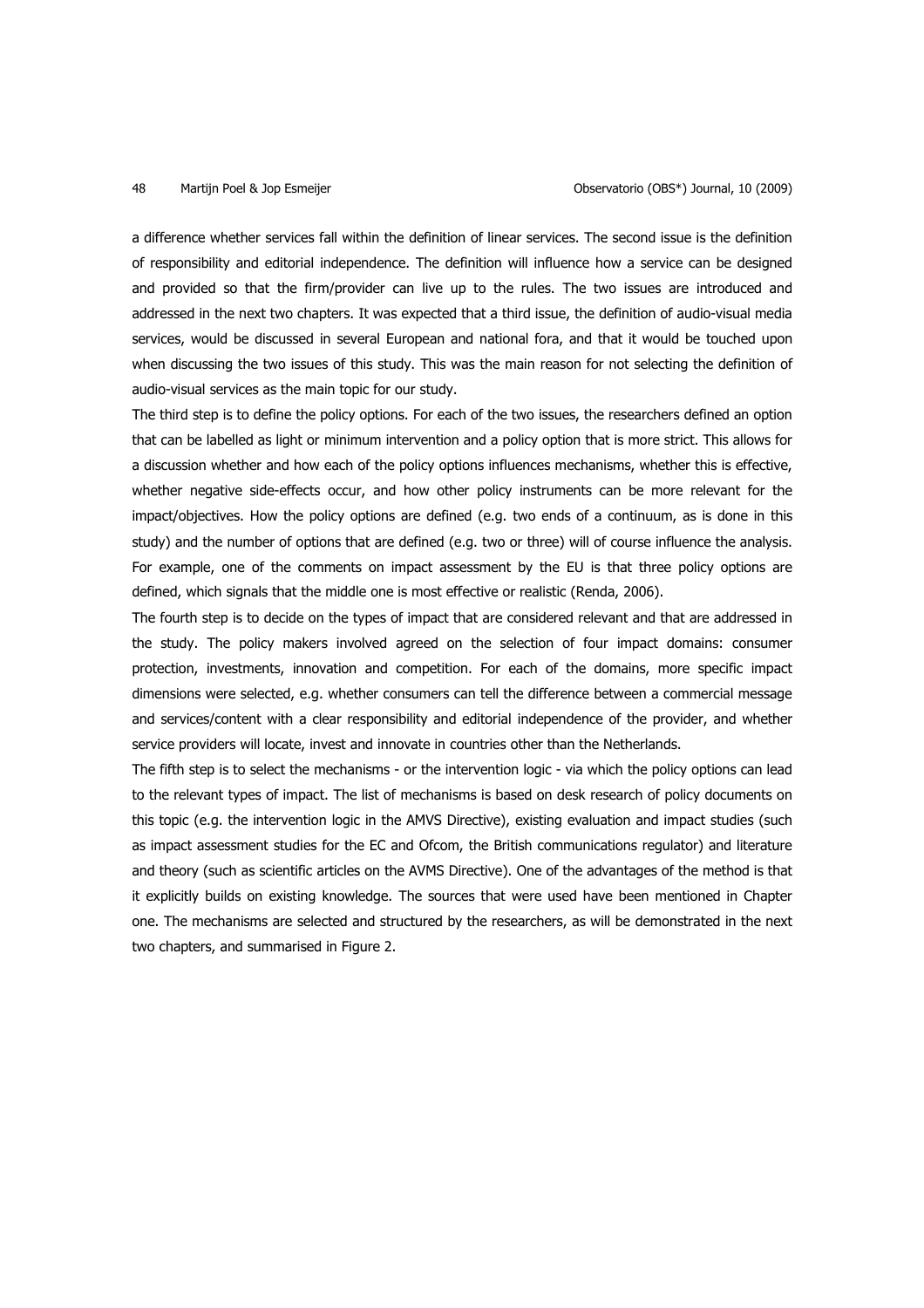a difference whether services fall within the definition of linear services. The second issue is the definition of responsibility and editorial independence. The definition will influence how a service can be designed and provided so that the firm/provider can live up to the rules. The two issues are introduced and addressed in the next two chapters. It was expected that a third issue, the definition of audio-visual media services, would be discussed in several European and national fora, and that it would be touched upon when discussing the two issues of this study. This was the main reason for not selecting the definition of audio-visual services as the main topic for our study.

The third step is to define the policy options. For each of the two issues, the researchers defined an option that can be labelled as light or minimum intervention and a policy option that is more strict. This allows for a discussion whether and how each of the policy options influences mechanisms, whether this is effective, whether negative side-effects occur, and how other policy instruments can be more relevant for the impact/objectives. How the policy options are defined (e.g. two ends of a continuum, as is done in this study) and the number of options that are defined (e.g. two or three) will of course influence the analysis. For example, one of the comments on impact assessment by the EU is that three policy options are defined, which signals that the middle one is most effective or realistic (Renda, 2006).

The fourth step is to decide on the types of impact that are considered relevant and that are addressed in the study. The policy makers involved agreed on the selection of four impact domains: consumer protection, investments, innovation and competition. For each of the domains, more specific impact dimensions were selected, e.g. whether consumers can tell the difference between a commercial message and services/content with a clear responsibility and editorial independence of the provider, and whether service providers will locate, invest and innovate in countries other than the Netherlands.

The fifth step is to select the mechanisms - or the intervention logic - via which the policy options can lead to the relevant types of impact. The list of mechanisms is based on desk research of policy documents on this topic (e.g. the intervention logic in the AMVS Directive), existing evaluation and impact studies (such as impact assessment studies for the EC and Ofcom, the British communications regulator) and literature and theory (such as scientific articles on the AVMS Directive). One of the advantages of the method is that it explicitly builds on existing knowledge. The sources that were used have been mentioned in Chapter one. The mechanisms are selected and structured by the researchers, as will be demonstrated in the next two chapters, and summarised in Figure 2.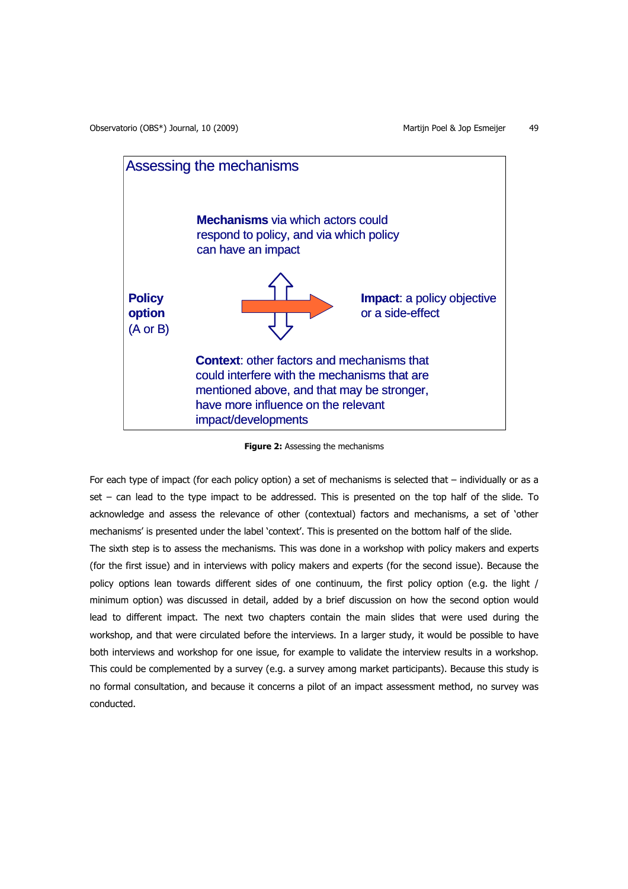Assessing the mechanisms

**Mechanisms** via which actors could respond to policy, and via which policy can have an impact

**Policy option** (A or B)

**Impact**: a policy objective or a side-effect

**Context**: other factors and mechanisms that could interfere with the mechanisms that are mentioned above, and that may be stronger, have more influence on the relevant impact/developments

**Figure 2:** Assessing the mechanisms

For each type of impact (for each policy option) a set of mechanisms is selected that – individually or as a set – can lead to the type impact to be addressed. This is presented on the top half of the slide. To acknowledge and assess the relevance of other (contextual) factors and mechanisms, a set of 'other mechanisms' is presented under the label 'context'. This is presented on the bottom half of the slide.

The sixth step is to assess the mechanisms. This was done in a workshop with policy makers and experts (for the first issue) and in interviews with policy makers and experts (for the second issue). Because the policy options lean towards different sides of one continuum, the first policy option (e.g. the light / minimum option) was discussed in detail, added by a brief discussion on how the second option would lead to different impact. The next two chapters contain the main slides that were used during the workshop, and that were circulated before the interviews. In a larger study, it would be possible to have both interviews and workshop for one issue, for example to validate the interview results in a workshop. This could be complemented by a survey (e.g. a survey among market participants). Because this study is no formal consultation, and because it concerns a pilot of an impact assessment method, no survey was conducted.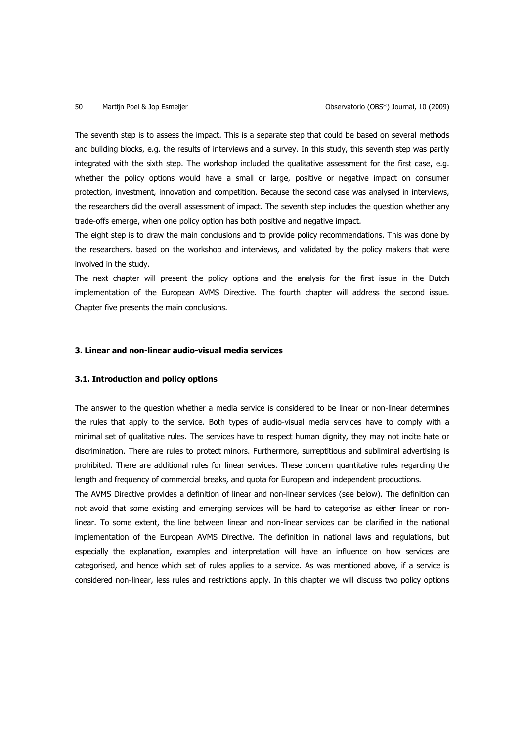The seventh step is to assess the impact. This is a separate step that could be based on several methods and building blocks, e.g. the results of interviews and a survey. In this study, this seventh step was partly integrated with the sixth step. The workshop included the qualitative assessment for the first case, e.g. whether the policy options would have a small or large, positive or negative impact on consumer protection, investment, innovation and competition. Because the second case was analysed in interviews, the researchers did the overall assessment of impact. The seventh step includes the question whether any trade-offs emerge, when one policy option has both positive and negative impact.

The eight step is to draw the main conclusions and to provide policy recommendations. This was done by the researchers, based on the workshop and interviews, and validated by the policy makers that were involved in the study.

The next chapter will present the policy options and the analysis for the first issue in the Dutch implementation of the European AVMS Directive. The fourth chapter will address the second issue. Chapter five presents the main conclusions.

## 3. Linear and non-linear audio-visual media services

### 3.1. Introduction and policy options

The answer to the question whether a media service is considered to be linear or non-linear determines the rules that apply to the service. Both types of audio-visual media services have to comply with a minimal set of qualitative rules. The services have to respect human dignity, they may not incite hate or discrimination. There are rules to protect minors. Furthermore, surreptitious and subliminal advertising is prohibited. There are additional rules for linear services. These concern quantitative rules regarding the length and frequency of commercial breaks, and quota for European and independent productions.

The AVMS Directive provides a definition of linear and non-linear services (see below). The definition can not avoid that some existing and emerging services will be hard to categorise as either linear or non-linear. To some extent, the line between linear and non-linear services can be clarified in the national implementation of the European AVMS Directive. The definition in national laws and regulations, but especially the explanation, examples and interpretation will have an influence on how services are categorised, and hence which set of rules applies to a service. As was mentioned above, if a service is considered non-linear, less rules and restrictions apply. In this chapter we will discuss two policy options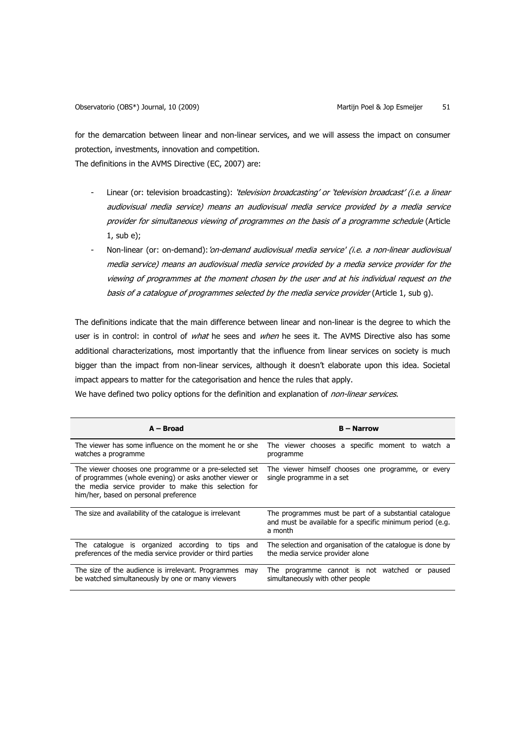for the demarcation between linear and non-linear services, and we will assess the impact on consumer protection, investments, innovation and competition.

The definitions in the AVMS Directive (EC, 2007) are:

- Linear (or: television broadcasting): *'television broadcasting' or 'television broadcast' (i.e. a linear audiovisual media service) means an audiovisual media service provided by a media service provider for simultaneous viewing of programmes on the basis of a programme schedule* (Article 1, sub e);
- Non-linear (or: on-demand): *'on-demand audiovisual media service' (i.e. a non-linear audiovisual media service) means an audiovisual media service provided by a media service provider for the viewing of programmes at the moment chosen by the user and at his individual request on the basis of a catalogue of programmes selected by the media service provider* (Article 1, sub g).

The definitions indicate that the main difference between linear and non-linear is the degree to which the user is in control: in control of *what* he sees and *when* he sees it. The AVMS Directive also has some additional characterizations, most importantly that the influence from linear services on society is much bigger than the impact from non-linear services, although it doesn't elaborate upon this idea. Societal impact appears to matter for the categorisation and hence the rules that apply.

We have defined two policy options for the definition and explanation of *non-linear services*.

| **A – Broad** | **B – Narrow** |
|---|---|
| The viewer has some influence on the moment he or she watches a programme | The viewer chooses a specific moment to watch a programme |
| The viewer chooses one programme or a pre-selected set of programmes (whole evening) or asks another viewer or the media service provider to make this selection for him/her, based on personal preference | The viewer himself chooses one programme, or every single programme in a set |
| The size and availability of the catalogue is irrelevant | The programmes must be part of a substantial catalogue and must be available for a specific minimum period (e.g. a month |
| The catalogue is organized according to tips and preferences of the media service provider or third parties | The selection and organisation of the catalogue is done by the media service provider alone |
| The size of the audience is irrelevant. Programmes may be watched simultaneously by one or many viewers | The programme cannot is not watched or paused simultaneously with other people |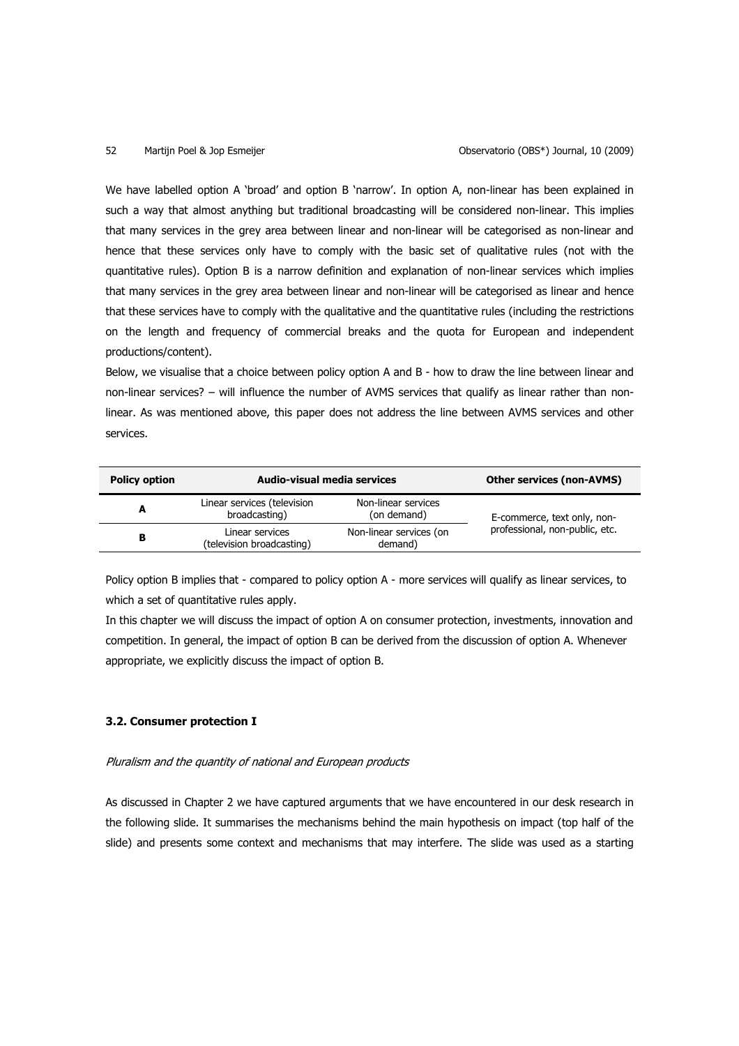We have labelled option A 'broad' and option B 'narrow'. In option A, non-linear has been explained in such a way that almost anything but traditional broadcasting will be considered non-linear. This implies that many services in the grey area between linear and non-linear will be categorised as non-linear and hence that these services only have to comply with the basic set of qualitative rules (not with the quantitative rules). Option B is a narrow definition and explanation of non-linear services which implies that many services in the grey area between linear and non-linear will be categorised as linear and hence that these services have to comply with the qualitative and the quantitative rules (including the restrictions on the length and frequency of commercial breaks and the quota for European and independent productions/content).

Below, we visualise that a choice between policy option A and B - how to draw the line between linear and non-linear services? – will influence the number of AVMS services that qualify as linear rather than non-linear. As was mentioned above, this paper does not address the line between AVMS services and other services.

| **Policy option** | **Audio-visual media services** | | **Other services (non-AVMS)** |
|---|---|---|---|
| **A** | Linear services (television broadcasting) | Non-linear services (on demand) | E-commerce, text only, non-professional, non-public, etc. |
| **B** | Linear services (television broadcasting) | Non-linear services (on demand) | |

Policy option B implies that - compared to policy option A - more services will qualify as linear services, to which a set of quantitative rules apply.

In this chapter we will discuss the impact of option A on consumer protection, investments, innovation and competition. In general, the impact of option B can be derived from the discussion of option A. Whenever appropriate, we explicitly discuss the impact of option B.

### 3.2. Consumer protection I

*Pluralism and the quantity of national and European products*

As discussed in Chapter 2 we have captured arguments that we have encountered in our desk research in the following slide. It summarises the mechanisms behind the main hypothesis on impact (top half of the slide) and presents some context and mechanisms that may interfere. The slide was used as a starting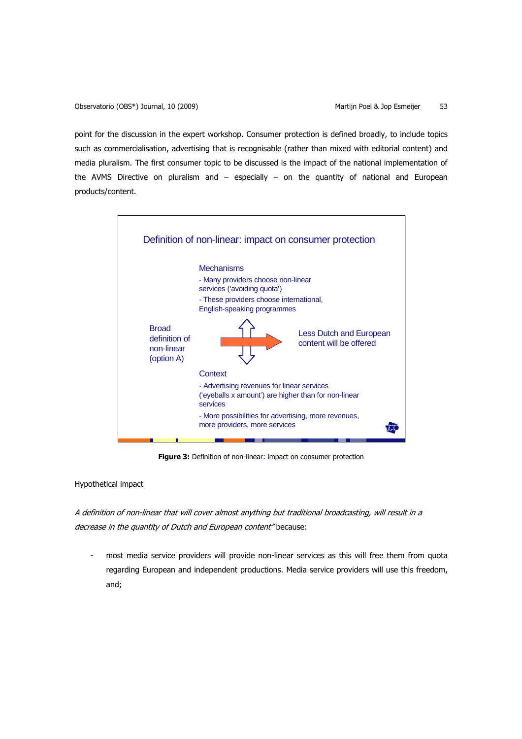point for the discussion in the expert workshop. Consumer protection is defined broadly, to include topics such as commercialisation, advertising that is recognisable (rather than mixed with editorial content) and media pluralism. The first consumer topic to be discussed is the impact of the national implementation of the AVMS Directive on pluralism and – especially – on the quantity of national and European products/content.

Definition of non-linear: impact on consumer protection

Mechanisms
- Many providers choose non-linear services ('avoiding quota')
- These providers choose international, English-speaking programmes

Broad definition of non-linear (option A)

Less Dutch and European content will be offered

Context
- Advertising revenues for linear services ('eyeballs x amount') are higher than for non-linear services
- More possibilities for advertising, more revenues, more providers, more services

**Figure 3:** Definition of non-linear: impact on consumer protection

Hypothetical impact

*A definition of non-linear that will cover almost anything but traditional broadcasting, will result in a decrease in the quantity of Dutch and European content"* because:

- most media service providers will provide non-linear services as this will free them from quota regarding European and independent productions. Media service providers will use this freedom, and;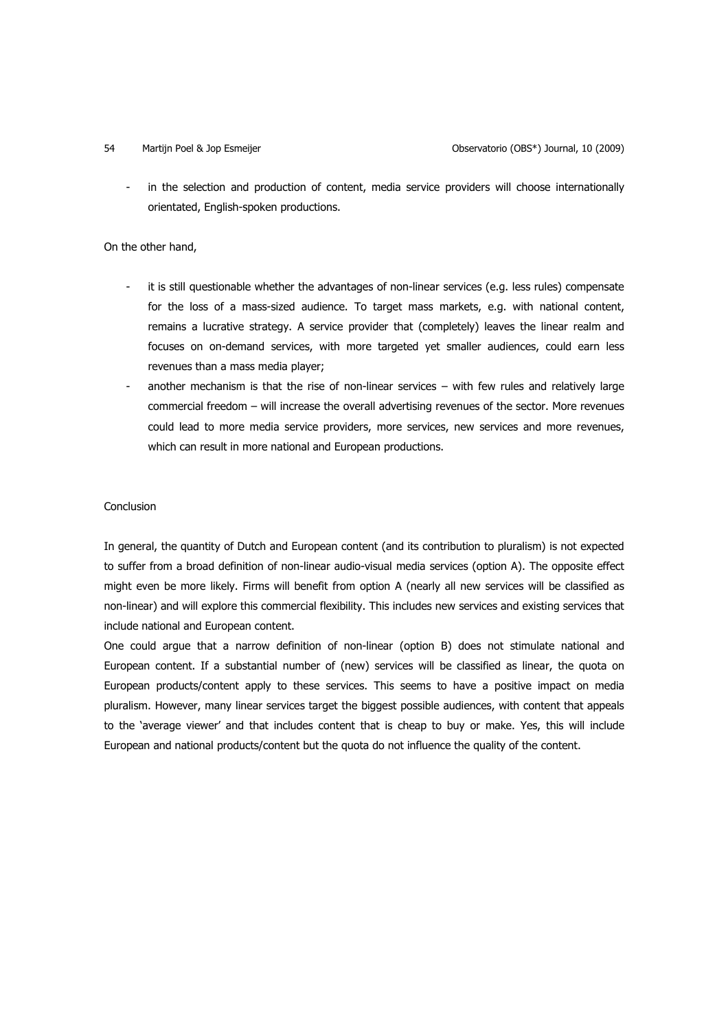- in the selection and production of content, media service providers will choose internationally orientated, English-spoken productions.

On the other hand,

- it is still questionable whether the advantages of non-linear services (e.g. less rules) compensate for the loss of a mass-sized audience. To target mass markets, e.g. with national content, remains a lucrative strategy. A service provider that (completely) leaves the linear realm and focuses on on-demand services, with more targeted yet smaller audiences, could earn less revenues than a mass media player;
- another mechanism is that the rise of non-linear services – with few rules and relatively large commercial freedom – will increase the overall advertising revenues of the sector. More revenues could lead to more media service providers, more services, new services and more revenues, which can result in more national and European productions.

Conclusion

In general, the quantity of Dutch and European content (and its contribution to pluralism) is not expected to suffer from a broad definition of non-linear audio-visual media services (option A). The opposite effect might even be more likely. Firms will benefit from option A (nearly all new services will be classified as non-linear) and will explore this commercial flexibility. This includes new services and existing services that include national and European content.

One could argue that a narrow definition of non-linear (option B) does not stimulate national and European content. If a substantial number of (new) services will be classified as linear, the quota on European products/content apply to these services. This seems to have a positive impact on media pluralism. However, many linear services target the biggest possible audiences, with content that appeals to the 'average viewer' and that includes content that is cheap to buy or make. Yes, this will include European and national products/content but the quota do not influence the quality of the content.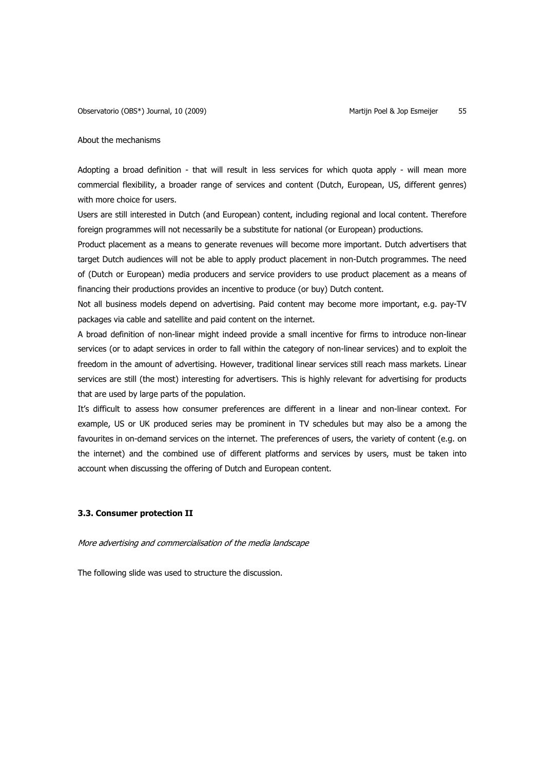About the mechanisms

Adopting a broad definition - that will result in less services for which quota apply - will mean more commercial flexibility, a broader range of services and content (Dutch, European, US, different genres) with more choice for users.

Users are still interested in Dutch (and European) content, including regional and local content. Therefore foreign programmes will not necessarily be a substitute for national (or European) productions.

Product placement as a means to generate revenues will become more important. Dutch advertisers that target Dutch audiences will not be able to apply product placement in non-Dutch programmes. The need of (Dutch or European) media producers and service providers to use product placement as a means of financing their productions provides an incentive to produce (or buy) Dutch content.

Not all business models depend on advertising. Paid content may become more important, e.g. pay-TV packages via cable and satellite and paid content on the internet.

A broad definition of non-linear might indeed provide a small incentive for firms to introduce non-linear services (or to adapt services in order to fall within the category of non-linear services) and to exploit the freedom in the amount of advertising. However, traditional linear services still reach mass markets. Linear services are still (the most) interesting for advertisers. This is highly relevant for advertising for products that are used by large parts of the population.

It's difficult to assess how consumer preferences are different in a linear and non-linear context. For example, US or UK produced series may be prominent in TV schedules but may also be a among the favourites in on-demand services on the internet. The preferences of users, the variety of content (e.g. on the internet) and the combined use of different platforms and services by users, must be taken into account when discussing the offering of Dutch and European content.

### 3.3. Consumer protection II

*More advertising and commercialisation of the media landscape*

The following slide was used to structure the discussion.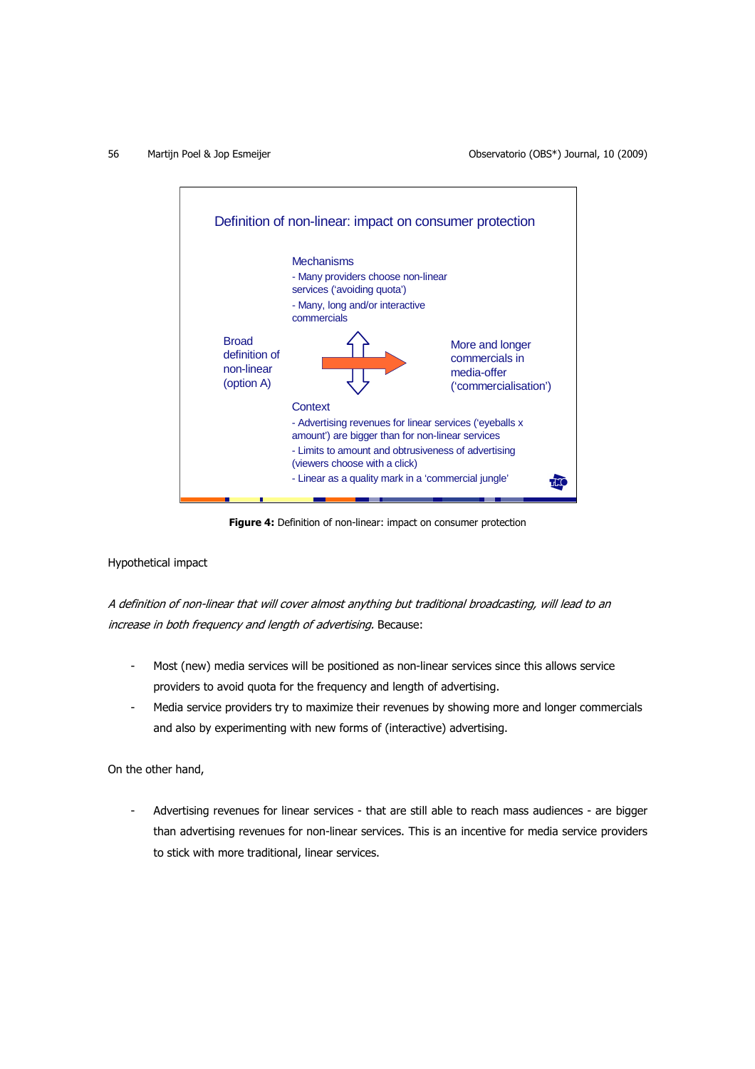Definition of non-linear: impact on consumer protection

Mechanisms
- Many providers choose non-linear services ('avoiding quota')
- Many, long and/or interactive commercials

Broad definition of non-linear (option A)

More and longer commercials in media-offer ('commercialisation')

Context
- Advertising revenues for linear services ('eyeballs x amount') are bigger than for non-linear services
- Limits to amount and obtrusiveness of advertising (viewers choose with a click)
- Linear as a quality mark in a 'commercial jungle'

**Figure 4:** Definition of non-linear: impact on consumer protection

Hypothetical impact

*A definition of non-linear that will cover almost anything but traditional broadcasting, will lead to an increase in both frequency and length of advertising.* Because:

- Most (new) media services will be positioned as non-linear services since this allows service providers to avoid quota for the frequency and length of advertising.
- Media service providers try to maximize their revenues by showing more and longer commercials and also by experimenting with new forms of (interactive) advertising.

On the other hand,

- Advertising revenues for linear services - that are still able to reach mass audiences - are bigger than advertising revenues for non-linear services. This is an incentive for media service providers to stick with more traditional, linear services.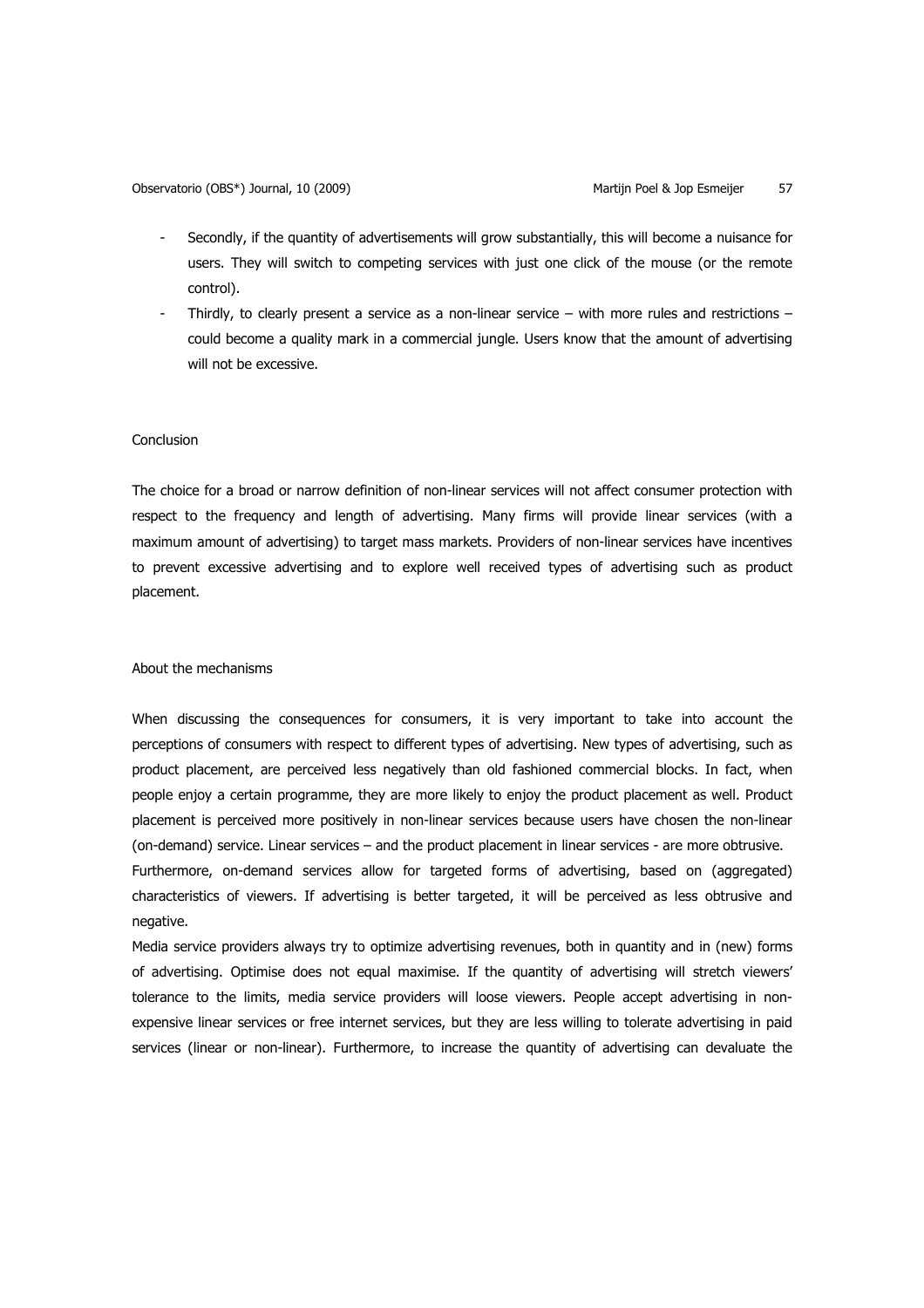- Secondly, if the quantity of advertisements will grow substantially, this will become a nuisance for users. They will switch to competing services with just one click of the mouse (or the remote control).
- Thirdly, to clearly present a service as a non-linear service – with more rules and restrictions – could become a quality mark in a commercial jungle. Users know that the amount of advertising will not be excessive.

Conclusion

The choice for a broad or narrow definition of non-linear services will not affect consumer protection with respect to the frequency and length of advertising. Many firms will provide linear services (with a maximum amount of advertising) to target mass markets. Providers of non-linear services have incentives to prevent excessive advertising and to explore well received types of advertising such as product placement.

About the mechanisms

When discussing the consequences for consumers, it is very important to take into account the perceptions of consumers with respect to different types of advertising. New types of advertising, such as product placement, are perceived less negatively than old fashioned commercial blocks. In fact, when people enjoy a certain programme, they are more likely to enjoy the product placement as well. Product placement is perceived more positively in non-linear services because users have chosen the non-linear (on-demand) service. Linear services – and the product placement in linear services - are more obtrusive.

Furthermore, on-demand services allow for targeted forms of advertising, based on (aggregated) characteristics of viewers. If advertising is better targeted, it will be perceived as less obtrusive and negative.

Media service providers always try to optimize advertising revenues, both in quantity and in (new) forms of advertising. Optimise does not equal maximise. If the quantity of advertising will stretch viewers' tolerance to the limits, media service providers will loose viewers. People accept advertising in non-expensive linear services or free internet services, but they are less willing to tolerate advertising in paid services (linear or non-linear). Furthermore, to increase the quantity of advertising can devaluate the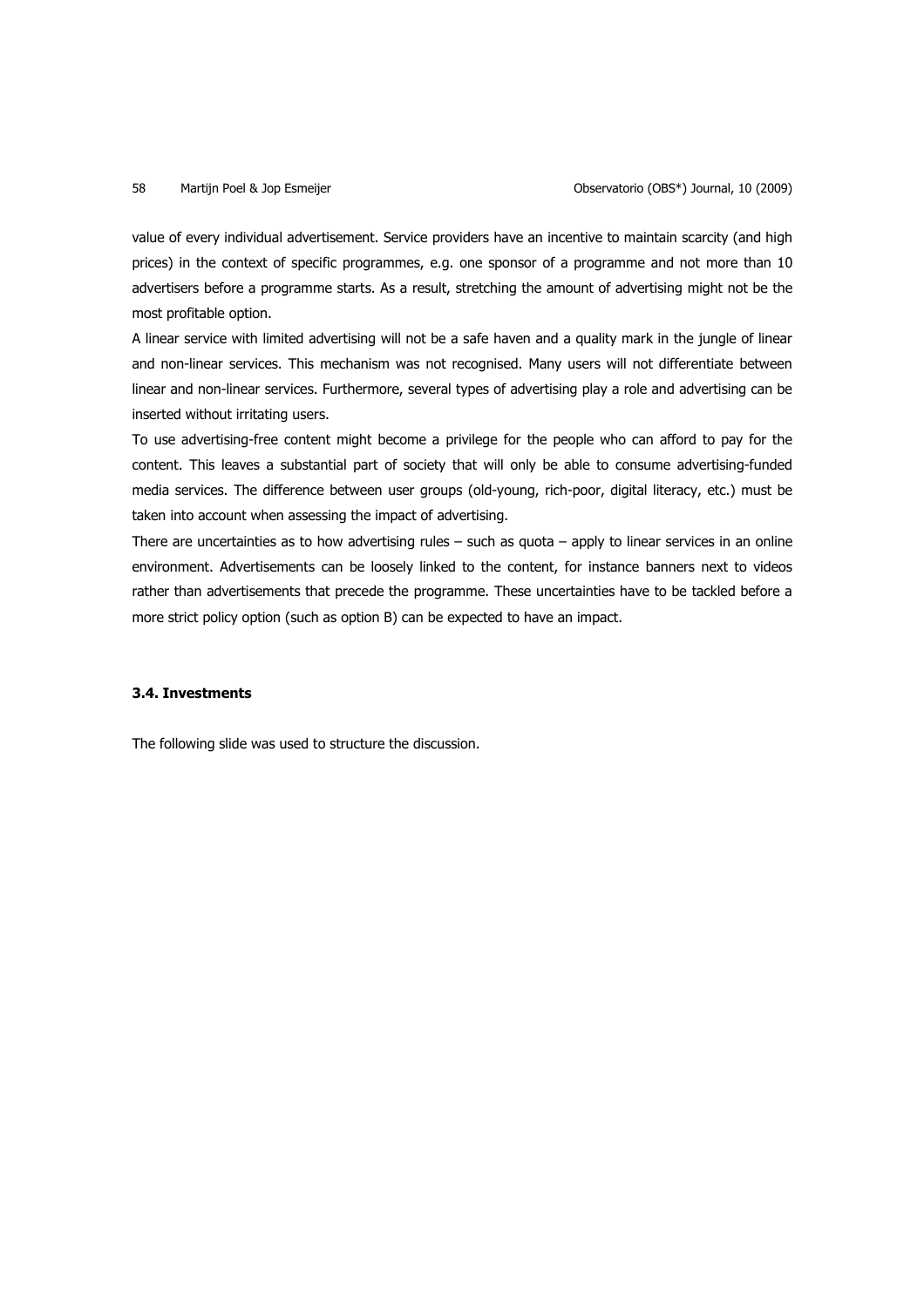value of every individual advertisement. Service providers have an incentive to maintain scarcity (and high prices) in the context of specific programmes, e.g. one sponsor of a programme and not more than 10 advertisers before a programme starts. As a result, stretching the amount of advertising might not be the most profitable option.

A linear service with limited advertising will not be a safe haven and a quality mark in the jungle of linear and non-linear services. This mechanism was not recognised. Many users will not differentiate between linear and non-linear services. Furthermore, several types of advertising play a role and advertising can be inserted without irritating users.

To use advertising-free content might become a privilege for the people who can afford to pay for the content. This leaves a substantial part of society that will only be able to consume advertising-funded media services. The difference between user groups (old-young, rich-poor, digital literacy, etc.) must be taken into account when assessing the impact of advertising.

There are uncertainties as to how advertising rules – such as quota – apply to linear services in an online environment. Advertisements can be loosely linked to the content, for instance banners next to videos rather than advertisements that precede the programme. These uncertainties have to be tackled before a more strict policy option (such as option B) can be expected to have an impact.

### 3.4. Investments

The following slide was used to structure the discussion.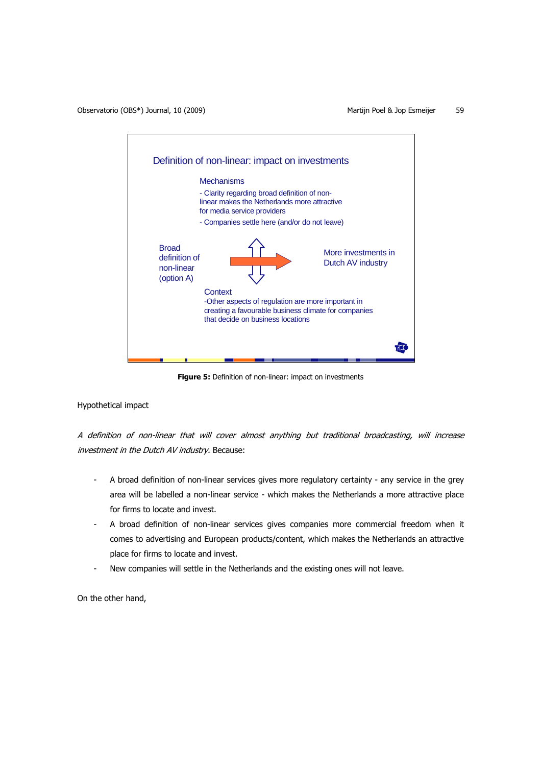Definition of non-linear: impact on investments

Mechanisms

- Clarity regarding broad definition of non-linear makes the Netherlands more attractive for media service providers
- Companies settle here (and/or do not leave)

Broad definition of non-linear (option A)

More investments in Dutch AV industry

Context

-Other aspects of regulation are more important in creating a favourable business climate for companies that decide on business locations

**Figure 5:** Definition of non-linear: impact on investments

Hypothetical impact

*A definition of non-linear that will cover almost anything but traditional broadcasting, will increase investment in the Dutch AV industry.* Because:

- A broad definition of non-linear services gives more regulatory certainty - any service in the grey area will be labelled a non-linear service - which makes the Netherlands a more attractive place for firms to locate and invest.
- A broad definition of non-linear services gives companies more commercial freedom when it comes to advertising and European products/content, which makes the Netherlands an attractive place for firms to locate and invest.
- New companies will settle in the Netherlands and the existing ones will not leave.

On the other hand,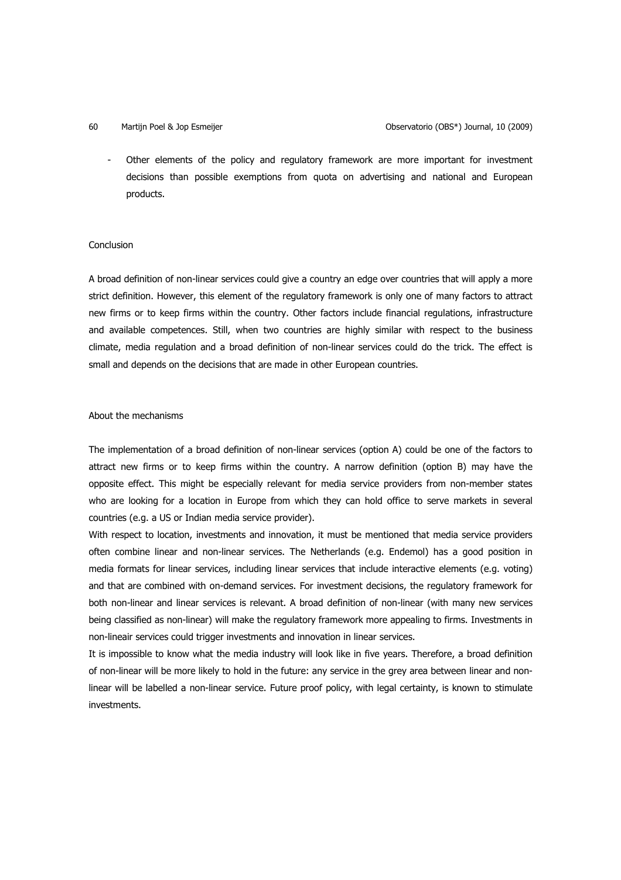- Other elements of the policy and regulatory framework are more important for investment decisions than possible exemptions from quota on advertising and national and European products.

Conclusion

A broad definition of non-linear services could give a country an edge over countries that will apply a more strict definition. However, this element of the regulatory framework is only one of many factors to attract new firms or to keep firms within the country. Other factors include financial regulations, infrastructure and available competences. Still, when two countries are highly similar with respect to the business climate, media regulation and a broad definition of non-linear services could do the trick. The effect is small and depends on the decisions that are made in other European countries.

About the mechanisms

The implementation of a broad definition of non-linear services (option A) could be one of the factors to attract new firms or to keep firms within the country. A narrow definition (option B) may have the opposite effect. This might be especially relevant for media service providers from non-member states who are looking for a location in Europe from which they can hold office to serve markets in several countries (e.g. a US or Indian media service provider).

With respect to location, investments and innovation, it must be mentioned that media service providers often combine linear and non-linear services. The Netherlands (e.g. Endemol) has a good position in media formats for linear services, including linear services that include interactive elements (e.g. voting) and that are combined with on-demand services. For investment decisions, the regulatory framework for both non-linear and linear services is relevant. A broad definition of non-linear (with many new services being classified as non-linear) will make the regulatory framework more appealing to firms. Investments in non-lineair services could trigger investments and innovation in linear services.

It is impossible to know what the media industry will look like in five years. Therefore, a broad definition of non-linear will be more likely to hold in the future: any service in the grey area between linear and non-linear will be labelled a non-linear service. Future proof policy, with legal certainty, is known to stimulate investments.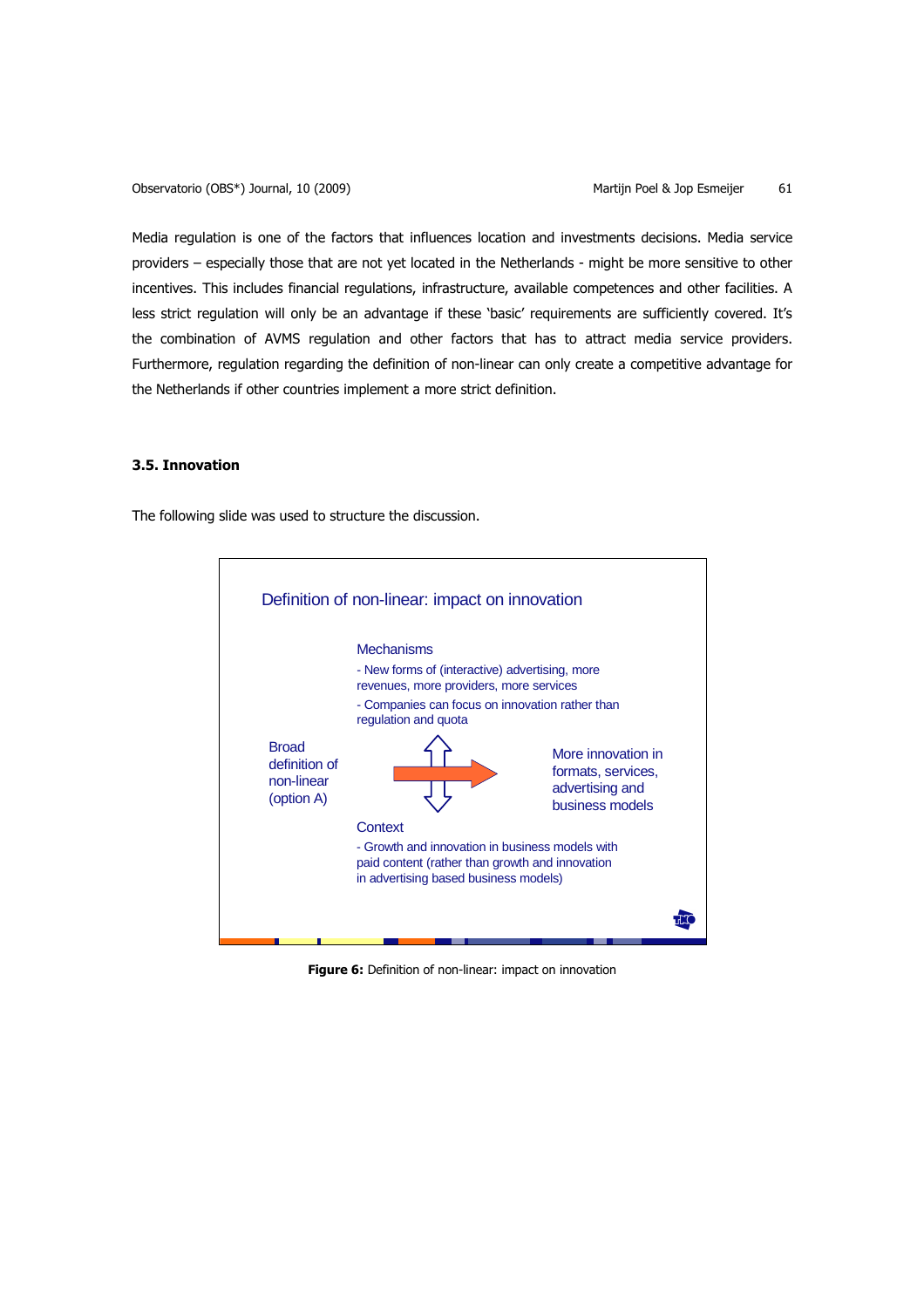Media regulation is one of the factors that influences location and investments decisions. Media service providers – especially those that are not yet located in the Netherlands - might be more sensitive to other incentives. This includes financial regulations, infrastructure, available competences and other facilities. A less strict regulation will only be an advantage if these 'basic' requirements are sufficiently covered. It's the combination of AVMS regulation and other factors that has to attract media service providers. Furthermore, regulation regarding the definition of non-linear can only create a competitive advantage for the Netherlands if other countries implement a more strict definition.

### 3.5. Innovation

The following slide was used to structure the discussion.

Definition of non-linear: impact on innovation

Mechanisms

- New forms of (interactive) advertising, more revenues, more providers, more services
- Companies can focus on innovation rather than regulation and quota

Broad definition of non-linear (option A)

More innovation in formats, services, advertising and business models

Context

- Growth and innovation in business models with paid content (rather than growth and innovation in advertising based business models)

**Figure 6:** Definition of non-linear: impact on innovation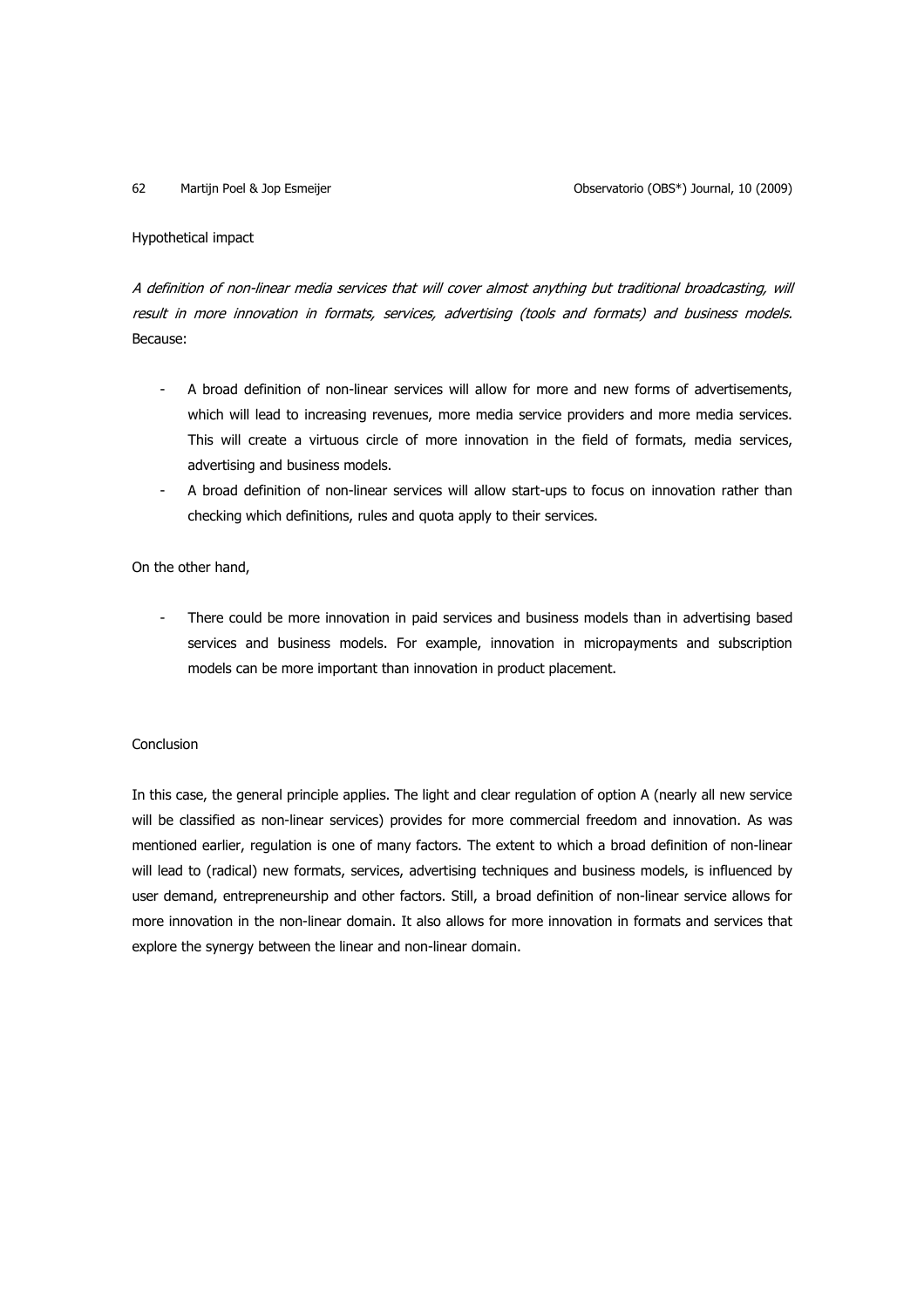Hypothetical impact

*A definition of non-linear media services that will cover almost anything but traditional broadcasting, will result in more innovation in formats, services, advertising (tools and formats) and business models.* Because:

- A broad definition of non-linear services will allow for more and new forms of advertisements, which will lead to increasing revenues, more media service providers and more media services. This will create a virtuous circle of more innovation in the field of formats, media services, advertising and business models.
- A broad definition of non-linear services will allow start-ups to focus on innovation rather than checking which definitions, rules and quota apply to their services.

On the other hand,

- There could be more innovation in paid services and business models than in advertising based services and business models. For example, innovation in micropayments and subscription models can be more important than innovation in product placement.

Conclusion

In this case, the general principle applies. The light and clear regulation of option A (nearly all new service will be classified as non-linear services) provides for more commercial freedom and innovation. As was mentioned earlier, regulation is one of many factors. The extent to which a broad definition of non-linear will lead to (radical) new formats, services, advertising techniques and business models, is influenced by user demand, entrepreneurship and other factors. Still, a broad definition of non-linear service allows for more innovation in the non-linear domain. It also allows for more innovation in formats and services that explore the synergy between the linear and non-linear domain.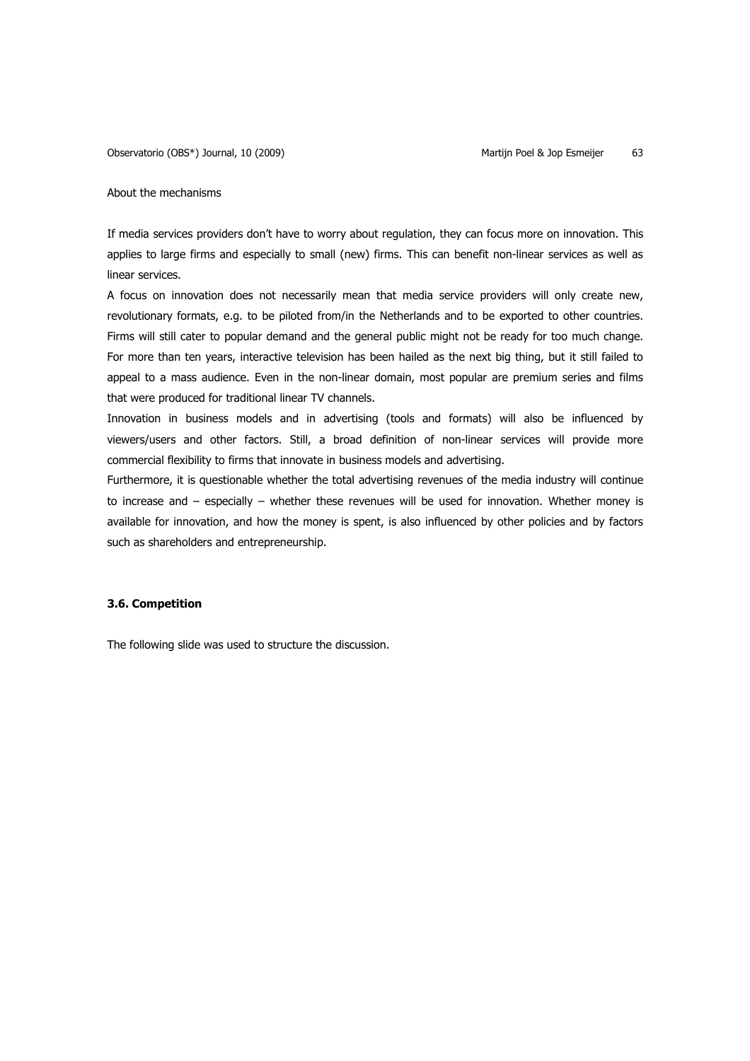About the mechanisms

If media services providers don't have to worry about regulation, they can focus more on innovation. This applies to large firms and especially to small (new) firms. This can benefit non-linear services as well as linear services.

A focus on innovation does not necessarily mean that media service providers will only create new, revolutionary formats, e.g. to be piloted from/in the Netherlands and to be exported to other countries. Firms will still cater to popular demand and the general public might not be ready for too much change. For more than ten years, interactive television has been hailed as the next big thing, but it still failed to appeal to a mass audience. Even in the non-linear domain, most popular are premium series and films that were produced for traditional linear TV channels.

Innovation in business models and in advertising (tools and formats) will also be influenced by viewers/users and other factors. Still, a broad definition of non-linear services will provide more commercial flexibility to firms that innovate in business models and advertising.

Furthermore, it is questionable whether the total advertising revenues of the media industry will continue to increase and – especially – whether these revenues will be used for innovation. Whether money is available for innovation, and how the money is spent, is also influenced by other policies and by factors such as shareholders and entrepreneurship.

### 3.6. Competition

The following slide was used to structure the discussion.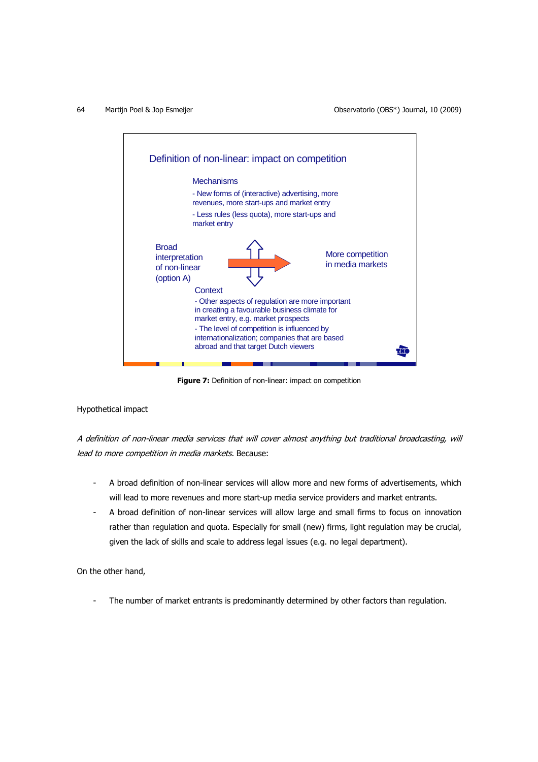Definition of non-linear: impact on competition

Mechanisms

- New forms of (interactive) advertising, more revenues, more start-ups and market entry
- Less rules (less quota), more start-ups and market entry

Broad interpretation of non-linear (option A)

More competition in media markets

Context

- Other aspects of regulation are more important in creating a favourable business climate for market entry, e.g. market prospects
- The level of competition is influenced by internationalization; companies that are based abroad and that target Dutch viewers

**Figure 7:** Definition of non-linear: impact on competition

Hypothetical impact

*A definition of non-linear media services that will cover almost anything but traditional broadcasting, will lead to more competition in media markets.* Because:

- A broad definition of non-linear services will allow more and new forms of advertisements, which will lead to more revenues and more start-up media service providers and market entrants.
- A broad definition of non-linear services will allow large and small firms to focus on innovation rather than regulation and quota. Especially for small (new) firms, light regulation may be crucial, given the lack of skills and scale to address legal issues (e.g. no legal department).

On the other hand,

- The number of market entrants is predominantly determined by other factors than regulation.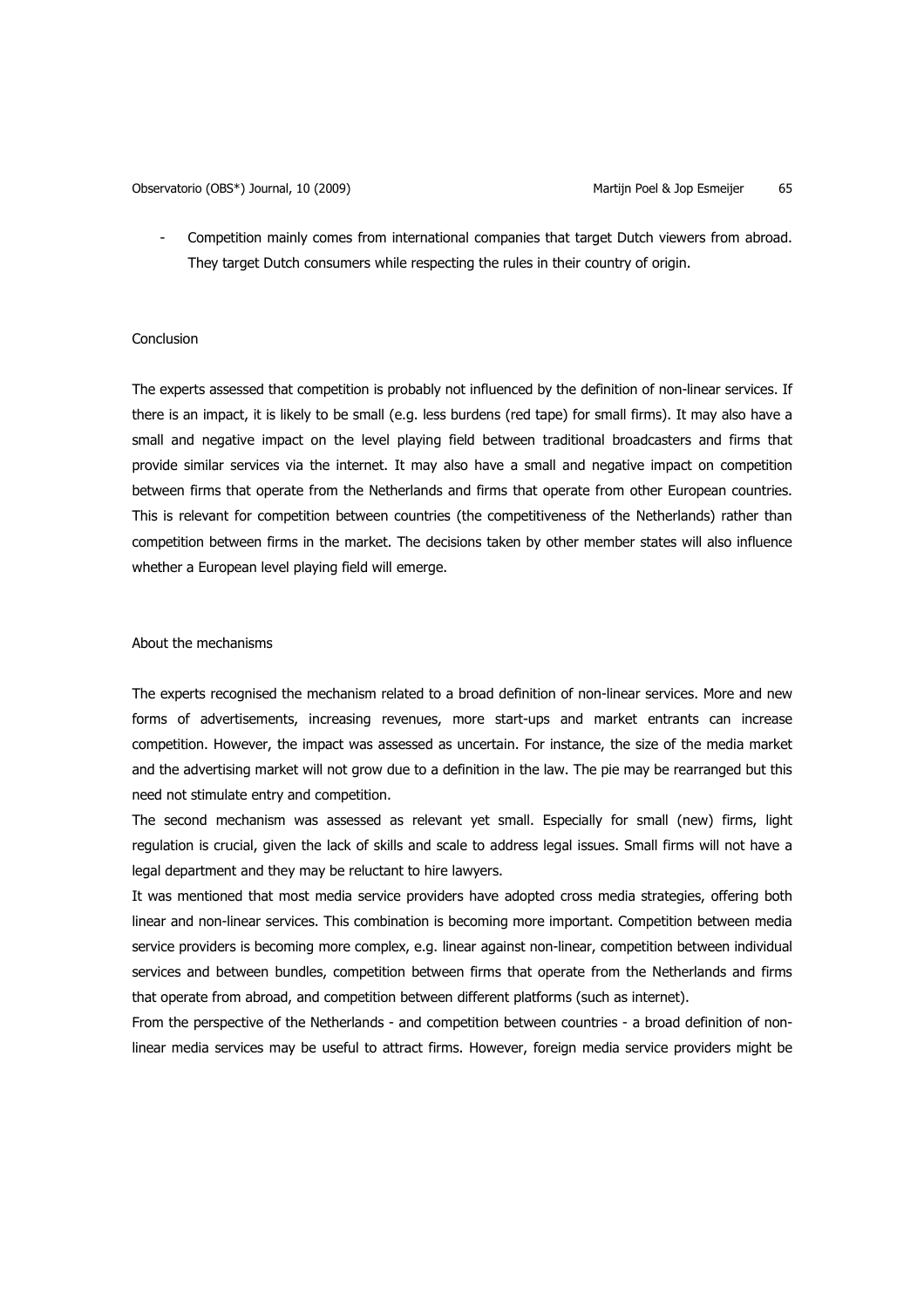- Competition mainly comes from international companies that target Dutch viewers from abroad. They target Dutch consumers while respecting the rules in their country of origin.

Conclusion

The experts assessed that competition is probably not influenced by the definition of non-linear services. If there is an impact, it is likely to be small (e.g. less burdens (red tape) for small firms). It may also have a small and negative impact on the level playing field between traditional broadcasters and firms that provide similar services via the internet. It may also have a small and negative impact on competition between firms that operate from the Netherlands and firms that operate from other European countries. This is relevant for competition between countries (the competitiveness of the Netherlands) rather than competition between firms in the market. The decisions taken by other member states will also influence whether a European level playing field will emerge.

About the mechanisms

The experts recognised the mechanism related to a broad definition of non-linear services. More and new forms of advertisements, increasing revenues, more start-ups and market entrants can increase competition. However, the impact was assessed as uncertain. For instance, the size of the media market and the advertising market will not grow due to a definition in the law. The pie may be rearranged but this need not stimulate entry and competition.

The second mechanism was assessed as relevant yet small. Especially for small (new) firms, light regulation is crucial, given the lack of skills and scale to address legal issues. Small firms will not have a legal department and they may be reluctant to hire lawyers.

It was mentioned that most media service providers have adopted cross media strategies, offering both linear and non-linear services. This combination is becoming more important. Competition between media service providers is becoming more complex, e.g. linear against non-linear, competition between individual services and between bundles, competition between firms that operate from the Netherlands and firms that operate from abroad, and competition between different platforms (such as internet).

From the perspective of the Netherlands - and competition between countries - a broad definition of non-linear media services may be useful to attract firms. However, foreign media service providers might be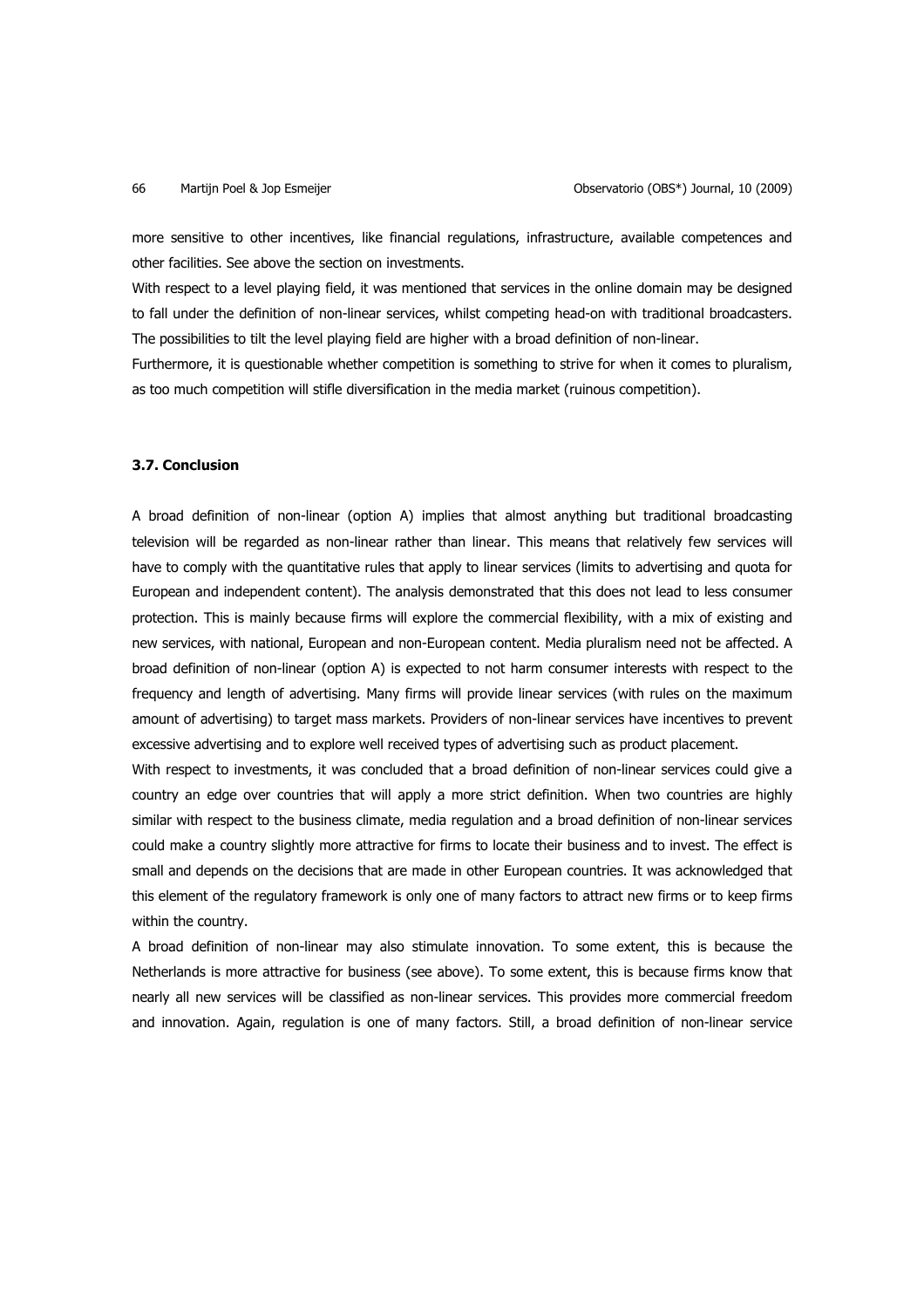more sensitive to other incentives, like financial regulations, infrastructure, available competences and other facilities. See above the section on investments.

With respect to a level playing field, it was mentioned that services in the online domain may be designed to fall under the definition of non-linear services, whilst competing head-on with traditional broadcasters. The possibilities to tilt the level playing field are higher with a broad definition of non-linear.

Furthermore, it is questionable whether competition is something to strive for when it comes to pluralism, as too much competition will stifle diversification in the media market (ruinous competition).

### 3.7. Conclusion

A broad definition of non-linear (option A) implies that almost anything but traditional broadcasting television will be regarded as non-linear rather than linear. This means that relatively few services will have to comply with the quantitative rules that apply to linear services (limits to advertising and quota for European and independent content). The analysis demonstrated that this does not lead to less consumer protection. This is mainly because firms will explore the commercial flexibility, with a mix of existing and new services, with national, European and non-European content. Media pluralism need not be affected. A broad definition of non-linear (option A) is expected to not harm consumer interests with respect to the frequency and length of advertising. Many firms will provide linear services (with rules on the maximum amount of advertising) to target mass markets. Providers of non-linear services have incentives to prevent excessive advertising and to explore well received types of advertising such as product placement.

With respect to investments, it was concluded that a broad definition of non-linear services could give a country an edge over countries that will apply a more strict definition. When two countries are highly similar with respect to the business climate, media regulation and a broad definition of non-linear services could make a country slightly more attractive for firms to locate their business and to invest. The effect is small and depends on the decisions that are made in other European countries. It was acknowledged that this element of the regulatory framework is only one of many factors to attract new firms or to keep firms within the country.

A broad definition of non-linear may also stimulate innovation. To some extent, this is because the Netherlands is more attractive for business (see above). To some extent, this is because firms know that nearly all new services will be classified as non-linear services. This provides more commercial freedom and innovation. Again, regulation is one of many factors. Still, a broad definition of non-linear service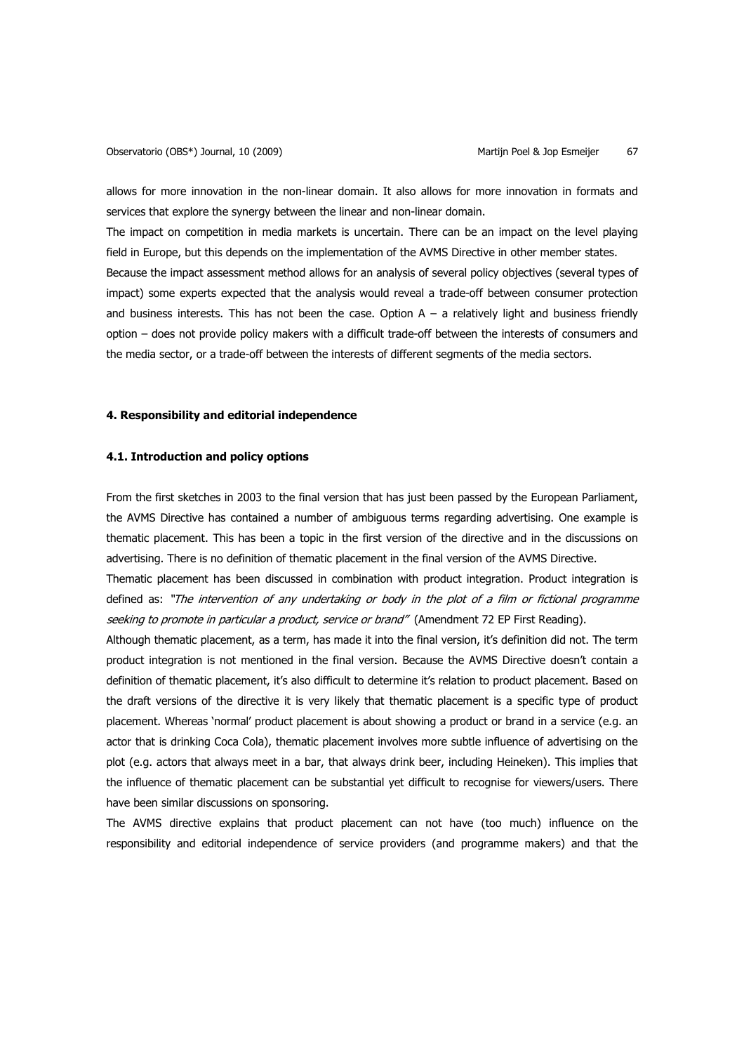allows for more innovation in the non-linear domain. It also allows for more innovation in formats and services that explore the synergy between the linear and non-linear domain.

The impact on competition in media markets is uncertain. There can be an impact on the level playing field in Europe, but this depends on the implementation of the AVMS Directive in other member states.

Because the impact assessment method allows for an analysis of several policy objectives (several types of impact) some experts expected that the analysis would reveal a trade-off between consumer protection and business interests. This has not been the case. Option A – a relatively light and business friendly option – does not provide policy makers with a difficult trade-off between the interests of consumers and the media sector, or a trade-off between the interests of different segments of the media sectors.

## 4. Responsibility and editorial independence

### 4.1. Introduction and policy options

From the first sketches in 2003 to the final version that has just been passed by the European Parliament, the AVMS Directive has contained a number of ambiguous terms regarding advertising. One example is thematic placement. This has been a topic in the first version of the directive and in the discussions on advertising. There is no definition of thematic placement in the final version of the AVMS Directive.

Thematic placement has been discussed in combination with product integration. Product integration is defined as: *"The intervention of any undertaking or body in the plot of a film or fictional programme seeking to promote in particular a product, service or brand"* (Amendment 72 EP First Reading).

Although thematic placement, as a term, has made it into the final version, it's definition did not. The term product integration is not mentioned in the final version. Because the AVMS Directive doesn't contain a definition of thematic placement, it's also difficult to determine it's relation to product placement. Based on the draft versions of the directive it is very likely that thematic placement is a specific type of product placement. Whereas 'normal' product placement is about showing a product or brand in a service (e.g. an actor that is drinking Coca Cola), thematic placement involves more subtle influence of advertising on the plot (e.g. actors that always meet in a bar, that always drink beer, including Heineken). This implies that the influence of thematic placement can be substantial yet difficult to recognise for viewers/users. There have been similar discussions on sponsoring.

The AVMS directive explains that product placement can not have (too much) influence on the responsibility and editorial independence of service providers (and programme makers) and that the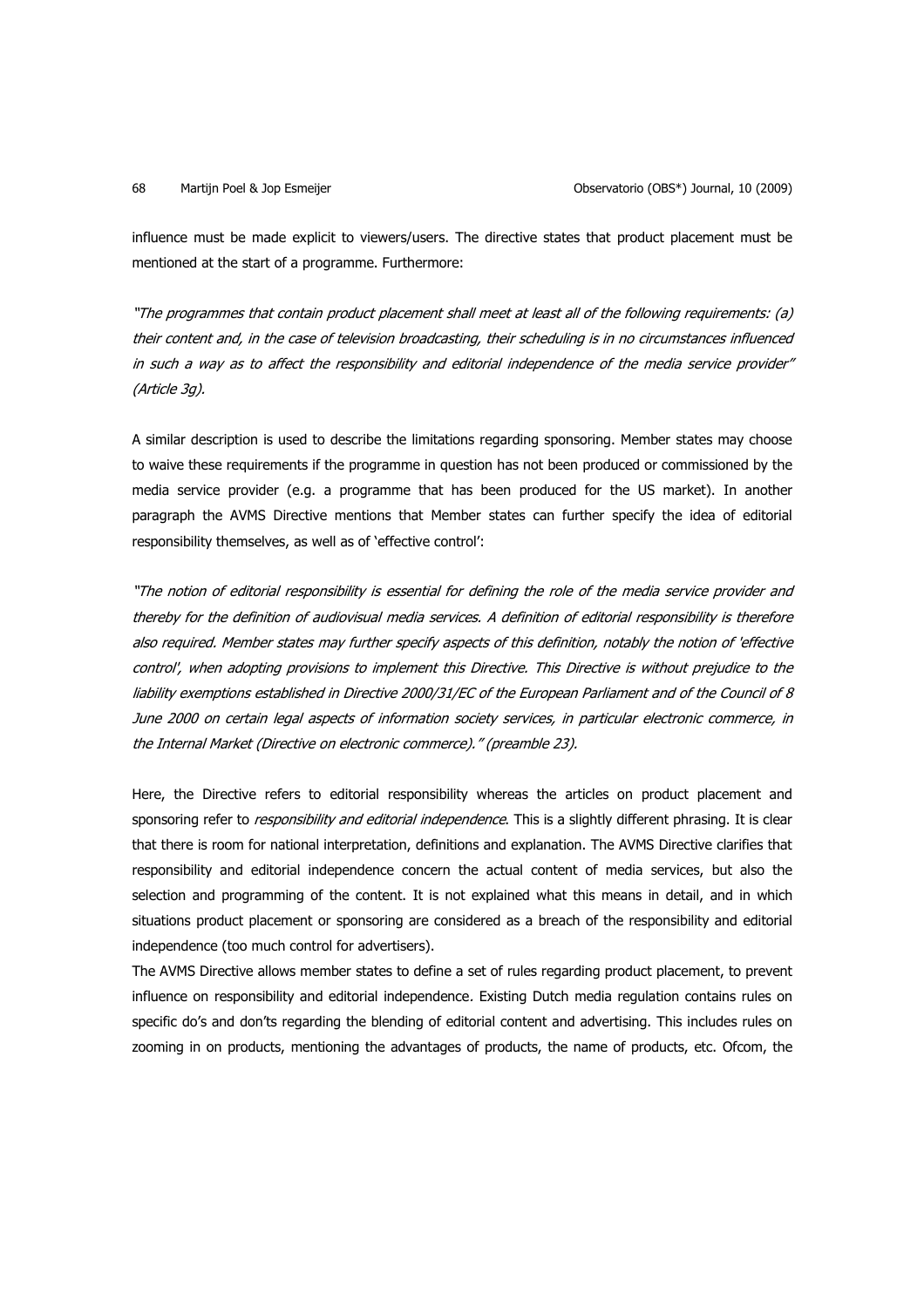influence must be made explicit to viewers/users. The directive states that product placement must be mentioned at the start of a programme. Furthermore:

*"The programmes that contain product placement shall meet at least all of the following requirements: (a) their content and, in the case of television broadcasting, their scheduling is in no circumstances influenced in such a way as to affect the responsibility and editorial independence of the media service provider" (Article 3g).*

A similar description is used to describe the limitations regarding sponsoring. Member states may choose to waive these requirements if the programme in question has not been produced or commissioned by the media service provider (e.g. a programme that has been produced for the US market). In another paragraph the AVMS Directive mentions that Member states can further specify the idea of editorial responsibility themselves, as well as of 'effective control':

*"The notion of editorial responsibility is essential for defining the role of the media service provider and thereby for the definition of audiovisual media services. A definition of editorial responsibility is therefore also required. Member states may further specify aspects of this definition, notably the notion of 'effective control', when adopting provisions to implement this Directive. This Directive is without prejudice to the liability exemptions established in Directive 2000/31/EC of the European Parliament and of the Council of 8 June 2000 on certain legal aspects of information society services, in particular electronic commerce, in the Internal Market (Directive on electronic commerce)." (preamble 23).*

Here, the Directive refers to editorial responsibility whereas the articles on product placement and sponsoring refer to *responsibility and editorial independence*. This is a slightly different phrasing. It is clear that there is room for national interpretation, definitions and explanation. The AVMS Directive clarifies that responsibility and editorial independence concern the actual content of media services, but also the selection and programming of the content. It is not explained what this means in detail, and in which situations product placement or sponsoring are considered as a breach of the responsibility and editorial independence (too much control for advertisers).

The AVMS Directive allows member states to define a set of rules regarding product placement, to prevent influence on responsibility and editorial independence. Existing Dutch media regulation contains rules on specific do's and don'ts regarding the blending of editorial content and advertising. This includes rules on zooming in on products, mentioning the advantages of products, the name of products, etc. Ofcom, the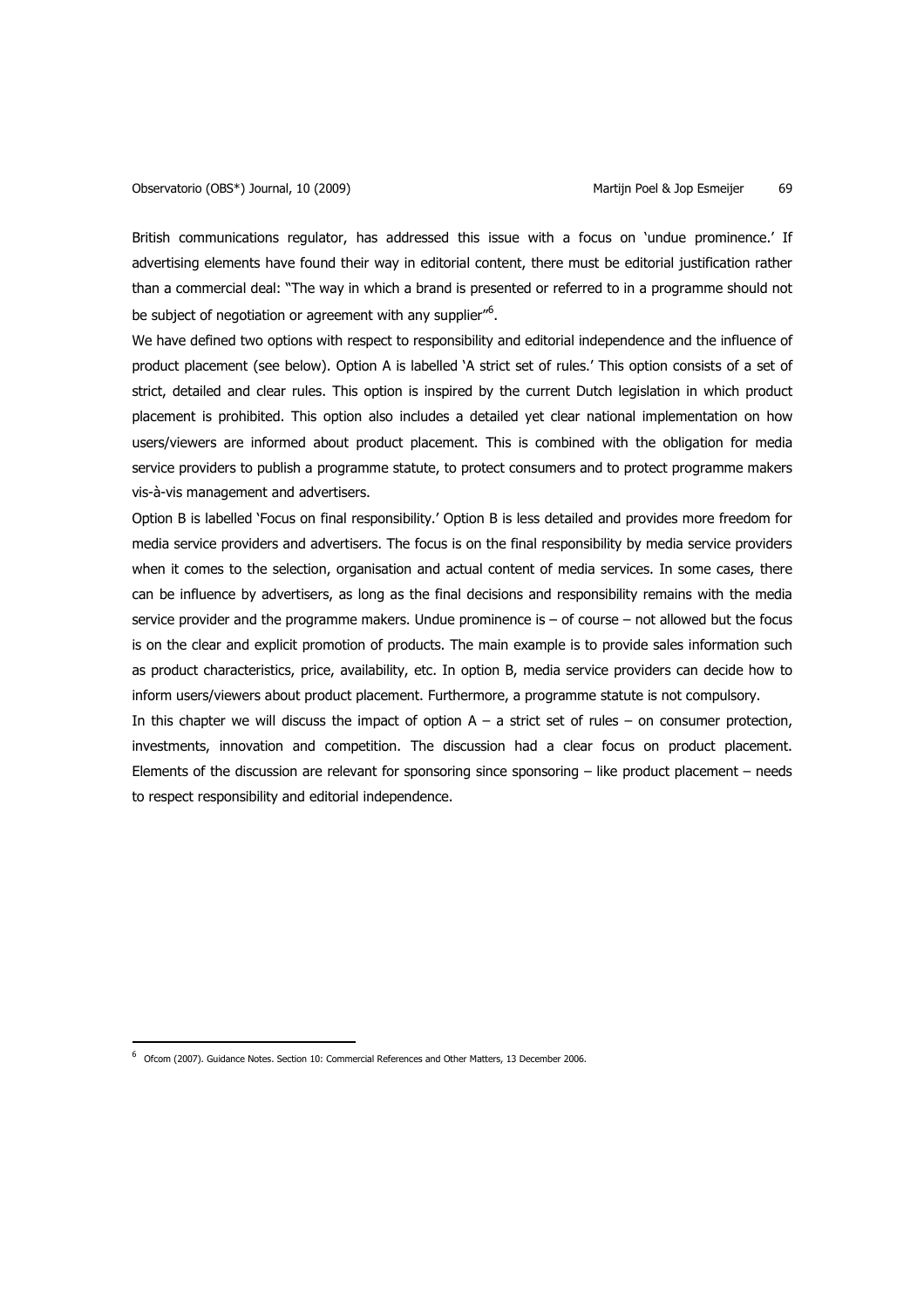British communications regulator, has addressed this issue with a focus on 'undue prominence.' If advertising elements have found their way in editorial content, there must be editorial justification rather than a commercial deal: "The way in which a brand is presented or referred to in a programme should not be subject of negotiation or agreement with any supplier"[6].

We have defined two options with respect to responsibility and editorial independence and the influence of product placement (see below). Option A is labelled 'A strict set of rules.' This option consists of a set of strict, detailed and clear rules. This option is inspired by the current Dutch legislation in which product placement is prohibited. This option also includes a detailed yet clear national implementation on how users/viewers are informed about product placement. This is combined with the obligation for media service providers to publish a programme statute, to protect consumers and to protect programme makers vis-à-vis management and advertisers.

Option B is labelled 'Focus on final responsibility.' Option B is less detailed and provides more freedom for media service providers and advertisers. The focus is on the final responsibility by media service providers when it comes to the selection, organisation and actual content of media services. In some cases, there can be influence by advertisers, as long as the final decisions and responsibility remains with the media service provider and the programme makers. Undue prominence is – of course – not allowed but the focus is on the clear and explicit promotion of products. The main example is to provide sales information such as product characteristics, price, availability, etc. In option B, media service providers can decide how to inform users/viewers about product placement. Furthermore, a programme statute is not compulsory.

In this chapter we will discuss the impact of option A – a strict set of rules – on consumer protection, investments, innovation and competition. The discussion had a clear focus on product placement. Elements of the discussion are relevant for sponsoring since sponsoring – like product placement – needs to respect responsibility and editorial independence.

---

[6] Ofcom (2007). Guidance Notes. Section 10: Commercial References and Other Matters, 13 December 2006.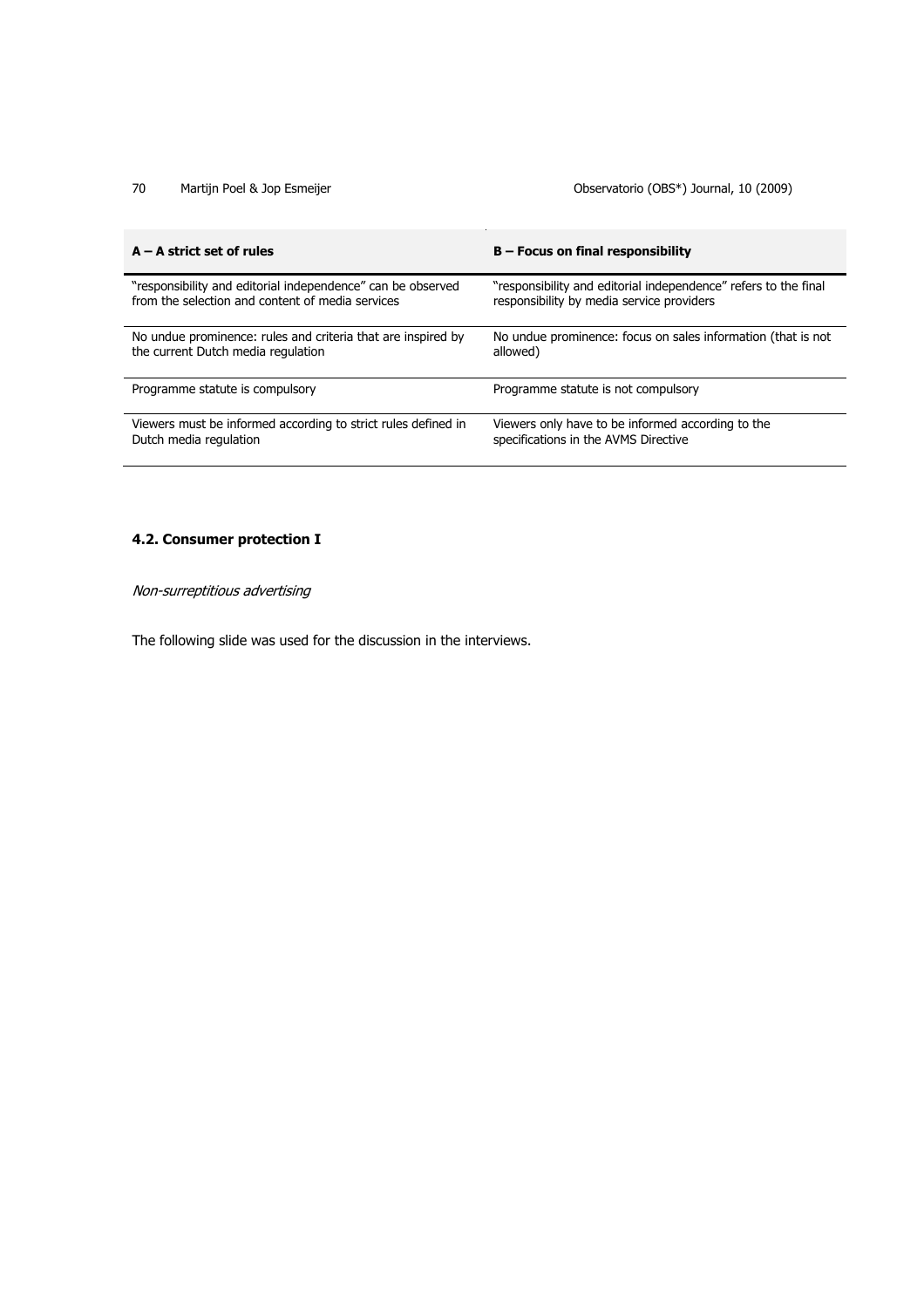| A – A strict set of rules | B – Focus on final responsibility |
|---|---|
| "responsibility and editorial independence" can be observed from the selection and content of media services | "responsibility and editorial independence" refers to the final responsibility by media service providers |
| No undue prominence: rules and criteria that are inspired by the current Dutch media regulation | No undue prominence: focus on sales information (that is not allowed) |
| Programme statute is compulsory | Programme statute is not compulsory |
| Viewers must be informed according to strict rules defined in Dutch media regulation | Viewers only have to be informed according to the specifications in the AVMS Directive |

### 4.2. Consumer protection I

*Non-surreptitious advertising*

The following slide was used for the discussion in the interviews.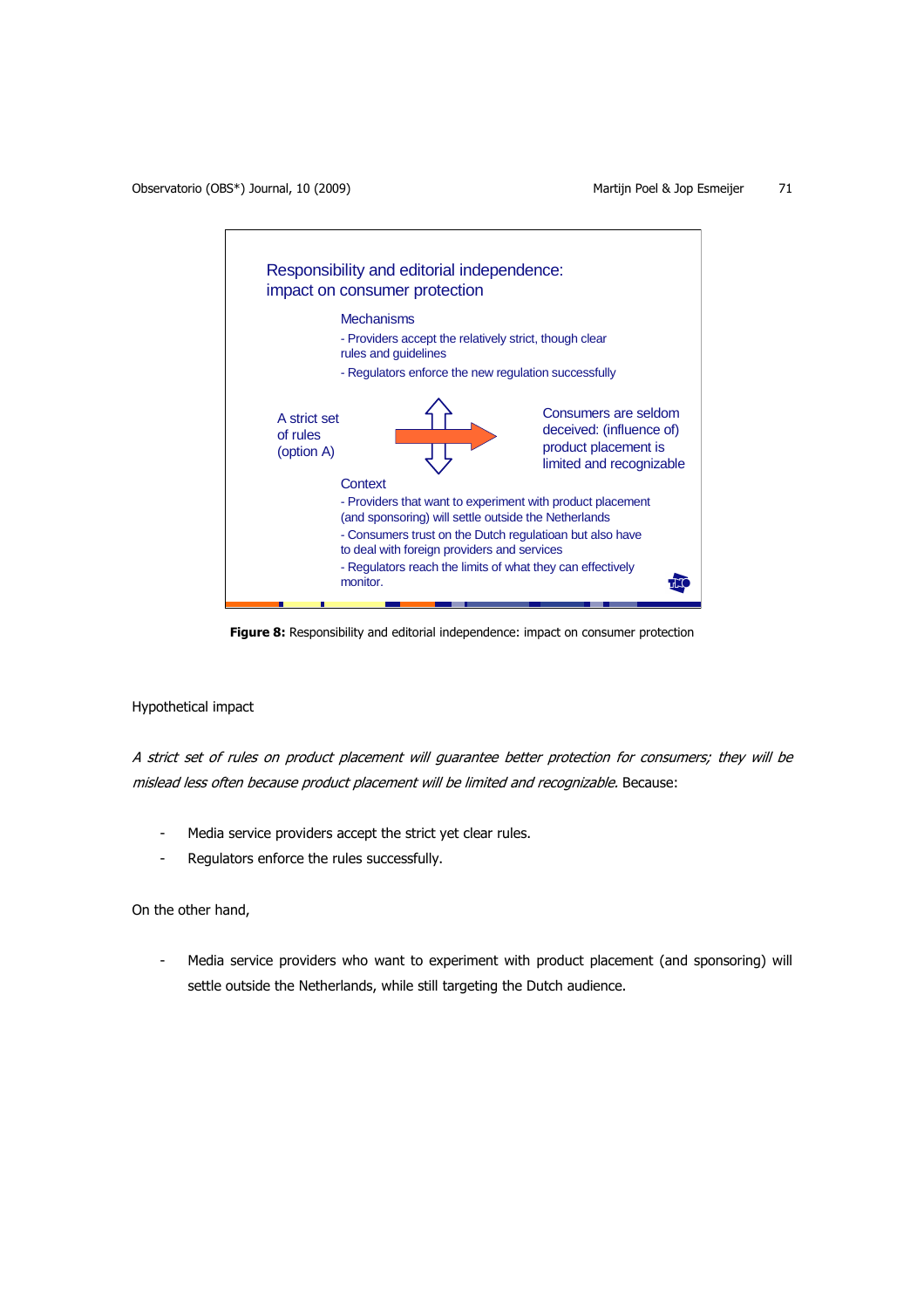Responsibility and editorial independence: impact on consumer protection

Mechanisms

- Providers accept the relatively strict, though clear rules and guidelines
- Regulators enforce the new regulation successfully

A strict set of rules (option A)

Consumers are seldom deceived: (influence of) product placement is limited and recognizable

Context

- Providers that want to experiment with product placement (and sponsoring) will settle outside the Netherlands
- Consumers trust on the Dutch regulatioan but also have to deal with foreign providers and services
- Regulators reach the limits of what they can effectively monitor.

**Figure 8:** Responsibility and editorial independence: impact on consumer protection

Hypothetical impact

*A strict set of rules on product placement will guarantee better protection for consumers; they will be mislead less often because product placement will be limited and recognizable.* Because:

- Media service providers accept the strict yet clear rules.
- Regulators enforce the rules successfully.

On the other hand,

- Media service providers who want to experiment with product placement (and sponsoring) will settle outside the Netherlands, while still targeting the Dutch audience.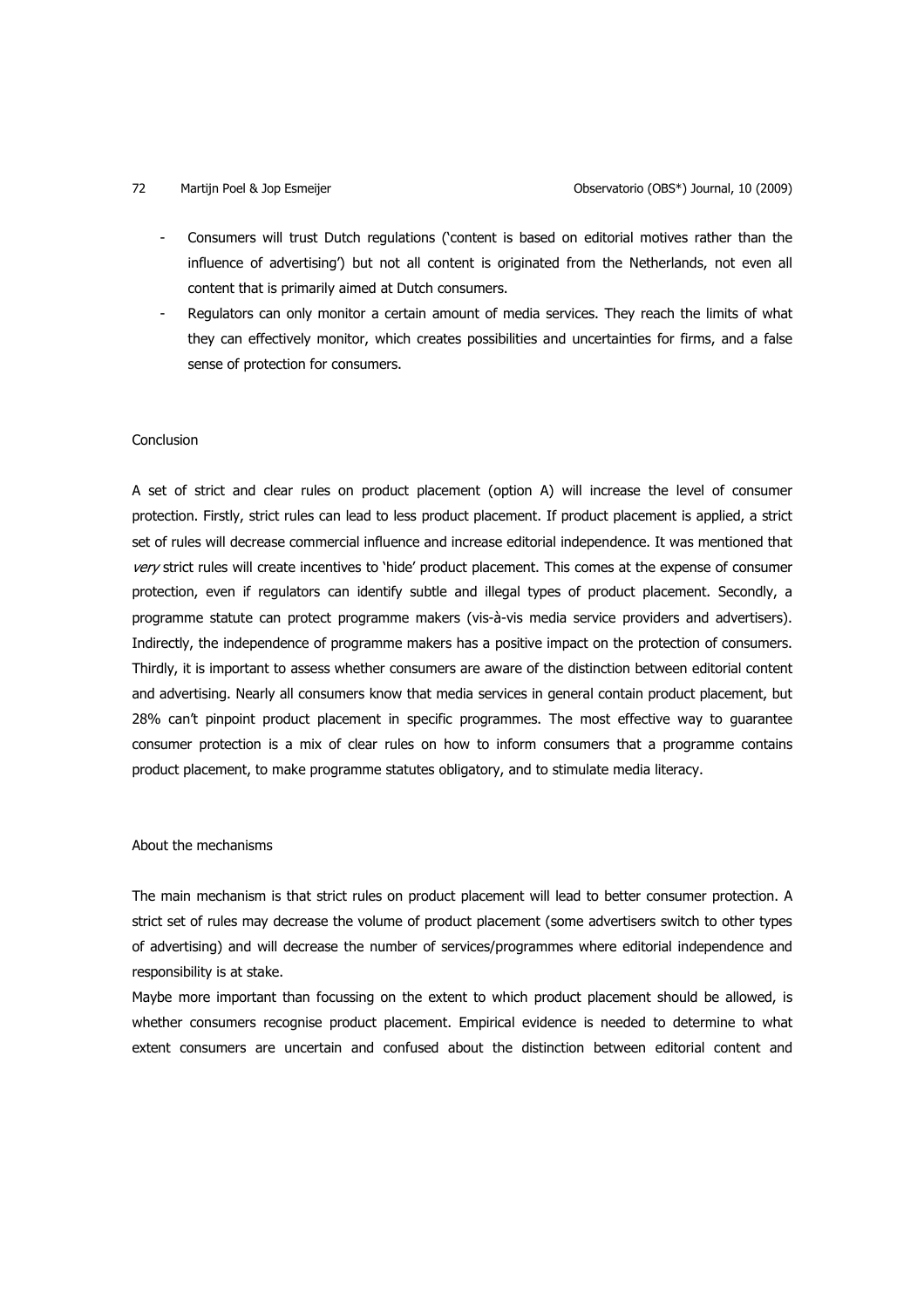- Consumers will trust Dutch regulations ('content is based on editorial motives rather than the influence of advertising') but not all content is originated from the Netherlands, not even all content that is primarily aimed at Dutch consumers.
- Regulators can only monitor a certain amount of media services. They reach the limits of what they can effectively monitor, which creates possibilities and uncertainties for firms, and a false sense of protection for consumers.

Conclusion

A set of strict and clear rules on product placement (option A) will increase the level of consumer protection. Firstly, strict rules can lead to less product placement. If product placement is applied, a strict set of rules will decrease commercial influence and increase editorial independence. It was mentioned that *very* strict rules will create incentives to 'hide' product placement. This comes at the expense of consumer protection, even if regulators can identify subtle and illegal types of product placement. Secondly, a programme statute can protect programme makers (vis-à-vis media service providers and advertisers). Indirectly, the independence of programme makers has a positive impact on the protection of consumers. Thirdly, it is important to assess whether consumers are aware of the distinction between editorial content and advertising. Nearly all consumers know that media services in general contain product placement, but 28% can't pinpoint product placement in specific programmes. The most effective way to guarantee consumer protection is a mix of clear rules on how to inform consumers that a programme contains product placement, to make programme statutes obligatory, and to stimulate media literacy.

About the mechanisms

The main mechanism is that strict rules on product placement will lead to better consumer protection. A strict set of rules may decrease the volume of product placement (some advertisers switch to other types of advertising) and will decrease the number of services/programmes where editorial independence and responsibility is at stake.

Maybe more important than focussing on the extent to which product placement should be allowed, is whether consumers recognise product placement. Empirical evidence is needed to determine to what extent consumers are uncertain and confused about the distinction between editorial content and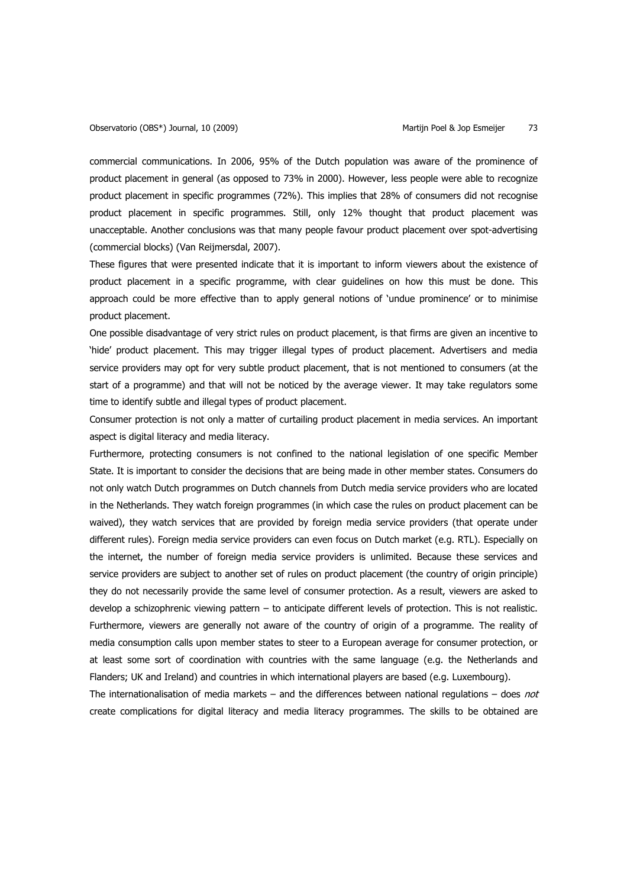commercial communications. In 2006, 95% of the Dutch population was aware of the prominence of product placement in general (as opposed to 73% in 2000). However, less people were able to recognize product placement in specific programmes (72%). This implies that 28% of consumers did not recognise product placement in specific programmes. Still, only 12% thought that product placement was unacceptable. Another conclusions was that many people favour product placement over spot-advertising (commercial blocks) (Van Reijmersdal, 2007).

These figures that were presented indicate that it is important to inform viewers about the existence of product placement in a specific programme, with clear guidelines on how this must be done. This approach could be more effective than to apply general notions of 'undue prominence' or to minimise product placement.

One possible disadvantage of very strict rules on product placement, is that firms are given an incentive to 'hide' product placement. This may trigger illegal types of product placement. Advertisers and media service providers may opt for very subtle product placement, that is not mentioned to consumers (at the start of a programme) and that will not be noticed by the average viewer. It may take regulators some time to identify subtle and illegal types of product placement.

Consumer protection is not only a matter of curtailing product placement in media services. An important aspect is digital literacy and media literacy.

Furthermore, protecting consumers is not confined to the national legislation of one specific Member State. It is important to consider the decisions that are being made in other member states. Consumers do not only watch Dutch programmes on Dutch channels from Dutch media service providers who are located in the Netherlands. They watch foreign programmes (in which case the rules on product placement can be waived), they watch services that are provided by foreign media service providers (that operate under different rules). Foreign media service providers can even focus on Dutch market (e.g. RTL). Especially on the internet, the number of foreign media service providers is unlimited. Because these services and service providers are subject to another set of rules on product placement (the country of origin principle) they do not necessarily provide the same level of consumer protection. As a result, viewers are asked to develop a schizophrenic viewing pattern – to anticipate different levels of protection. This is not realistic. Furthermore, viewers are generally not aware of the country of origin of a programme. The reality of media consumption calls upon member states to steer to a European average for consumer protection, or at least some sort of coordination with countries with the same language (e.g. the Netherlands and Flanders; UK and Ireland) and countries in which international players are based (e.g. Luxembourg).

The internationalisation of media markets – and the differences between national regulations – does *not* create complications for digital literacy and media literacy programmes. The skills to be obtained are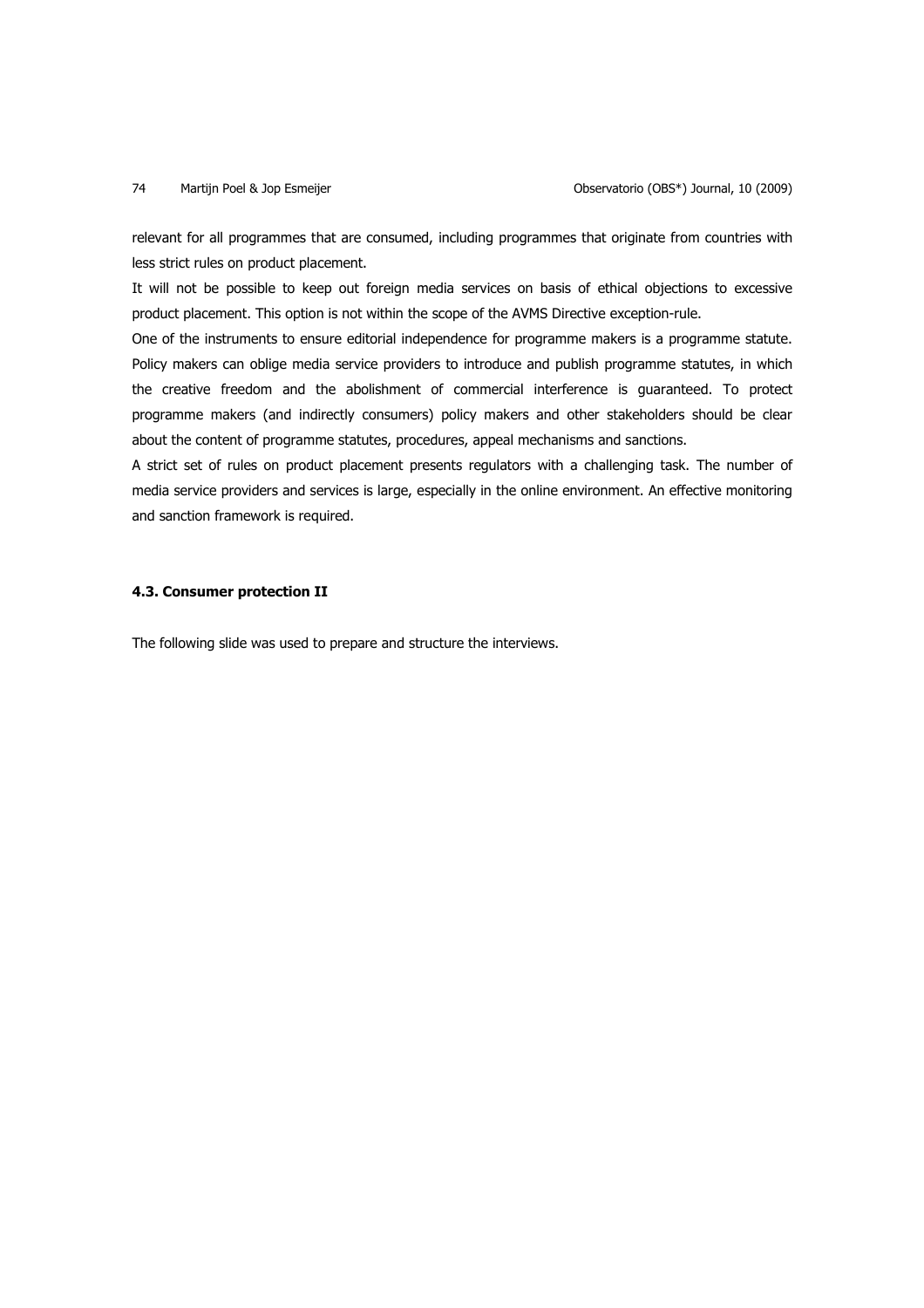relevant for all programmes that are consumed, including programmes that originate from countries with less strict rules on product placement.

It will not be possible to keep out foreign media services on basis of ethical objections to excessive product placement. This option is not within the scope of the AVMS Directive exception-rule.

One of the instruments to ensure editorial independence for programme makers is a programme statute. Policy makers can oblige media service providers to introduce and publish programme statutes, in which the creative freedom and the abolishment of commercial interference is guaranteed. To protect programme makers (and indirectly consumers) policy makers and other stakeholders should be clear about the content of programme statutes, procedures, appeal mechanisms and sanctions.

A strict set of rules on product placement presents regulators with a challenging task. The number of media service providers and services is large, especially in the online environment. An effective monitoring and sanction framework is required.

### 4.3. Consumer protection II

The following slide was used to prepare and structure the interviews.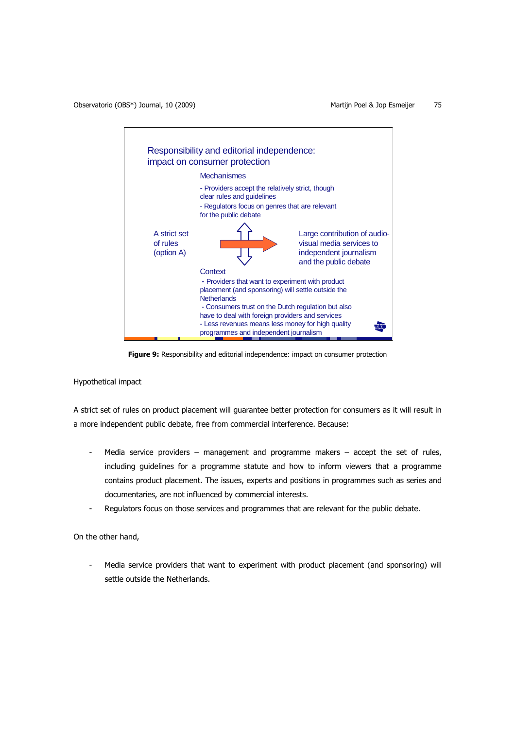Responsibility and editorial independence: impact on consumer protection

Mechanismes

- Providers accept the relatively strict, though clear rules and guidelines
- Regulators focus on genres that are relevant for the public debate

A strict set of rules (option A)

Large contribution of audio-visual media services to independent journalism and the public debate

Context

- Providers that want to experiment with product placement (and sponsoring) will settle outside the Netherlands
- Consumers trust on the Dutch regulation but also have to deal with foreign providers and services
- Less revenues means less money for high quality programmes and independent journalism

**Figure 9:** Responsibility and editorial independence: impact on consumer protection

Hypothetical impact

A strict set of rules on product placement will guarantee better protection for consumers as it will result in a more independent public debate, free from commercial interference. Because:

- Media service providers – management and programme makers – accept the set of rules, including guidelines for a programme statute and how to inform viewers that a programme contains product placement. The issues, experts and positions in programmes such as series and documentaries, are not influenced by commercial interests.
- Regulators focus on those services and programmes that are relevant for the public debate.

On the other hand,

- Media service providers that want to experiment with product placement (and sponsoring) will settle outside the Netherlands.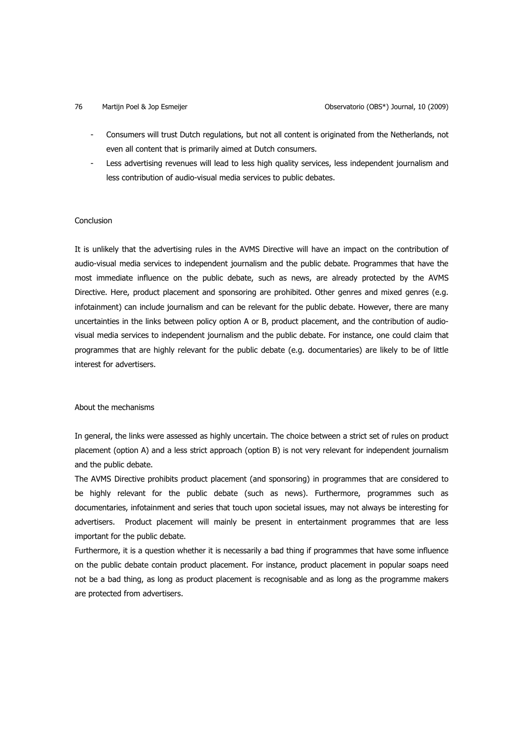- Consumers will trust Dutch regulations, but not all content is originated from the Netherlands, not even all content that is primarily aimed at Dutch consumers.
- Less advertising revenues will lead to less high quality services, less independent journalism and less contribution of audio-visual media services to public debates.

Conclusion

It is unlikely that the advertising rules in the AVMS Directive will have an impact on the contribution of audio-visual media services to independent journalism and the public debate. Programmes that have the most immediate influence on the public debate, such as news, are already protected by the AVMS Directive. Here, product placement and sponsoring are prohibited. Other genres and mixed genres (e.g. infotainment) can include journalism and can be relevant for the public debate. However, there are many uncertainties in the links between policy option A or B, product placement, and the contribution of audio-visual media services to independent journalism and the public debate. For instance, one could claim that programmes that are highly relevant for the public debate (e.g. documentaries) are likely to be of little interest for advertisers.

About the mechanisms

In general, the links were assessed as highly uncertain. The choice between a strict set of rules on product placement (option A) and a less strict approach (option B) is not very relevant for independent journalism and the public debate.

The AVMS Directive prohibits product placement (and sponsoring) in programmes that are considered to be highly relevant for the public debate (such as news). Furthermore, programmes such as documentaries, infotainment and series that touch upon societal issues, may not always be interesting for advertisers. Product placement will mainly be present in entertainment programmes that are less important for the public debate.

Furthermore, it is a question whether it is necessarily a bad thing if programmes that have some influence on the public debate contain product placement. For instance, product placement in popular soaps need not be a bad thing, as long as product placement is recognisable and as long as the programme makers are protected from advertisers.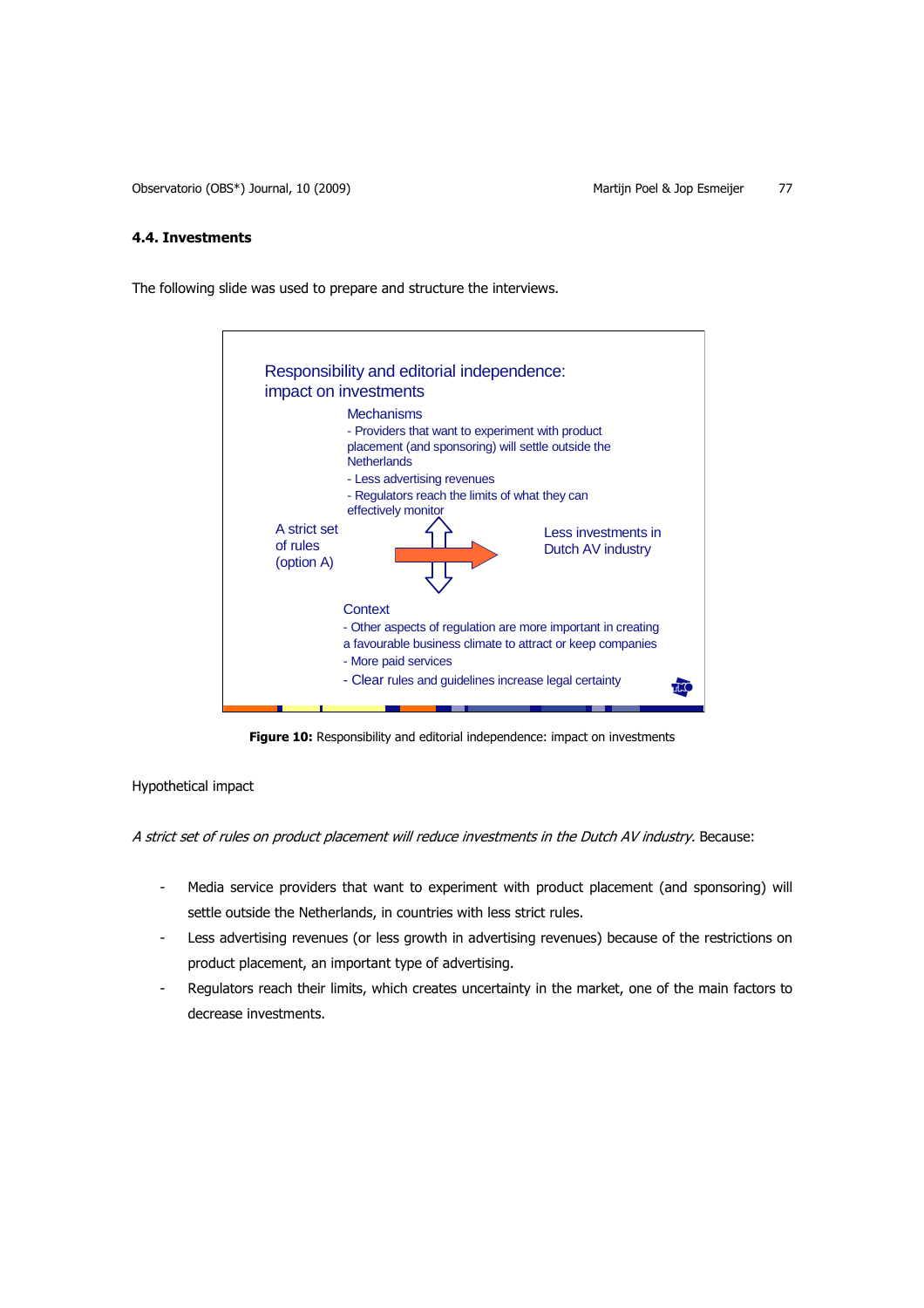### 4.4. Investments

The following slide was used to prepare and structure the interviews.

Responsibility and editorial independence: impact on investments

Mechanisms
- Providers that want to experiment with product placement (and sponsoring) will settle outside the Netherlands
- Less advertising revenues
- Regulators reach the limits of what they can effectively monitor

A strict set of rules (option A) → Less investments in Dutch AV industry

Context
- Other aspects of regulation are more important in creating a favourable business climate to attract or keep companies
- More paid services
- Clear rules and guidelines increase legal certainty

**Figure 10:** Responsibility and editorial independence: impact on investments

Hypothetical impact

*A strict set of rules on product placement will reduce investments in the Dutch AV industry.* Because:

- Media service providers that want to experiment with product placement (and sponsoring) will settle outside the Netherlands, in countries with less strict rules.
- Less advertising revenues (or less growth in advertising revenues) because of the restrictions on product placement, an important type of advertising.
- Regulators reach their limits, which creates uncertainty in the market, one of the main factors to decrease investments.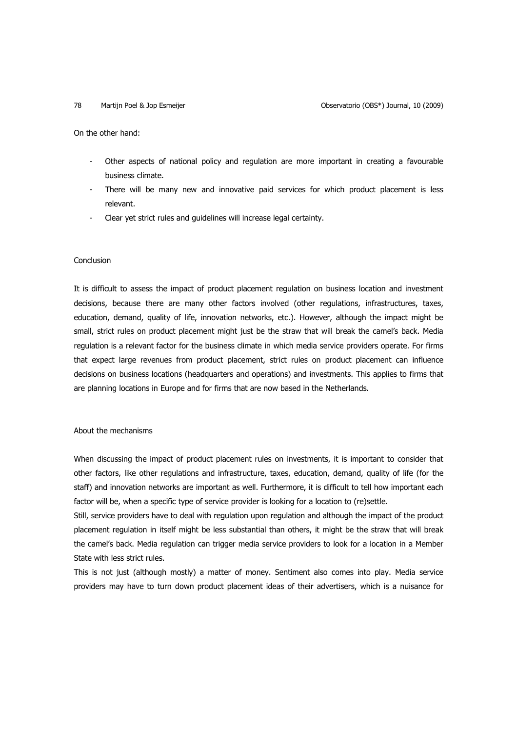On the other hand:

- Other aspects of national policy and regulation are more important in creating a favourable business climate.
- There will be many new and innovative paid services for which product placement is less relevant.
- Clear yet strict rules and guidelines will increase legal certainty.

Conclusion

It is difficult to assess the impact of product placement regulation on business location and investment decisions, because there are many other factors involved (other regulations, infrastructures, taxes, education, demand, quality of life, innovation networks, etc.). However, although the impact might be small, strict rules on product placement might just be the straw that will break the camel's back. Media regulation is a relevant factor for the business climate in which media service providers operate. For firms that expect large revenues from product placement, strict rules on product placement can influence decisions on business locations (headquarters and operations) and investments. This applies to firms that are planning locations in Europe and for firms that are now based in the Netherlands.

About the mechanisms

When discussing the impact of product placement rules on investments, it is important to consider that other factors, like other regulations and infrastructure, taxes, education, demand, quality of life (for the staff) and innovation networks are important as well. Furthermore, it is difficult to tell how important each factor will be, when a specific type of service provider is looking for a location to (re)settle.

Still, service providers have to deal with regulation upon regulation and although the impact of the product placement regulation in itself might be less substantial than others, it might be the straw that will break the camel's back. Media regulation can trigger media service providers to look for a location in a Member State with less strict rules.

This is not just (although mostly) a matter of money. Sentiment also comes into play. Media service providers may have to turn down product placement ideas of their advertisers, which is a nuisance for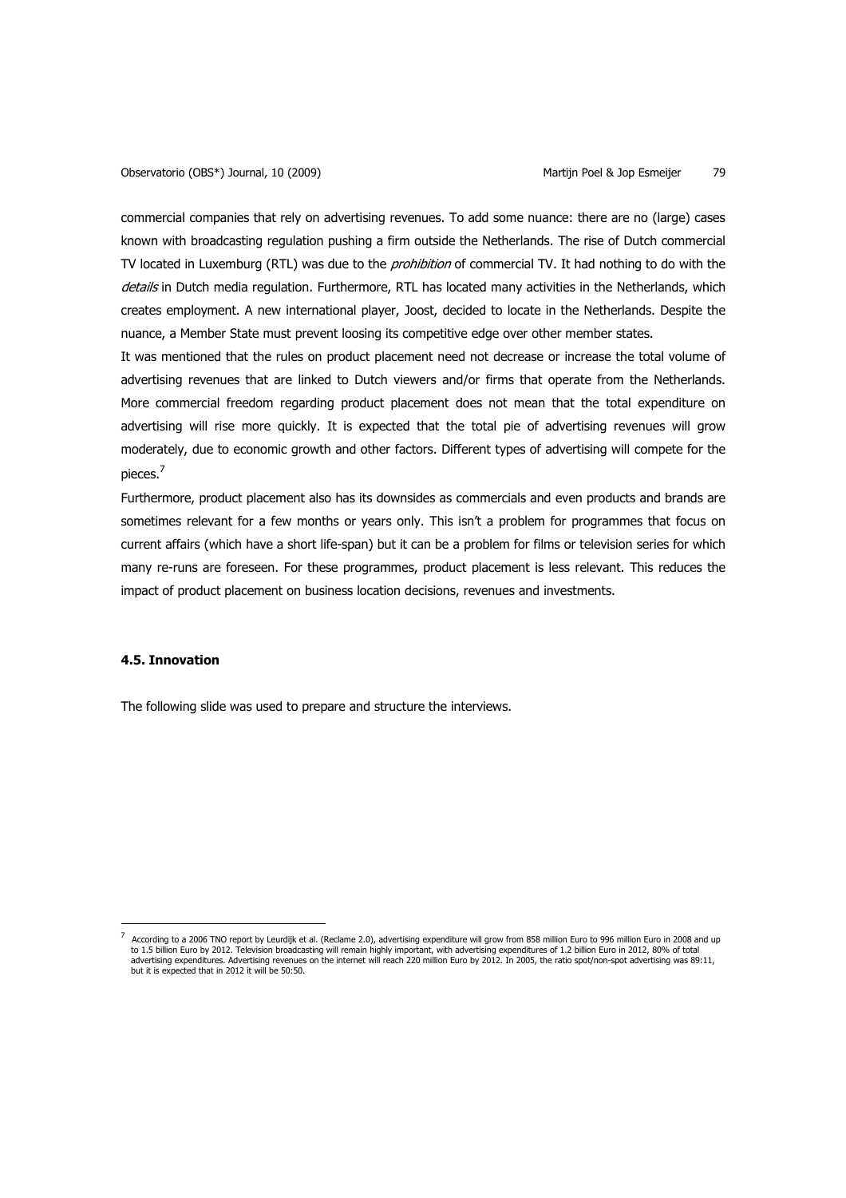commercial companies that rely on advertising revenues. To add some nuance: there are no (large) cases known with broadcasting regulation pushing a firm outside the Netherlands. The rise of Dutch commercial TV located in Luxemburg (RTL) was due to the *prohibition* of commercial TV. It had nothing to do with the *details* in Dutch media regulation. Furthermore, RTL has located many activities in the Netherlands, which creates employment. A new international player, Joost, decided to locate in the Netherlands. Despite the nuance, a Member State must prevent loosing its competitive edge over other member states.

It was mentioned that the rules on product placement need not decrease or increase the total volume of advertising revenues that are linked to Dutch viewers and/or firms that operate from the Netherlands. More commercial freedom regarding product placement does not mean that the total expenditure on advertising will rise more quickly. It is expected that the total pie of advertising revenues will grow moderately, due to economic growth and other factors. Different types of advertising will compete for the pieces.[7]

Furthermore, product placement also has its downsides as commercials and even products and brands are sometimes relevant for a few months or years only. This isn't a problem for programmes that focus on current affairs (which have a short life-span) but it can be a problem for films or television series for which many re-runs are foreseen. For these programmes, product placement is less relevant. This reduces the impact of product placement on business location decisions, revenues and investments.

### 4.5. Innovation

The following slide was used to prepare and structure the interviews.

---

[7] According to a 2006 TNO report by Leurdijk et al. (Reclame 2.0), advertising expenditure will grow from 858 million Euro to 996 million Euro in 2008 and up to 1.5 billion Euro by 2012. Television broadcasting will remain highly important, with advertising expenditures of 1.2 billion Euro in 2012, 80% of total advertising expenditures. Advertising revenues on the internet will reach 220 million Euro by 2012. In 2005, the ratio spot/non-spot advertising was 89:11, but it is expected that in 2012 it will be 50:50.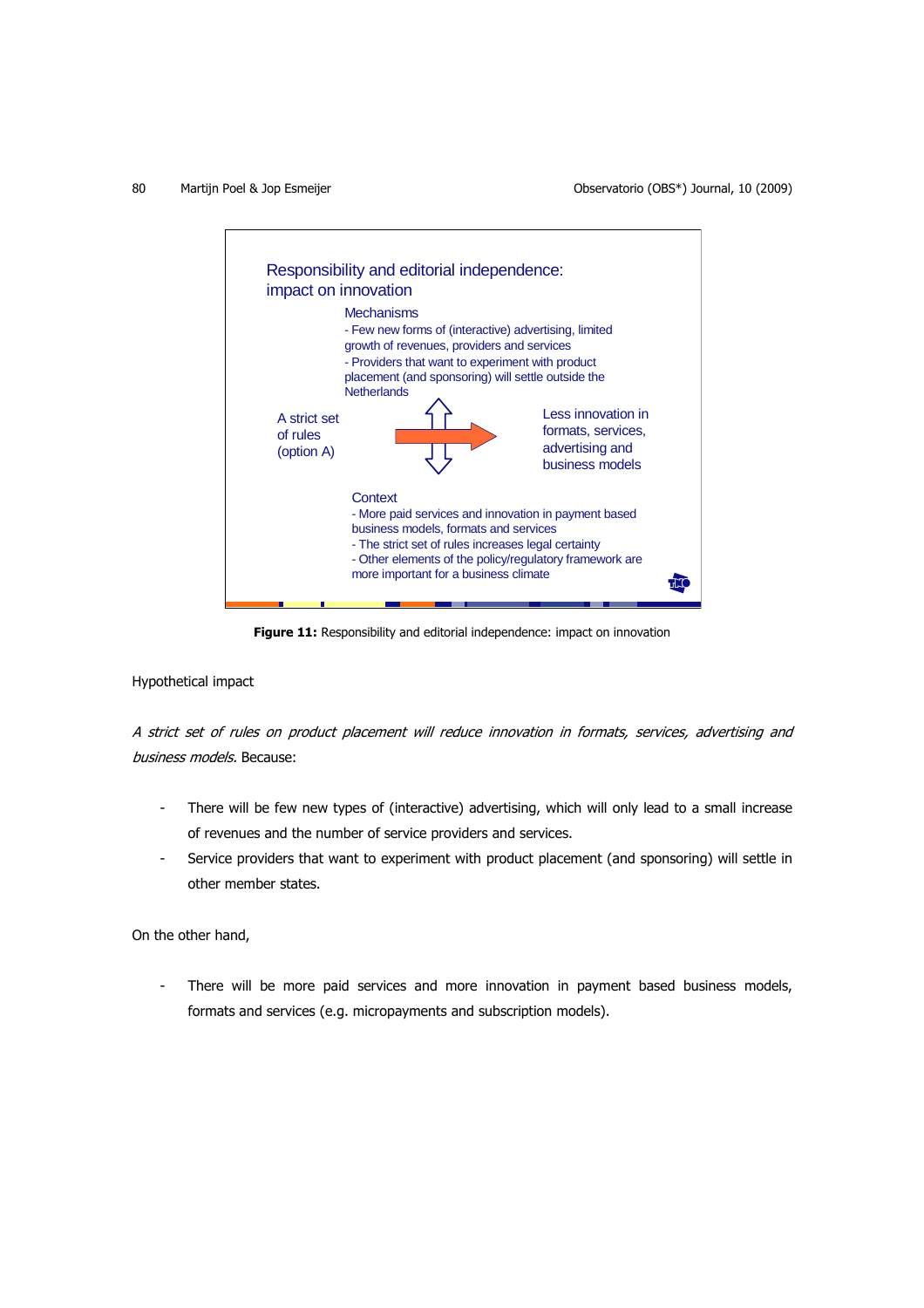Responsibility and editorial independence: impact on innovation

Mechanisms
- Few new forms of (interactive) advertising, limited growth of revenues, providers and services
- Providers that want to experiment with product placement (and sponsoring) will settle outside the Netherlands

A strict set of rules (option A)

Less innovation in formats, services, advertising and business models

Context
- More paid services and innovation in payment based business models, formats and services
- The strict set of rules increases legal certainty
- Other elements of the policy/regulatory framework are more important for a business climate

**Figure 11:** Responsibility and editorial independence: impact on innovation

Hypothetical impact

*A strict set of rules on product placement will reduce innovation in formats, services, advertising and business models.* Because:

- There will be few new types of (interactive) advertising, which will only lead to a small increase of revenues and the number of service providers and services.
- Service providers that want to experiment with product placement (and sponsoring) will settle in other member states.

On the other hand,

- There will be more paid services and more innovation in payment based business models, formats and services (e.g. micropayments and subscription models).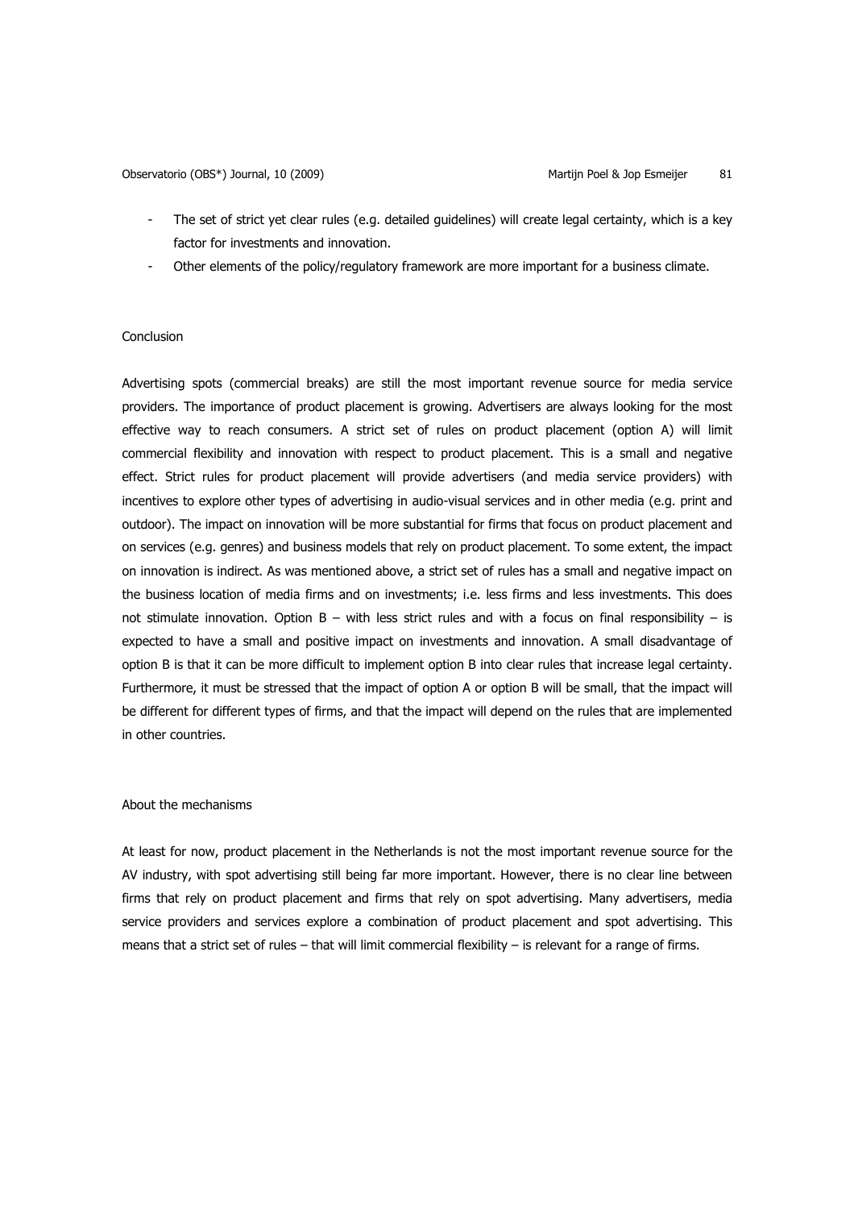- The set of strict yet clear rules (e.g. detailed guidelines) will create legal certainty, which is a key factor for investments and innovation.
- Other elements of the policy/regulatory framework are more important for a business climate.

Conclusion

Advertising spots (commercial breaks) are still the most important revenue source for media service providers. The importance of product placement is growing. Advertisers are always looking for the most effective way to reach consumers. A strict set of rules on product placement (option A) will limit commercial flexibility and innovation with respect to product placement. This is a small and negative effect. Strict rules for product placement will provide advertisers (and media service providers) with incentives to explore other types of advertising in audio-visual services and in other media (e.g. print and outdoor). The impact on innovation will be more substantial for firms that focus on product placement and on services (e.g. genres) and business models that rely on product placement. To some extent, the impact on innovation is indirect. As was mentioned above, a strict set of rules has a small and negative impact on the business location of media firms and on investments; i.e. less firms and less investments. This does not stimulate innovation. Option B – with less strict rules and with a focus on final responsibility – is expected to have a small and positive impact on investments and innovation. A small disadvantage of option B is that it can be more difficult to implement option B into clear rules that increase legal certainty. Furthermore, it must be stressed that the impact of option A or option B will be small, that the impact will be different for different types of firms, and that the impact will depend on the rules that are implemented in other countries.

About the mechanisms

At least for now, product placement in the Netherlands is not the most important revenue source for the AV industry, with spot advertising still being far more important. However, there is no clear line between firms that rely on product placement and firms that rely on spot advertising. Many advertisers, media service providers and services explore a combination of product placement and spot advertising. This means that a strict set of rules – that will limit commercial flexibility – is relevant for a range of firms.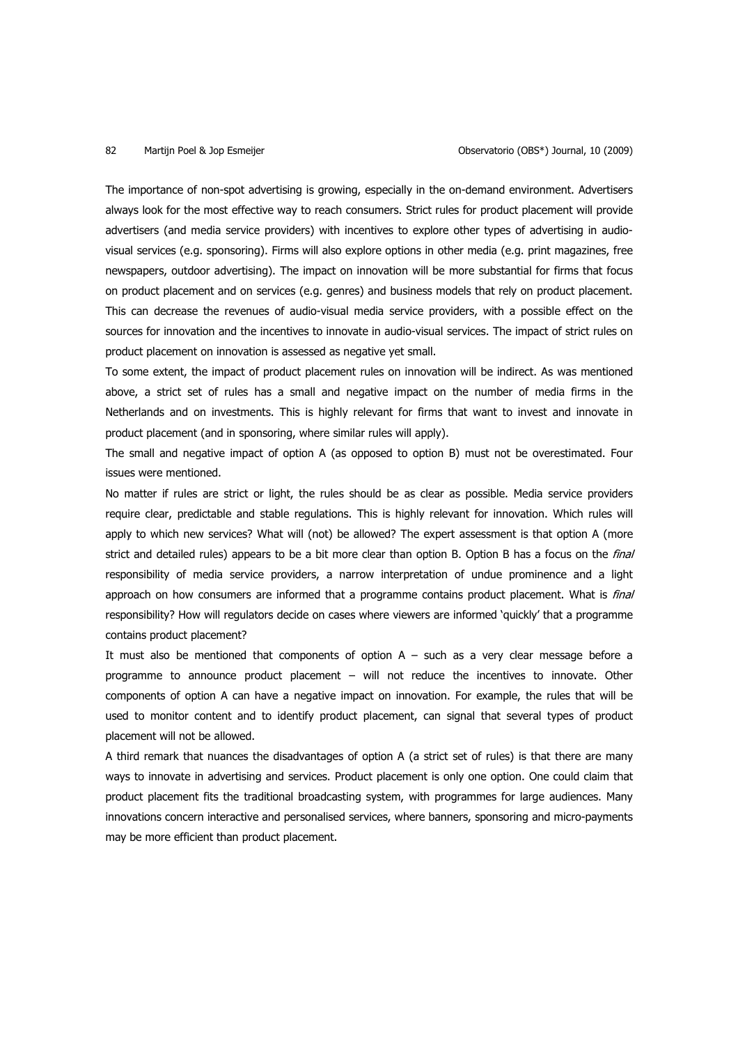The importance of non-spot advertising is growing, especially in the on-demand environment. Advertisers always look for the most effective way to reach consumers. Strict rules for product placement will provide advertisers (and media service providers) with incentives to explore other types of advertising in audio-visual services (e.g. sponsoring). Firms will also explore options in other media (e.g. print magazines, free newspapers, outdoor advertising). The impact on innovation will be more substantial for firms that focus on product placement and on services (e.g. genres) and business models that rely on product placement. This can decrease the revenues of audio-visual media service providers, with a possible effect on the sources for innovation and the incentives to innovate in audio-visual services. The impact of strict rules on product placement on innovation is assessed as negative yet small.

To some extent, the impact of product placement rules on innovation will be indirect. As was mentioned above, a strict set of rules has a small and negative impact on the number of media firms in the Netherlands and on investments. This is highly relevant for firms that want to invest and innovate in product placement (and in sponsoring, where similar rules will apply).

The small and negative impact of option A (as opposed to option B) must not be overestimated. Four issues were mentioned.

No matter if rules are strict or light, the rules should be as clear as possible. Media service providers require clear, predictable and stable regulations. This is highly relevant for innovation. Which rules will apply to which new services? What will (not) be allowed? The expert assessment is that option A (more strict and detailed rules) appears to be a bit more clear than option B. Option B has a focus on the *final* responsibility of media service providers, a narrow interpretation of undue prominence and a light approach on how consumers are informed that a programme contains product placement. What is *final* responsibility? How will regulators decide on cases where viewers are informed 'quickly' that a programme contains product placement?

It must also be mentioned that components of option A – such as a very clear message before a programme to announce product placement – will not reduce the incentives to innovate. Other components of option A can have a negative impact on innovation. For example, the rules that will be used to monitor content and to identify product placement, can signal that several types of product placement will not be allowed.

A third remark that nuances the disadvantages of option A (a strict set of rules) is that there are many ways to innovate in advertising and services. Product placement is only one option. One could claim that product placement fits the traditional broadcasting system, with programmes for large audiences. Many innovations concern interactive and personalised services, where banners, sponsoring and micro-payments may be more efficient than product placement.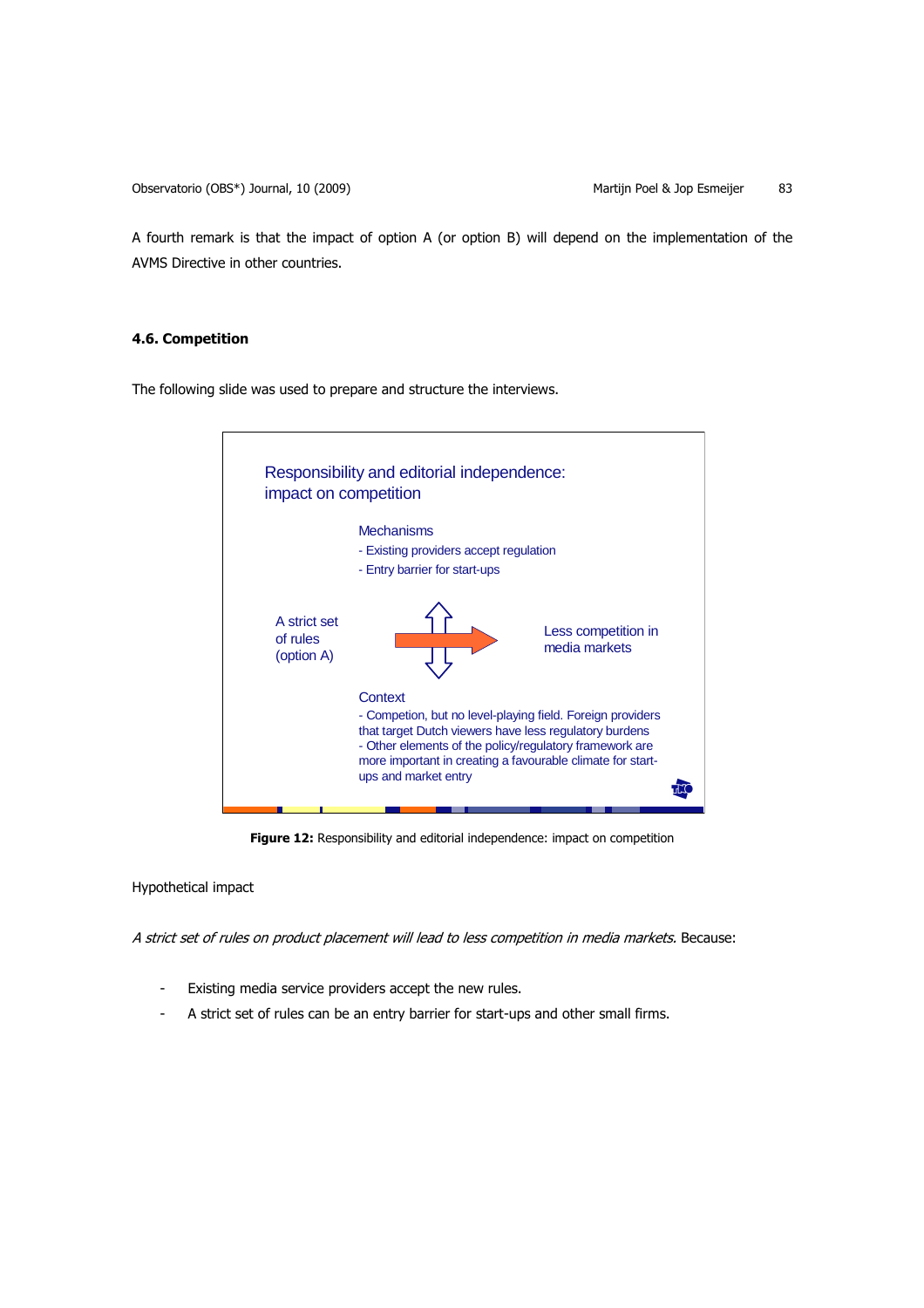A fourth remark is that the impact of option A (or option B) will depend on the implementation of the AVMS Directive in other countries.

### 4.6. Competition

The following slide was used to prepare and structure the interviews.

Responsibility and editorial independence: impact on competition

Mechanisms
- Existing providers accept regulation
- Entry barrier for start-ups

A strict set of rules (option A)

Less competition in media markets

Context
- Competion, but no level-playing field. Foreign providers that target Dutch viewers have less regulatory burdens
- Other elements of the policy/regulatory framework are more important in creating a favourable climate for start-ups and market entry

**Figure 12:** Responsibility and editorial independence: impact on competition

Hypothetical impact

*A strict set of rules on product placement will lead to less competition in media markets.* Because:

- Existing media service providers accept the new rules.
- A strict set of rules can be an entry barrier for start-ups and other small firms.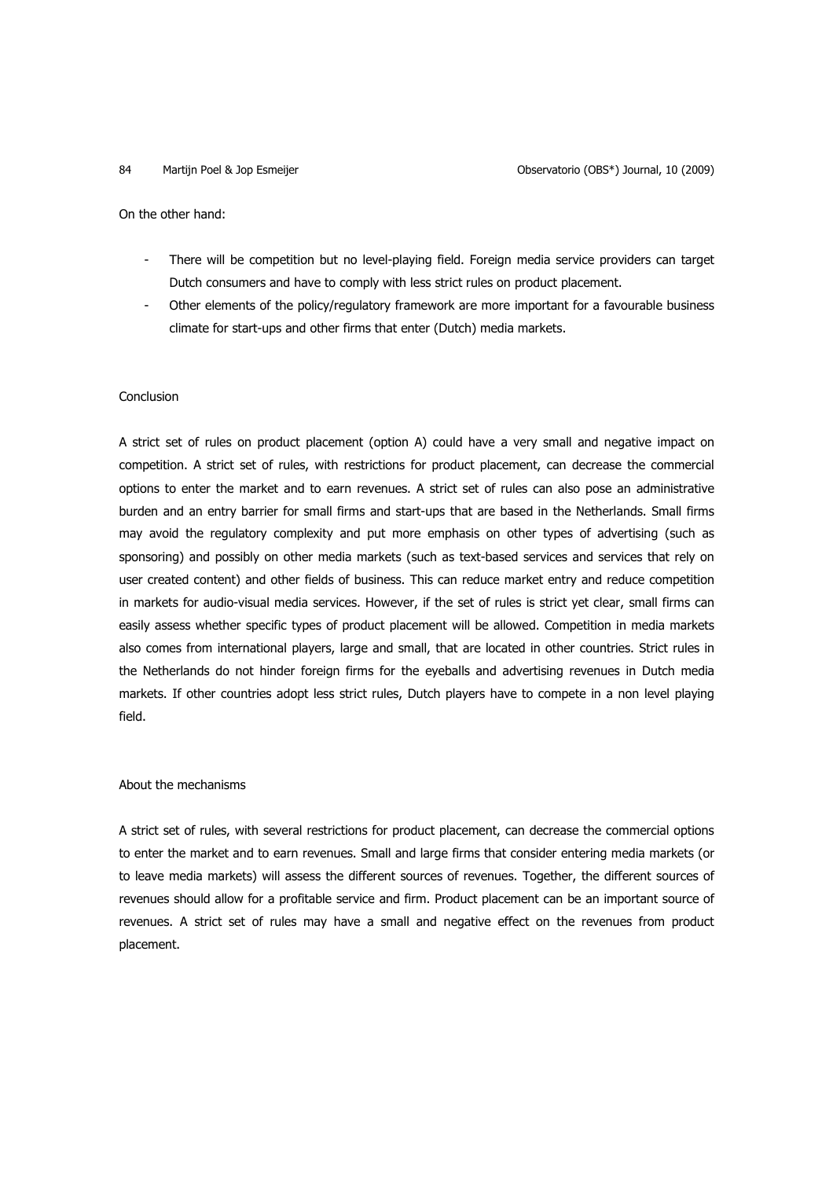On the other hand:

- There will be competition but no level-playing field. Foreign media service providers can target Dutch consumers and have to comply with less strict rules on product placement.
- Other elements of the policy/regulatory framework are more important for a favourable business climate for start-ups and other firms that enter (Dutch) media markets.

Conclusion

A strict set of rules on product placement (option A) could have a very small and negative impact on competition. A strict set of rules, with restrictions for product placement, can decrease the commercial options to enter the market and to earn revenues. A strict set of rules can also pose an administrative burden and an entry barrier for small firms and start-ups that are based in the Netherlands. Small firms may avoid the regulatory complexity and put more emphasis on other types of advertising (such as sponsoring) and possibly on other media markets (such as text-based services and services that rely on user created content) and other fields of business. This can reduce market entry and reduce competition in markets for audio-visual media services. However, if the set of rules is strict yet clear, small firms can easily assess whether specific types of product placement will be allowed. Competition in media markets also comes from international players, large and small, that are located in other countries. Strict rules in the Netherlands do not hinder foreign firms for the eyeballs and advertising revenues in Dutch media markets. If other countries adopt less strict rules, Dutch players have to compete in a non level playing field.

About the mechanisms

A strict set of rules, with several restrictions for product placement, can decrease the commercial options to enter the market and to earn revenues. Small and large firms that consider entering media markets (or to leave media markets) will assess the different sources of revenues. Together, the different sources of revenues should allow for a profitable service and firm. Product placement can be an important source of revenues. A strict set of rules may have a small and negative effect on the revenues from product placement.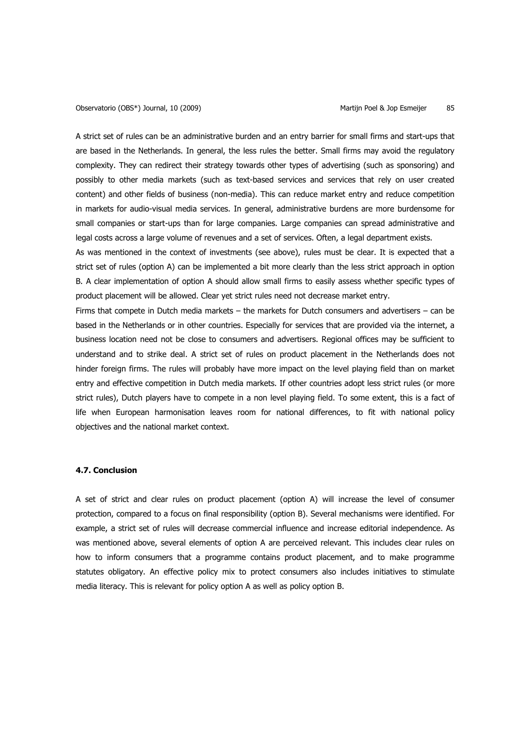A strict set of rules can be an administrative burden and an entry barrier for small firms and start-ups that are based in the Netherlands. In general, the less rules the better. Small firms may avoid the regulatory complexity. They can redirect their strategy towards other types of advertising (such as sponsoring) and possibly to other media markets (such as text-based services and services that rely on user created content) and other fields of business (non-media). This can reduce market entry and reduce competition in markets for audio-visual media services. In general, administrative burdens are more burdensome for small companies or start-ups than for large companies. Large companies can spread administrative and legal costs across a large volume of revenues and a set of services. Often, a legal department exists.

As was mentioned in the context of investments (see above), rules must be clear. It is expected that a strict set of rules (option A) can be implemented a bit more clearly than the less strict approach in option B. A clear implementation of option A should allow small firms to easily assess whether specific types of product placement will be allowed. Clear yet strict rules need not decrease market entry.

Firms that compete in Dutch media markets – the markets for Dutch consumers and advertisers – can be based in the Netherlands or in other countries. Especially for services that are provided via the internet, a business location need not be close to consumers and advertisers. Regional offices may be sufficient to understand and to strike deal. A strict set of rules on product placement in the Netherlands does not hinder foreign firms. The rules will probably have more impact on the level playing field than on market entry and effective competition in Dutch media markets. If other countries adopt less strict rules (or more strict rules), Dutch players have to compete in a non level playing field. To some extent, this is a fact of life when European harmonisation leaves room for national differences, to fit with national policy objectives and the national market context.

### 4.7. Conclusion

A set of strict and clear rules on product placement (option A) will increase the level of consumer protection, compared to a focus on final responsibility (option B). Several mechanisms were identified. For example, a strict set of rules will decrease commercial influence and increase editorial independence. As was mentioned above, several elements of option A are perceived relevant. This includes clear rules on how to inform consumers that a programme contains product placement, and to make programme statutes obligatory. An effective policy mix to protect consumers also includes initiatives to stimulate media literacy. This is relevant for policy option A as well as policy option B.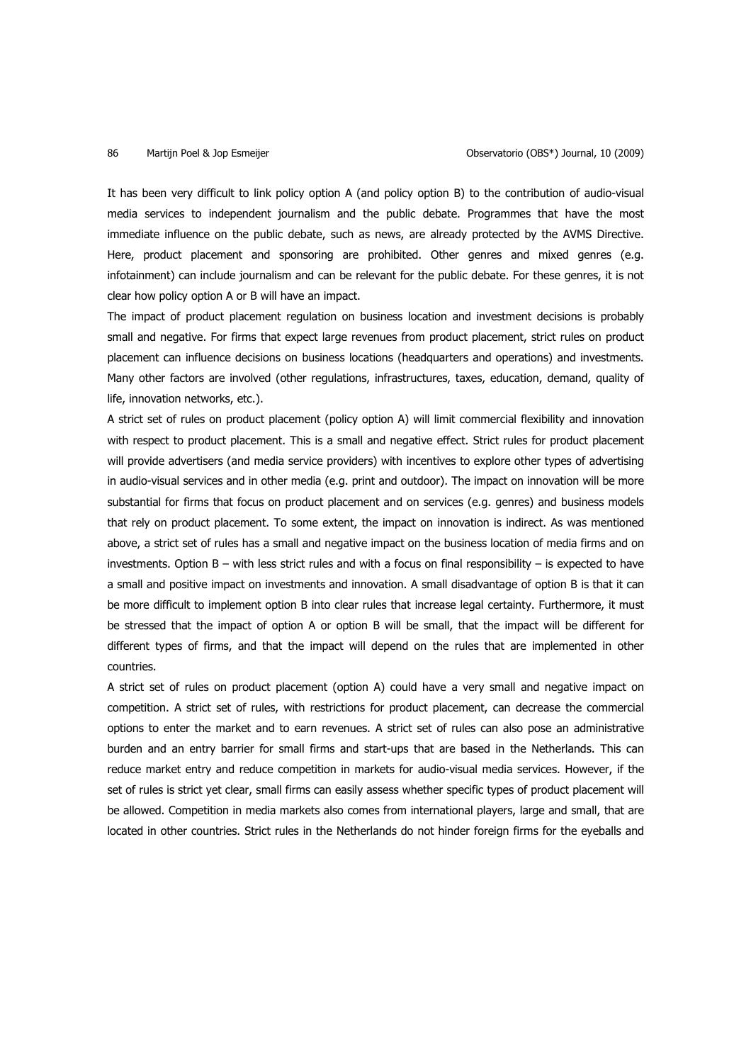It has been very difficult to link policy option A (and policy option B) to the contribution of audio-visual media services to independent journalism and the public debate. Programmes that have the most immediate influence on the public debate, such as news, are already protected by the AVMS Directive. Here, product placement and sponsoring are prohibited. Other genres and mixed genres (e.g. infotainment) can include journalism and can be relevant for the public debate. For these genres, it is not clear how policy option A or B will have an impact.

The impact of product placement regulation on business location and investment decisions is probably small and negative. For firms that expect large revenues from product placement, strict rules on product placement can influence decisions on business locations (headquarters and operations) and investments. Many other factors are involved (other regulations, infrastructures, taxes, education, demand, quality of life, innovation networks, etc.).

A strict set of rules on product placement (policy option A) will limit commercial flexibility and innovation with respect to product placement. This is a small and negative effect. Strict rules for product placement will provide advertisers (and media service providers) with incentives to explore other types of advertising in audio-visual services and in other media (e.g. print and outdoor). The impact on innovation will be more substantial for firms that focus on product placement and on services (e.g. genres) and business models that rely on product placement. To some extent, the impact on innovation is indirect. As was mentioned above, a strict set of rules has a small and negative impact on the business location of media firms and on investments. Option B – with less strict rules and with a focus on final responsibility – is expected to have a small and positive impact on investments and innovation. A small disadvantage of option B is that it can be more difficult to implement option B into clear rules that increase legal certainty. Furthermore, it must be stressed that the impact of option A or option B will be small, that the impact will be different for different types of firms, and that the impact will depend on the rules that are implemented in other countries.

A strict set of rules on product placement (option A) could have a very small and negative impact on competition. A strict set of rules, with restrictions for product placement, can decrease the commercial options to enter the market and to earn revenues. A strict set of rules can also pose an administrative burden and an entry barrier for small firms and start-ups that are based in the Netherlands. This can reduce market entry and reduce competition in markets for audio-visual media services. However, if the set of rules is strict yet clear, small firms can easily assess whether specific types of product placement will be allowed. Competition in media markets also comes from international players, large and small, that are located in other countries. Strict rules in the Netherlands do not hinder foreign firms for the eyeballs and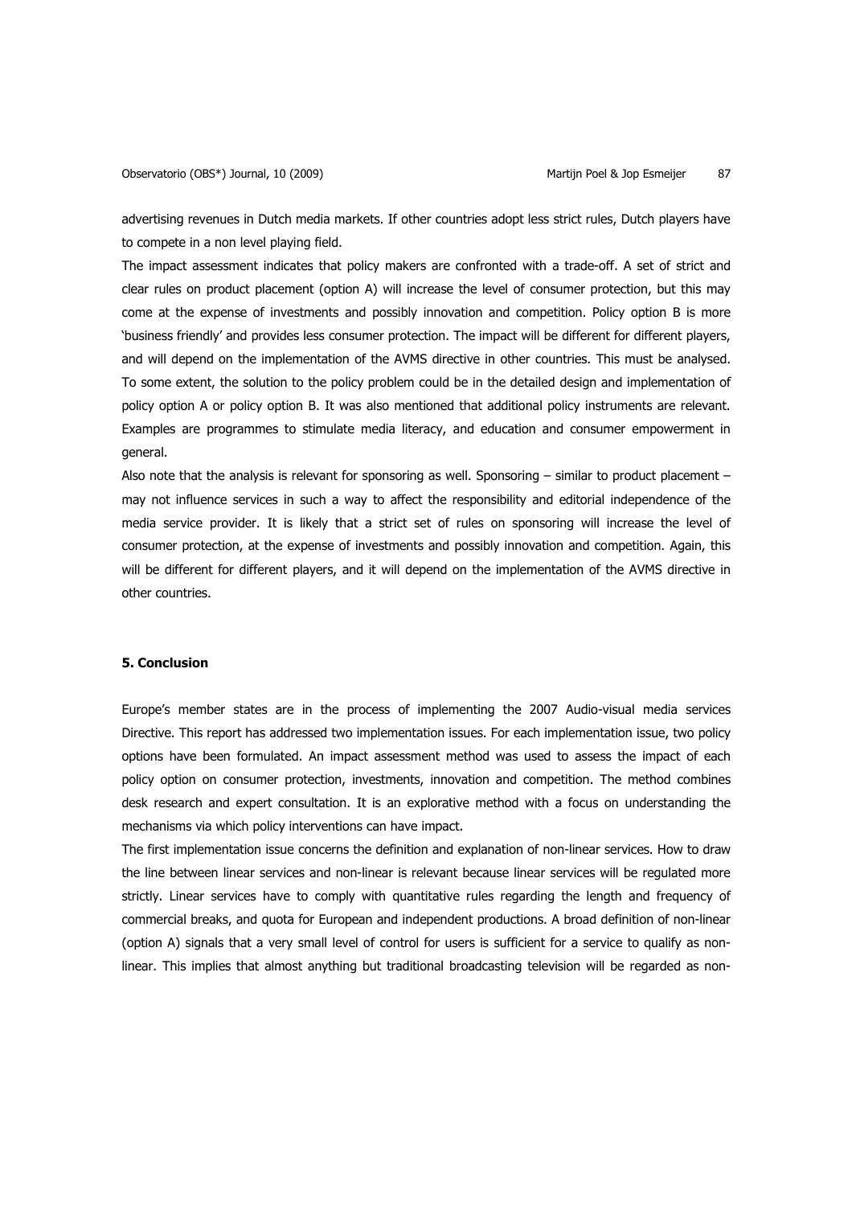advertising revenues in Dutch media markets. If other countries adopt less strict rules, Dutch players have to compete in a non level playing field.

The impact assessment indicates that policy makers are confronted with a trade-off. A set of strict and clear rules on product placement (option A) will increase the level of consumer protection, but this may come at the expense of investments and possibly innovation and competition. Policy option B is more 'business friendly' and provides less consumer protection. The impact will be different for different players, and will depend on the implementation of the AVMS directive in other countries. This must be analysed. To some extent, the solution to the policy problem could be in the detailed design and implementation of policy option A or policy option B. It was also mentioned that additional policy instruments are relevant. Examples are programmes to stimulate media literacy, and education and consumer empowerment in general.

Also note that the analysis is relevant for sponsoring as well. Sponsoring – similar to product placement – may not influence services in such a way to affect the responsibility and editorial independence of the media service provider. It is likely that a strict set of rules on sponsoring will increase the level of consumer protection, at the expense of investments and possibly innovation and competition. Again, this will be different for different players, and it will depend on the implementation of the AVMS directive in other countries.

## 5. Conclusion

Europe's member states are in the process of implementing the 2007 Audio-visual media services Directive. This report has addressed two implementation issues. For each implementation issue, two policy options have been formulated. An impact assessment method was used to assess the impact of each policy option on consumer protection, investments, innovation and competition. The method combines desk research and expert consultation. It is an explorative method with a focus on understanding the mechanisms via which policy interventions can have impact.

The first implementation issue concerns the definition and explanation of non-linear services. How to draw the line between linear services and non-linear is relevant because linear services will be regulated more strictly. Linear services have to comply with quantitative rules regarding the length and frequency of commercial breaks, and quota for European and independent productions. A broad definition of non-linear (option A) signals that a very small level of control for users is sufficient for a service to qualify as non-linear. This implies that almost anything but traditional broadcasting television will be regarded as non-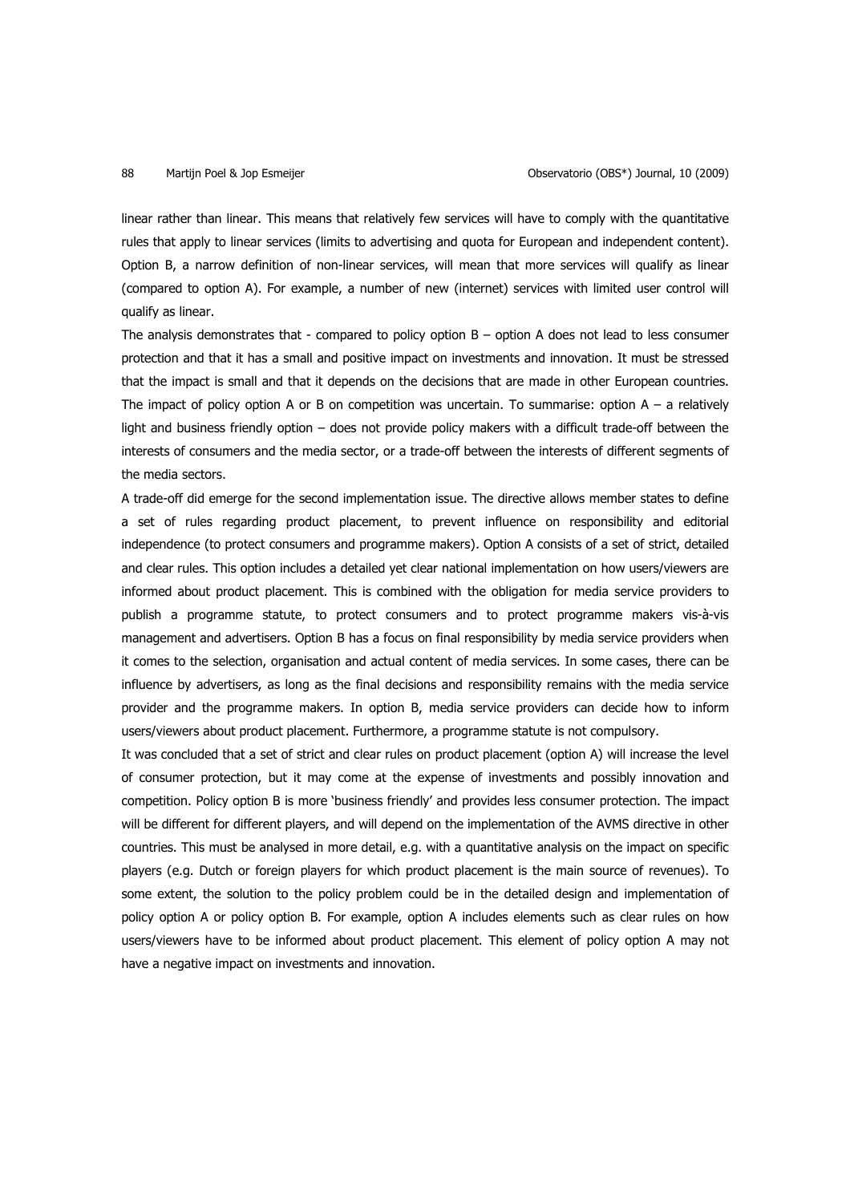linear rather than linear. This means that relatively few services will have to comply with the quantitative rules that apply to linear services (limits to advertising and quota for European and independent content). Option B, a narrow definition of non-linear services, will mean that more services will qualify as linear (compared to option A). For example, a number of new (internet) services with limited user control will qualify as linear.

The analysis demonstrates that - compared to policy option B – option A does not lead to less consumer protection and that it has a small and positive impact on investments and innovation. It must be stressed that the impact is small and that it depends on the decisions that are made in other European countries. The impact of policy option A or B on competition was uncertain. To summarise: option A – a relatively light and business friendly option – does not provide policy makers with a difficult trade-off between the interests of consumers and the media sector, or a trade-off between the interests of different segments of the media sectors.

A trade-off did emerge for the second implementation issue. The directive allows member states to define a set of rules regarding product placement, to prevent influence on responsibility and editorial independence (to protect consumers and programme makers). Option A consists of a set of strict, detailed and clear rules. This option includes a detailed yet clear national implementation on how users/viewers are informed about product placement. This is combined with the obligation for media service providers to publish a programme statute, to protect consumers and to protect programme makers vis-à-vis management and advertisers. Option B has a focus on final responsibility by media service providers when it comes to the selection, organisation and actual content of media services. In some cases, there can be influence by advertisers, as long as the final decisions and responsibility remains with the media service provider and the programme makers. In option B, media service providers can decide how to inform users/viewers about product placement. Furthermore, a programme statute is not compulsory.

It was concluded that a set of strict and clear rules on product placement (option A) will increase the level of consumer protection, but it may come at the expense of investments and possibly innovation and competition. Policy option B is more 'business friendly' and provides less consumer protection. The impact will be different for different players, and will depend on the implementation of the AVMS directive in other countries. This must be analysed in more detail, e.g. with a quantitative analysis on the impact on specific players (e.g. Dutch or foreign players for which product placement is the main source of revenues). To some extent, the solution to the policy problem could be in the detailed design and implementation of policy option A or policy option B. For example, option A includes elements such as clear rules on how users/viewers have to be informed about product placement. This element of policy option A may not have a negative impact on investments and innovation.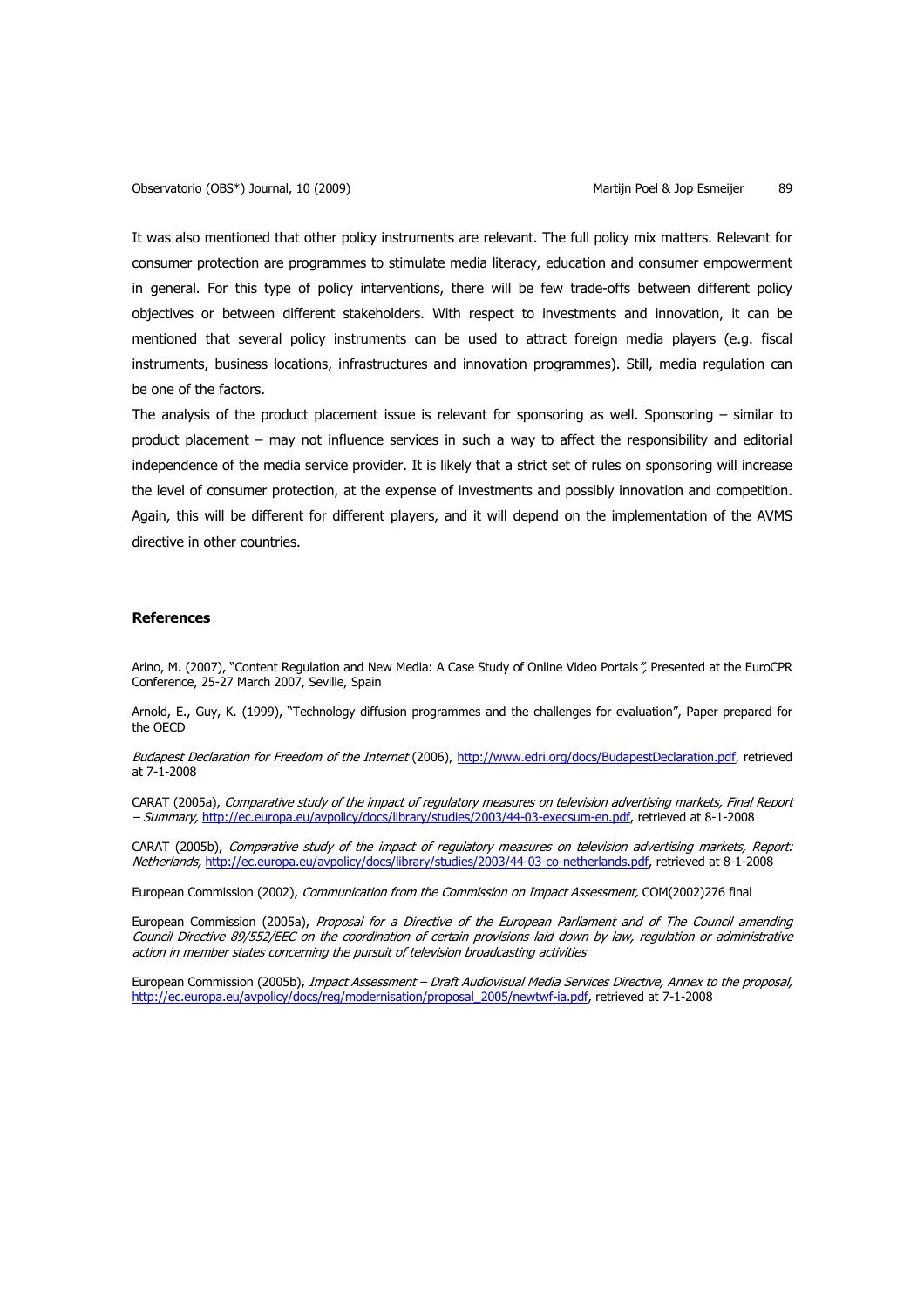It was also mentioned that other policy instruments are relevant. The full policy mix matters. Relevant for consumer protection are programmes to stimulate media literacy, education and consumer empowerment in general. For this type of policy interventions, there will be few trade-offs between different policy objectives or between different stakeholders. With respect to investments and innovation, it can be mentioned that several policy instruments can be used to attract foreign media players (e.g. fiscal instruments, business locations, infrastructures and innovation programmes). Still, media regulation can be one of the factors.

The analysis of the product placement issue is relevant for sponsoring as well. Sponsoring – similar to product placement – may not influence services in such a way to affect the responsibility and editorial independence of the media service provider. It is likely that a strict set of rules on sponsoring will increase the level of consumer protection, at the expense of investments and possibly innovation and competition. Again, this will be different for different players, and it will depend on the implementation of the AVMS directive in other countries.

## References

Arino, M. (2007), "Content Regulation and New Media: A Case Study of Online Video Portals*"*, Presented at the EuroCPR Conference, 25-27 March 2007, Seville, Spain

Arnold, E., Guy, K. (1999), "Technology diffusion programmes and the challenges for evaluation", Paper prepared for the OECD

*Budapest Declaration for Freedom of the Internet* (2006), http://www.edri.org/docs/BudapestDeclaration.pdf, retrieved at 7-1-2008

CARAT (2005a), *Comparative study of the impact of regulatory measures on television advertising markets, Final Report – Summary,* http://ec.europa.eu/avpolicy/docs/library/studies/2003/44-03-execsum-en.pdf, retrieved at 8-1-2008

CARAT (2005b), *Comparative study of the impact of regulatory measures on television advertising markets, Report: Netherlands,* http://ec.europa.eu/avpolicy/docs/library/studies/2003/44-03-co-netherlands.pdf, retrieved at 8-1-2008

European Commission (2002), *Communication from the Commission on Impact Assessment,* COM(2002)276 final

European Commission (2005a), *Proposal for a Directive of the European Parliament and of The Council amending Council Directive 89/552/EEC on the coordination of certain provisions laid down by law, regulation or administrative action in member states concerning the pursuit of television broadcasting activities*

European Commission (2005b), *Impact Assessment – Draft Audiovisual Media Services Directive, Annex to the proposal,* http://ec.europa.eu/avpolicy/docs/reg/modernisation/proposal_2005/newtwf-ia.pdf, retrieved at 7-1-2008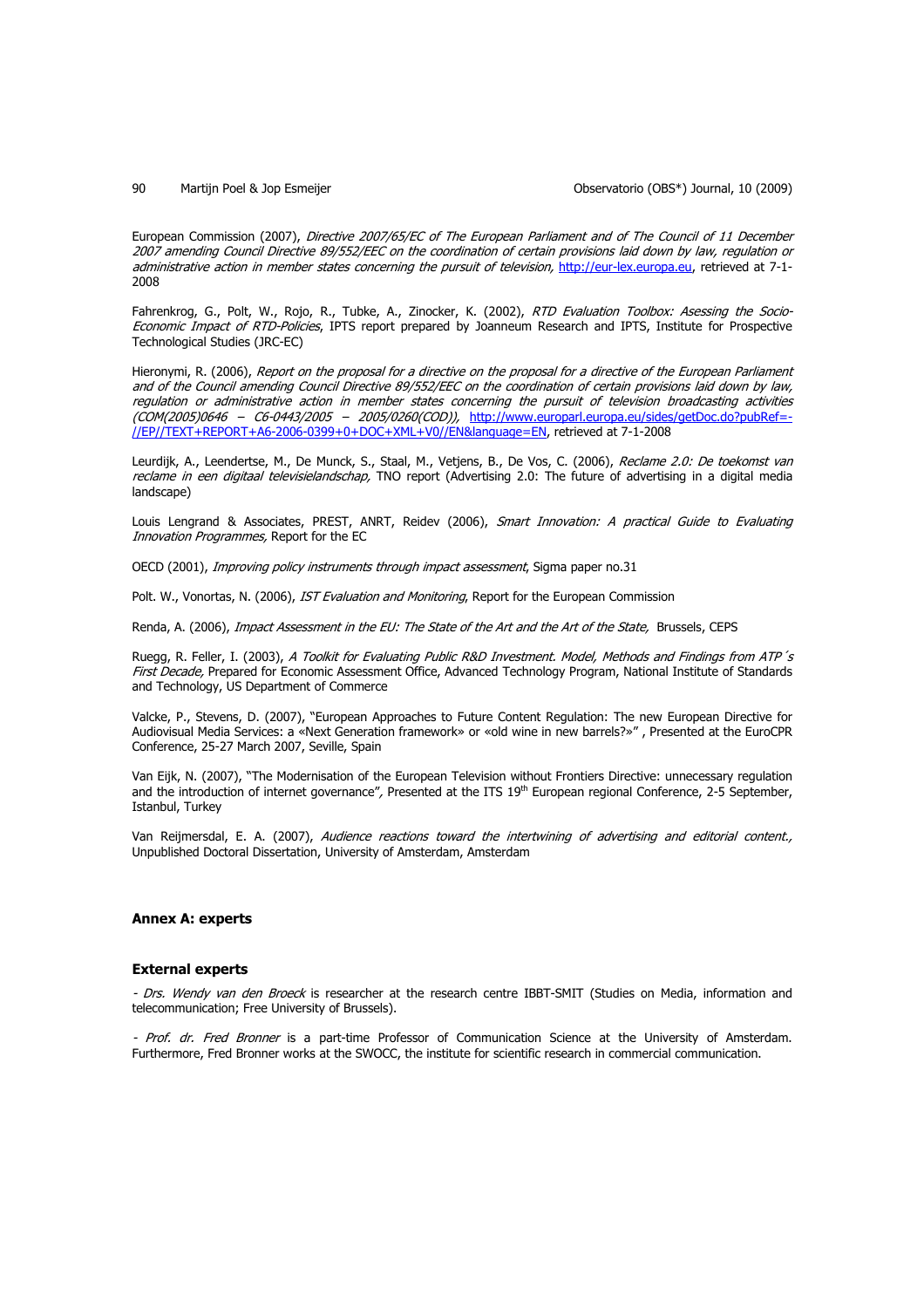European Commission (2007), *Directive 2007/65/EC of The European Parliament and of The Council of 11 December 2007 amending Council Directive 89/552/EEC on the coordination of certain provisions laid down by law, regulation or administrative action in member states concerning the pursuit of television,* http://eur-lex.europa.eu, retrieved at 7-1-2008

Fahrenkrog, G., Polt, W., Rojo, R., Tubke, A., Zinocker, K. (2002), *RTD Evaluation Toolbox: Asessing the Socio-Economic Impact of RTD-Policies*, IPTS report prepared by Joanneum Research and IPTS, Institute for Prospective Technological Studies (JRC-EC)

Hieronymi, R. (2006), *Report on the proposal for a directive on the proposal for a directive of the European Parliament and of the Council amending Council Directive 89/552/EEC on the coordination of certain provisions laid down by law, regulation or administrative action in member states concerning the pursuit of television broadcasting activities (COM(2005)0646 – C6-0443/2005 – 2005/0260(COD)),* http://www.europarl.europa.eu/sides/getDoc.do?pubRef=-//EP//TEXT+REPORT+A6-2006-0399+0+DOC+XML+V0//EN&language=EN, retrieved at 7-1-2008

Leurdijk, A., Leendertse, M., De Munck, S., Staal, M., Vetjens, B., De Vos, C. (2006), *Reclame 2.0: De toekomst van reclame in een digitaal televisielandschap,* TNO report (Advertising 2.0: The future of advertising in a digital media landscape)

Louis Lengrand & Associates, PREST, ANRT, Reidev (2006), *Smart Innovation: A practical Guide to Evaluating Innovation Programmes,* Report for the EC

OECD (2001), *Improving policy instruments through impact assessment*, Sigma paper no.31

Polt. W., Vonortas, N. (2006), *IST Evaluation and Monitoring*, Report for the European Commission

Renda, A. (2006), *Impact Assessment in the EU: The State of the Art and the Art of the State,* Brussels, CEPS

Ruegg, R. Feller, I. (2003), *A Toolkit for Evaluating Public R&D Investment. Model, Methods and Findings from ATP´s First Decade,* Prepared for Economic Assessment Office, Advanced Technology Program, National Institute of Standards and Technology, US Department of Commerce

Valcke, P., Stevens, D. (2007), "European Approaches to Future Content Regulation: The new European Directive for Audiovisual Media Services: a «Next Generation framework» or «old wine in new barrels?»" , Presented at the EuroCPR Conference, 25-27 March 2007, Seville, Spain

Van Eijk, N. (2007), "The Modernisation of the European Television without Frontiers Directive: unnecessary regulation and the introduction of internet governance"*,* Presented at the ITS 19th European regional Conference, 2-5 September, Istanbul, Turkey

Van Reijmersdal, E. A. (2007), *Audience reactions toward the intertwining of advertising and editorial content.,* Unpublished Doctoral Dissertation, University of Amsterdam, Amsterdam

## Annex A: experts

### External experts

- *Drs. Wendy van den Broeck* is researcher at the research centre IBBT-SMIT (Studies on Media, information and telecommunication; Free University of Brussels).

- *Prof. dr. Fred Bronner* is a part-time Professor of Communication Science at the University of Amsterdam. Furthermore, Fred Bronner works at the SWOCC, the institute for scientific research in commercial communication.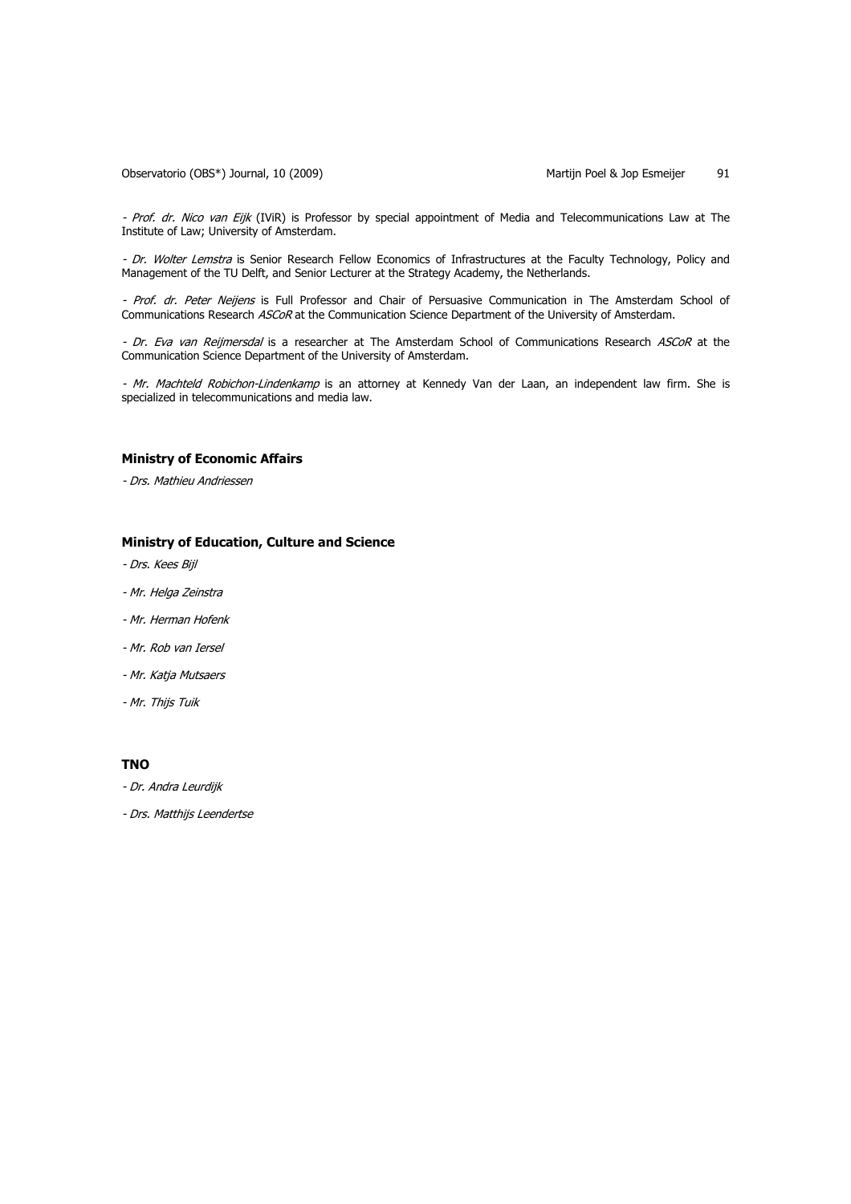- *Prof. dr. Nico van Eijk* (IViR) is Professor by special appointment of Media and Telecommunications Law at The Institute of Law; University of Amsterdam.

- *Dr. Wolter Lemstra* is Senior Research Fellow Economics of Infrastructures at the Faculty Technology, Policy and Management of the TU Delft, and Senior Lecturer at the Strategy Academy, the Netherlands.

- *Prof. dr. Peter Neijens* is Full Professor and Chair of Persuasive Communication in The Amsterdam School of Communications Research *ASCoR* at the Communication Science Department of the University of Amsterdam.

- *Dr. Eva van Reijmersdal* is a researcher at The Amsterdam School of Communications Research *ASCoR* at the Communication Science Department of the University of Amsterdam.

- *Mr. Machteld Robichon-Lindenkamp* is an attorney at Kennedy Van der Laan, an independent law firm. She is specialized in telecommunications and media law.

**Ministry of Economic Affairs**

- *Drs. Mathieu Andriessen*

**Ministry of Education, Culture and Science**

- *Drs. Kees Bijl*

- *Mr. Helga Zeinstra*

- *Mr. Herman Hofenk*

- *Mr. Rob van Iersel*

- *Mr. Katja Mutsaers*

- *Mr. Thijs Tuik*

**TNO**

- *Dr. Andra Leurdijk*

- *Drs. Matthijs Leendertse*